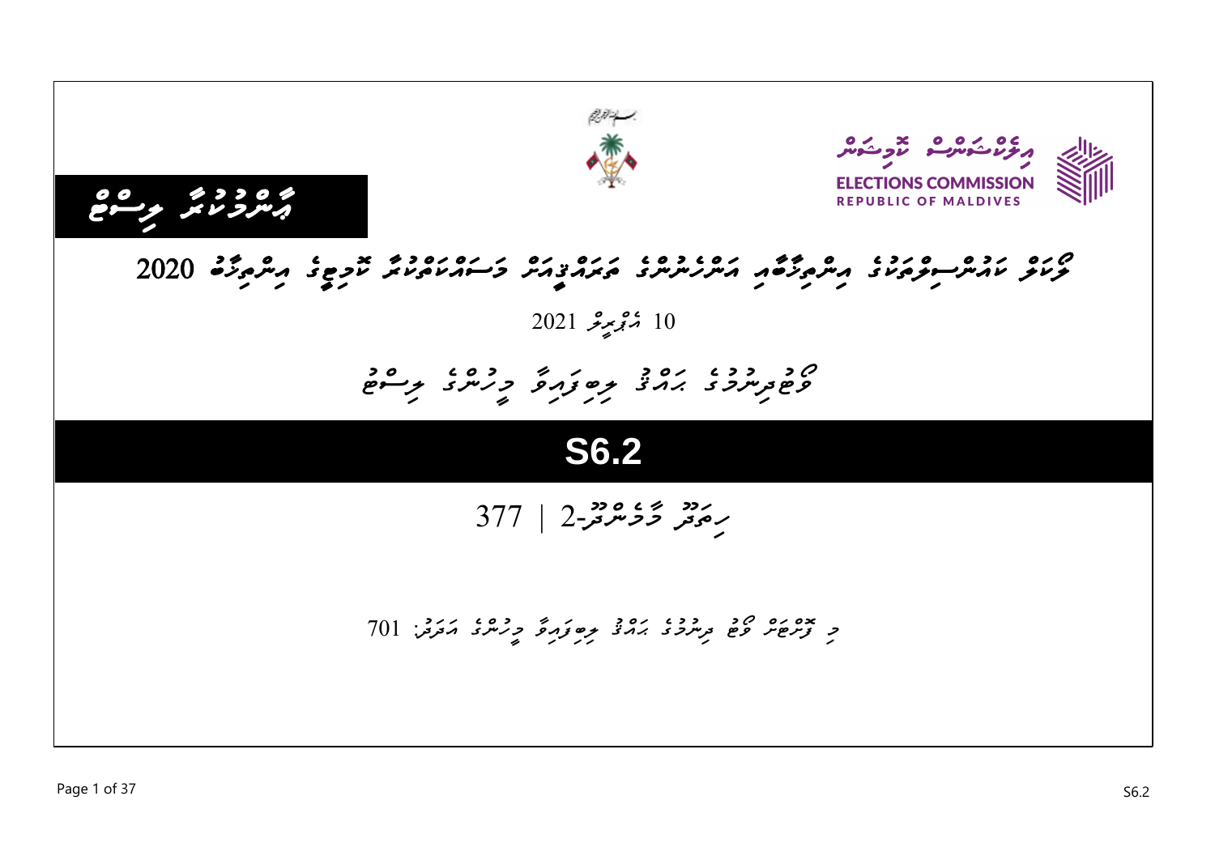ބިސްމިލްލާހިރްރަޙްމާނިރްރަޙީމް

އިލެކްޝަންސް ކޮމިޝަން

ELECTIONS COMMISSION
REPUBLIC OF MALDIVES

# އަންހުމުރާ ލިސްޓު

## ލޯކަލް ކައުންސިލްތަކުގެ އިންތިޚާބާއި އަންހެނުންގެ ތަރައްޤީއަށް މަސައްކަތްކުރާ ކޮމިޓީގެ އިންތިޚާބު 2020

10 އޭޕްރިލް 2021

### ވޯޓުދިނުމުގެ ހައްޤު ލިބިފައިވާ މީހުންގެ ލިސްޓު

# S6.2

## ހިތަދޫ މާގަނޑު-2 | 377

މި ފޯރމަށް ވޯޓު ދިނުމުގެ ހައްޤު ލިބިފައިވާ މީހުންގެ އަދަދު: 701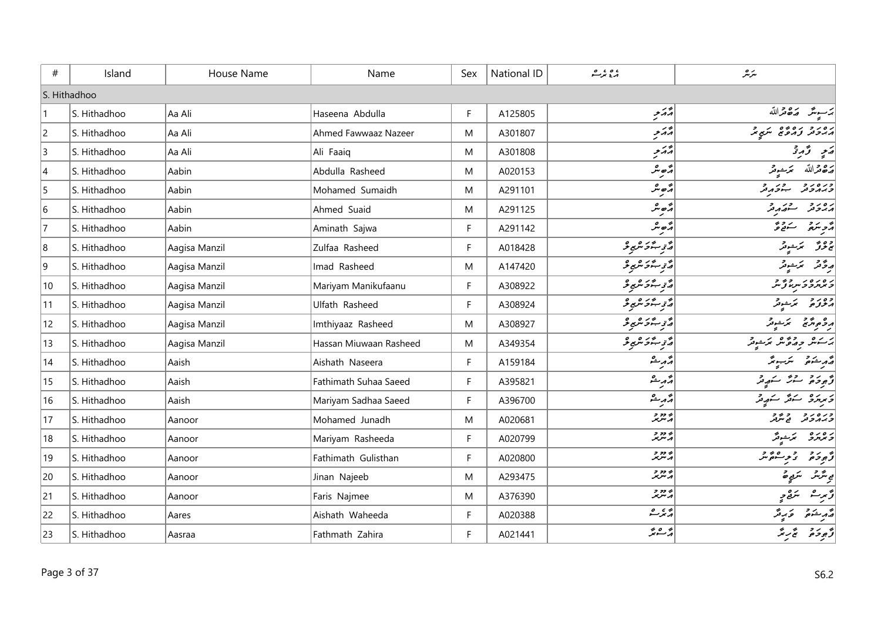| # | Island | House Name | Name | Sex | National ID | ދެއްގެ ނަން | ނަން |
|---|---|---|---|---|---|---|---|
| S. Hithadhoo | | | | | | | |
| 1 | S. Hithadhoo | Aa Ali | Haseena Abdulla | F | A125805 | އާއަލި | ހަސީނާ އަބްދުﷲ |
| 2 | S. Hithadhoo | Aa Ali | Ahmed Fawwaaz Nazeer | M | A301807 | އާއަލި | އަހްމަދު ފައްވާޒް ނަޒީރު |
| 3 | S. Hithadhoo | Aa Ali | Ali Faaiq | M | A301808 | އާއަލި | އަލި ފާއިޤު |
| 4 | S. Hithadhoo | Aabin | Abdulla Rasheed | M | A020153 | އާބިން | އަބްދުﷲ ރަޝީދު |
| 5 | S. Hithadhoo | Aabin | Mohamed Sumaidh | M | A291101 | އާބިން | މުހައްމަދު ސުމައިދު |
| 6 | S. Hithadhoo | Aabin | Ahmed Suaid | M | A291125 | އާބިން | އަހްމަދު ސުއައިދު |
| 7 | S. Hithadhoo | Aabin | Aminath Sajwa | F | A291142 | އާބިން | އާމިނަތު ސަޖްވާ |
| 8 | S. Hithadhoo | Aagisa Manzil | Zulfaa Rasheed | F | A018428 | އާގިސާމަންޒިލް | ޒުލްފާ ރަޝީދު |
| 9 | S. Hithadhoo | Aagisa Manzil | Imad Rasheed | M | A147420 | އާގިސާމަންޒިލް | އިމާދު ރަޝީދު |
| 10 | S. Hithadhoo | Aagisa Manzil | Mariyam Manikufaanu | F | A308922 | އާގިސާމަންޒިލް | މަރިޔަމް މަނިކުފާނު |
| 11 | S. Hithadhoo | Aagisa Manzil | Ulfath Rasheed | F | A308924 | އާގިސާމަންޒިލް | އުލްފަތު ރަޝީދު |
| 12 | S. Hithadhoo | Aagisa Manzil | Imthiyaaz Rasheed | M | A308927 | އާގިސާމަންޒިލް | އިމްތިޔާޒް ރަޝީދު |
| 13 | S. Hithadhoo | Aagisa Manzil | Hassan Miuwaan Rasheed | M | A349354 | އާގިސާމަންޒިލް | ހަސަން މިއުވާން ރަޝީދު |
| 14 | S. Hithadhoo | Aaish | Aishath Naseera | F | A159184 | އާއިޝް | އާއިޝަތު ނަސީރާ |
| 15 | S. Hithadhoo | Aaish | Fathimath Suhaa Saeed | F | A395821 | އާއިޝް | ފާތިމަތު ސުހާ ސަޢީދު |
| 16 | S. Hithadhoo | Aaish | Mariyam Sadhaa Saeed | F | A396700 | އާއިޝް | މަރިޔަމް ސަދާ ސަޢީދު |
| 17 | S. Hithadhoo | Aanoor | Mohamed Junadh | M | A020681 | އާނޫރު | މުހައްމަދު ޖުނާދު |
| 18 | S. Hithadhoo | Aanoor | Mariyam Rasheeda | F | A020799 | އާނޫރު | މަރިޔަމް ރަޝީދާ |
| 19 | S. Hithadhoo | Aanoor | Fathimath Gulisthan | F | A020800 | އާނޫރު | ފާތިމަތު ގުލިސްތާން |
| 20 | S. Hithadhoo | Aanoor | Jinan Najeeb | M | A293475 | އާނޫރު | ޖިނާން ނަޖީބު |
| 21 | S. Hithadhoo | Aanoor | Faris Najmee | M | A376390 | އާނޫރު | ފާރިސް ނަޖްމީ |
| 22 | S. Hithadhoo | Aares | Aishath Waheeda | F | A020388 | އާރެސް | އާއިޝަތު ވަހީދާ |
| 23 | S. Hithadhoo | Aasraa | Fathmath Zahira | F | A021441 | އާސްރާ | ފާތިމަތު ޒާހިރާ |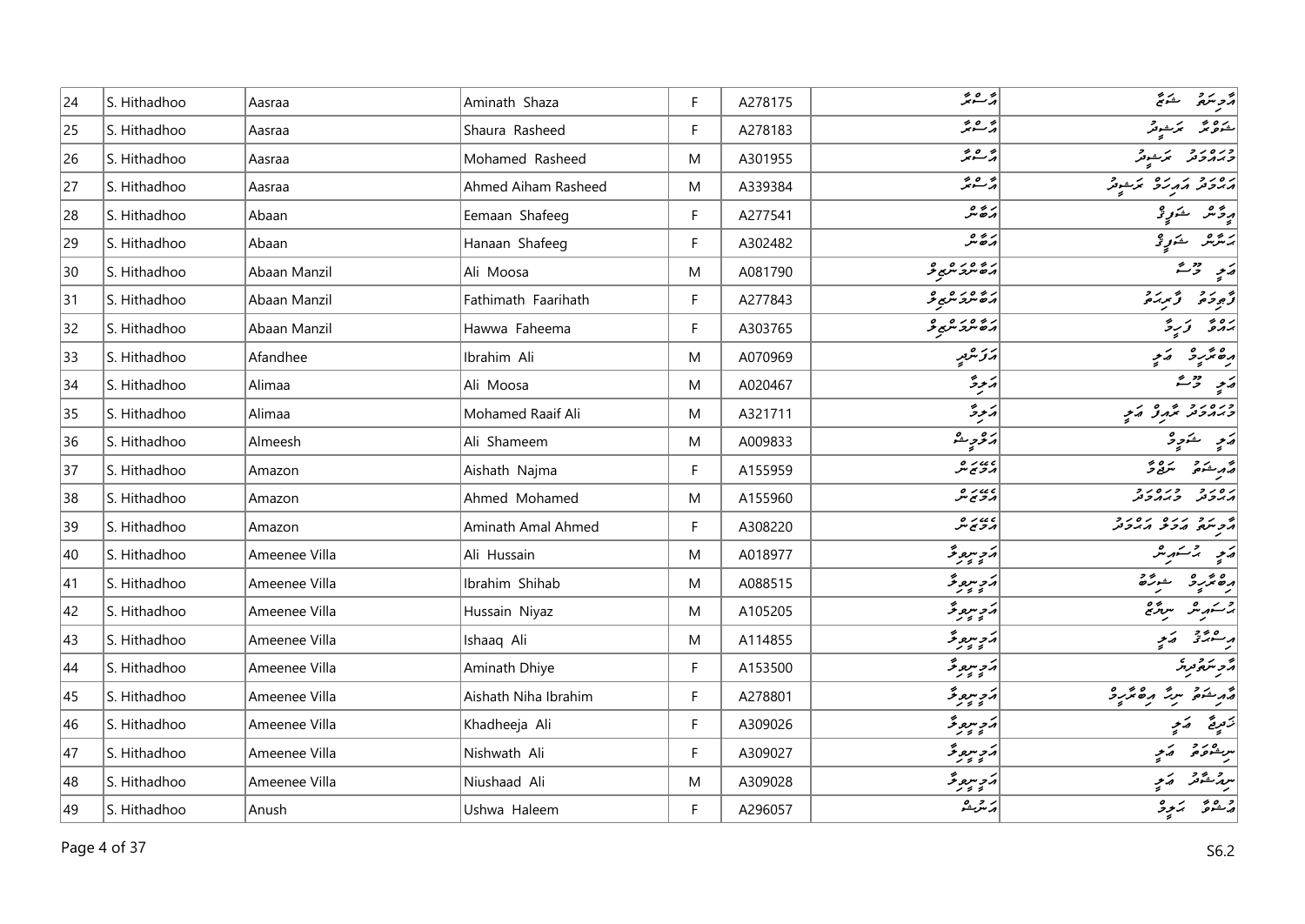| 24 | S. Hithadhoo | Aasraa | Aminath Shaza | F | A278175 | އާސްރާ | އާމިނަތު ޝަޒާ |
|---|---|---|---|---|---|---|---|
| 25 | S. Hithadhoo | Aasraa | Shaura Rasheed | F | A278183 | އާސްރާ | ޝައުރާ ރަޝީދު |
| 26 | S. Hithadhoo | Aasraa | Mohamed Rasheed | M | A301955 | އާސްރާ | މުހައްމަދު ރަޝީދު |
| 27 | S. Hithadhoo | Aasraa | Ahmed Aiham Rasheed | M | A339384 | އާސްރާ | އަހުމަދު އައިހަމް ރަޝީދު |
| 28 | S. Hithadhoo | Abaan | Eemaan Shafeeg | F | A277541 | އަބާން | އީމާން ޝަފީގު |
| 29 | S. Hithadhoo | Abaan | Hanaan Shafeeg | F | A302482 | އަބާން | ހަނާން ޝަފީގު |
| 30 | S. Hithadhoo | Abaan Manzil | Ali Moosa | M | A081790 | އަބާންމަންޒިލް | އަލި މޫސާ |
| 31 | S. Hithadhoo | Abaan Manzil | Fathimath Faarihath | F | A277843 | އަބާންމަންޒިލް | ފާތިމަތު ފާރިހަތު |
| 32 | S. Hithadhoo | Abaan Manzil | Hawwa Faheema | F | A303765 | އަބާންމަންޒިލް | ހައްވާ ފަހީމާ |
| 33 | S. Hithadhoo | Afandhee | Ibrahim Ali | M | A070969 | އަފަންދީ | އިބްރާހީމް އަލި |
| 34 | S. Hithadhoo | Alimaa | Ali Moosa | M | A020467 | އަލިމާ | އަލި މޫސާ |
| 35 | S. Hithadhoo | Alimaa | Mohamed Raaif Ali | M | A321711 | އަލިމާ | މުހައްމަދު ރާއިފް އަލި |
| 36 | S. Hithadhoo | Almeesh | Ali Shameem | M | A009833 | އަލްމީޝް | އަލި ޝަމީމް |
| 37 | S. Hithadhoo | Amazon | Aishath Najma | F | A155959 | އެމެޒަން | އާއިޝަތު ނަޖްމާ |
| 38 | S. Hithadhoo | Amazon | Ahmed Mohamed | M | A155960 | އެމެޒަން | އަހުމަދު މުހައްމަދު |
| 39 | S. Hithadhoo | Amazon | Aminath Amal Ahmed | F | A308220 | އެމެޒަން | އާމިނަތު އަމަލް އަހުމަދު |
| 40 | S. Hithadhoo | Ameenee Villa | Ali Hussain | M | A018977 | އަމީނީވިލާ | އަލި ހުސައިން |
| 41 | S. Hithadhoo | Ameenee Villa | Ibrahim Shihab | M | A088515 | އަމީނީވިލާ | އިބްރާހީމް ޝިހާބު |
| 42 | S. Hithadhoo | Ameenee Villa | Hussain Niyaz | M | A105205 | އަމީނީވިލާ | ހުސައިން ނިޔާޒު |
| 43 | S. Hithadhoo | Ameenee Villa | Ishaaq Ali | M | A114855 | އަމީނީވިލާ | އިސްހާޤު އަލި |
| 44 | S. Hithadhoo | Ameenee Villa | Aminath Dhiye | F | A153500 | އަމީނީވިލާ | އާމިނަތުދިޔެ |
| 45 | S. Hithadhoo | Ameenee Villa | Aishath Niha Ibrahim | F | A278801 | އަމީނީވިލާ | އާއިޝަތު ނިހާ އިބްރާހީމް |
| 46 | S. Hithadhoo | Ameenee Villa | Khadheeja Ali | F | A309026 | އަމީނީވިލާ | ޚަދީޖާ އަލި |
| 47 | S. Hithadhoo | Ameenee Villa | Nishwath Ali | F | A309027 | އަމީނީވިލާ | ނިޝްވަތު އަލި |
| 48 | S. Hithadhoo | Ameenee Villa | Niushaad Ali | M | A309028 | އަމީނީވިލާ | ނިއުޝާދު އަލި |
| 49 | S. Hithadhoo | Anush | Ushwa Haleem | F | A296057 | އަނުޝް | އުޝްވާ ހަލީމް |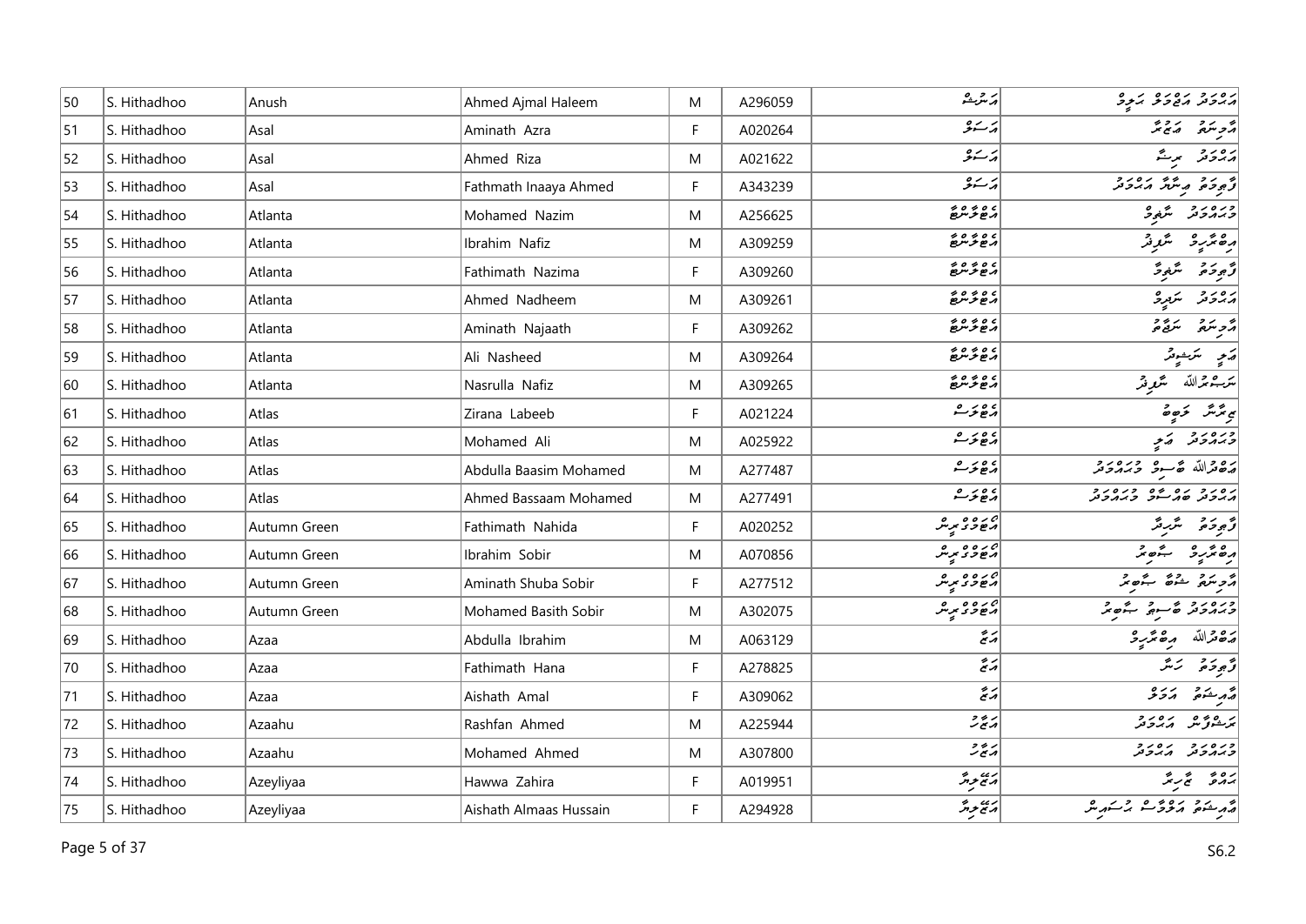| 50 | S. Hithadhoo | Anush | Ahmed Ajmal Haleem | M | A296059 | އަނުޝް | އަޙްމަދު އަޖްމަލް ހަލީމް |
|---|---|---|---|---|---|---|---|
| 51 | S. Hithadhoo | Asal | Aminath Azra | F | A020264 | އަސަލް | އާމިނަތު އަޒްރާ |
| 52 | S. Hithadhoo | Asal | Ahmed Riza | M | A021622 | އަސަލް | އަޙްމަދު ރިޟާ |
| 53 | S. Hithadhoo | Asal | Fathmath Inaaya Ahmed | F | A343239 | އަސަލް | ފާތިމަތު އިނާޔާ އަޙްމަދު |
| 54 | S. Hithadhoo | Atlanta | Mohamed Nazim | M | A256625 | އެޓްލާންޓާ | މުޙައްމަދު ނާޒިމް |
| 55 | S. Hithadhoo | Atlanta | Ibrahim Nafiz | M | A309259 | އެޓްލާންޓާ | އިބްރާހީމް ނާފިޒް |
| 56 | S. Hithadhoo | Atlanta | Fathimath Nazima | F | A309260 | އެޓްލާންޓާ | ފާތިމަތު ނާޒިމާ |
| 57 | S. Hithadhoo | Atlanta | Ahmed Nadheem | M | A309261 | އެޓްލާންޓާ | އަޙްމަދު ނަދީމް |
| 58 | S. Hithadhoo | Atlanta | Aminath Najaath | F | A309262 | އެޓްލާންޓާ | އާމިނަތު ނަޖާތު |
| 59 | S. Hithadhoo | Atlanta | Ali Nasheed | M | A309264 | އެޓްލާންޓާ | އަލި ނަޝީދު |
| 60 | S. Hithadhoo | Atlanta | Nasrulla Nafiz | M | A309265 | އެޓްލާންޓާ | ނަސްރުﷲ ނާފިޒް |
| 61 | S. Hithadhoo | Atlas | Zirana Labeeb | F | A021224 | އެޓްލަސް | ޒިރާނާ ލަބީބް |
| 62 | S. Hithadhoo | Atlas | Mohamed Ali | M | A025922 | އެޓްލަސް | މުޙައްމަދު އަލި |
| 63 | S. Hithadhoo | Atlas | Abdulla Baasim Mohamed | M | A277487 | އެޓްލަސް | އަބްދުﷲ ބާސިމް މުޙައްމަދު |
| 64 | S. Hithadhoo | Atlas | Ahmed Bassaam Mohamed | M | A277491 | އެޓްލަސް | އަޙްމަދު ބައްސާމް މުޙައްމަދު |
| 65 | S. Hithadhoo | Autumn Green | Fathimath Nahida | F | A020252 | އޯޓަމްގްރީން | ފާތިމަތު ނާހިދާ |
| 66 | S. Hithadhoo | Autumn Green | Ibrahim Sobir | M | A070856 | އޯޓަމްގްރީން | އިބްރާހީމް ޞާބިރު |
| 67 | S. Hithadhoo | Autumn Green | Aminath Shuba Sobir | F | A277512 | އޯޓަމްގްރީން | އާމިނަތު ޝުބާ ޞާބިރު |
| 68 | S. Hithadhoo | Autumn Green | Mohamed Basith Sobir | M | A302075 | އޯޓަމްގްރީން | މުޙައްމަދު ބާސިތު ޞާބިރު |
| 69 | S. Hithadhoo | Azaa | Abdulla Ibrahim | M | A063129 | އަޒާ | އަބްދުﷲ އިބްރާހީމް |
| 70 | S. Hithadhoo | Azaa | Fathimath Hana | F | A278825 | އަޒާ | ފާތިމަތު ހަނާ |
| 71 | S. Hithadhoo | Azaa | Aishath Amal | F | A309062 | އަޒާ | އާއިޝަތު އަމަލް |
| 72 | S. Hithadhoo | Azaahu | Rashfan Ahmed | M | A225944 | އަޒާހު | ރަޝްފާން އަޙްމަދު |
| 73 | S. Hithadhoo | Azaahu | Mohamed Ahmed | M | A307800 | އަޒާހު | މުޙައްމަދު އަޙްމަދު |
| 74 | S. Hithadhoo | Azeyliyaa | Hawwa Zahira | F | A019951 | އަޒޭލިޔާ | ހައްވާ ޒާހިރާ |
| 75 | S. Hithadhoo | Azeyliyaa | Aishath Almaas Hussain | F | A294928 | އަޒޭލިޔާ | އާއިޝަތު އަލްމާސް ހުސައިން |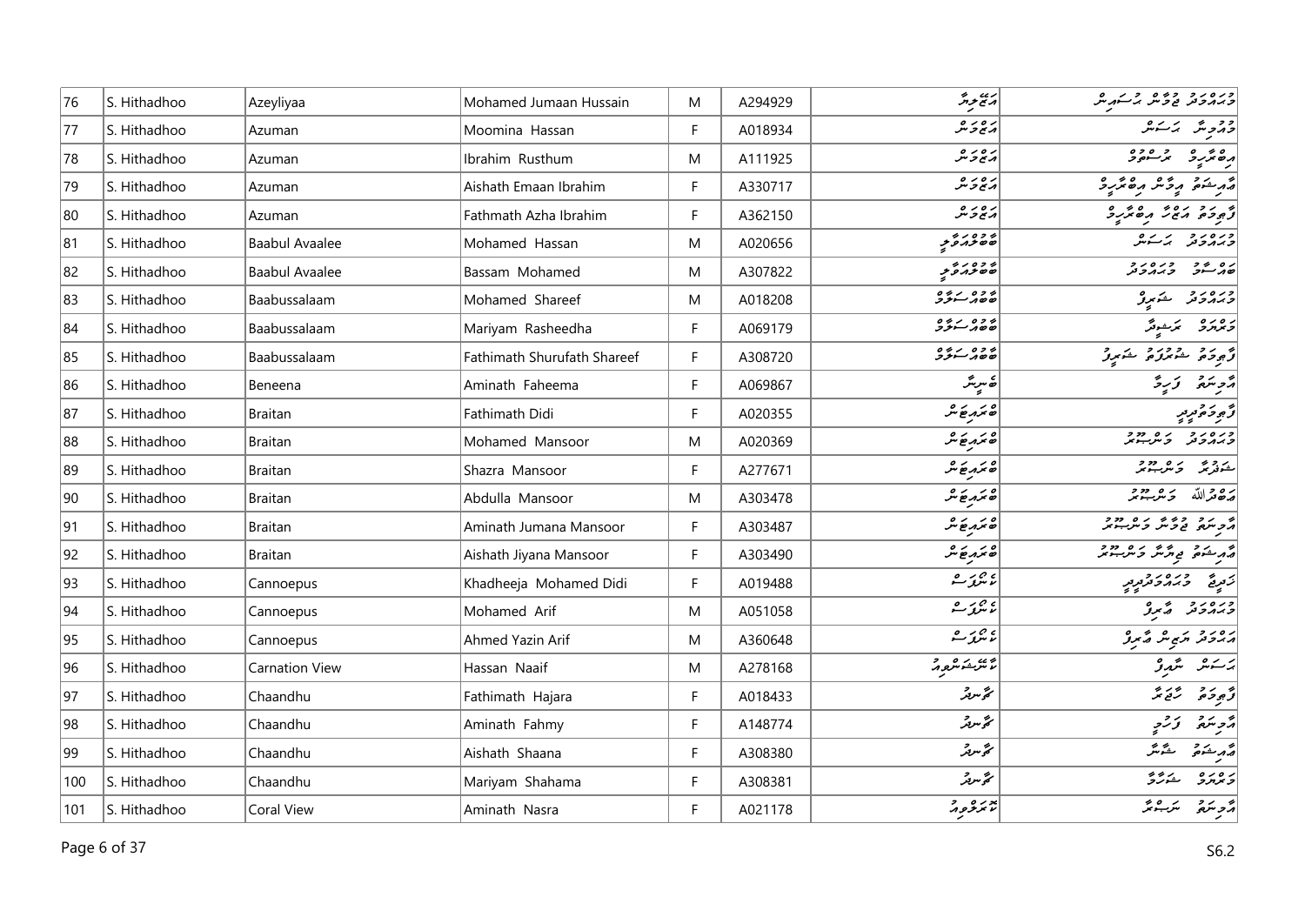| 76 | S. Hithadhoo | Azeyliyaa | Mohamed Jumaan Hussain | M | A294929 | އަޒޭލިޔާ | މުޙައްމަދު ޖުމާން ޙުސައިން |
|---|---|---|---|---|---|---|---|
| 77 | S. Hithadhoo | Azuman | Moomina Hassan | F | A018934 | އަޒުމަން | މޫމިނާ ޙަސަން |
| 78 | S. Hithadhoo | Azuman | Ibrahim Rusthum | M | A111925 | އަޒުމަން | އިބްރާހީމް ރުސްތުމް |
| 79 | S. Hithadhoo | Azuman | Aishath Emaan Ibrahim | F | A330717 | އަޒުމަން | އާއިޝަތު އީމާން އިބްރާހީމް |
| 80 | S. Hithadhoo | Azuman | Fathmath Azha Ibrahim | F | A362150 | އަޒުމަން | ފާތިމަތު އަޒްހާ އިބްރާހީމް |
| 81 | S. Hithadhoo | Baabul Avaalee | Mohamed Hassan | M | A020656 | ބާބުލްއަވާލީ | މުޙައްމަދު ޙަސަން |
| 82 | S. Hithadhoo | Baabul Avaalee | Bassam Mohamed | M | A307822 | ބާބުލްއަވާލީ | ބައްސާމް މުޙައްމަދު |
| 83 | S. Hithadhoo | Baabussalaam | Mohamed Shareef | M | A018208 | ބާބުއްސަލާމް | މުޙައްމަދު ޝަރީފް |
| 84 | S. Hithadhoo | Baabussalaam | Mariyam Rasheedha | F | A069179 | ބާބުއްސަލާމް | މަރިޔަމް ރަޝީދާ |
| 85 | S. Hithadhoo | Baabussalaam | Fathimath Shurufath Shareef | F | A308720 | ބާބުއްސަލާމް | ފާތިމަތު ޝުރުފާތު ޝަރީފް |
| 86 | S. Hithadhoo | Beneena | Aminath Faheema | F | A069867 | ބެނީނާ | އާމިނަތު ފަހީމާ |
| 87 | S. Hithadhoo | Braitan | Fathimath Didi | F | A020355 | ބްރައިޓަން | ފާތިމަތުދީދީ |
| 88 | S. Hithadhoo | Braitan | Mohamed Mansoor | M | A020369 | ބްރައިޓަން | މުޙައްމަދު މަންސޫރު |
| 89 | S. Hithadhoo | Braitan | Shazra Mansoor | F | A277671 | ބްރައިޓަން | ޝަޒްރާ މަންސޫރު |
| 90 | S. Hithadhoo | Braitan | Abdulla Mansoor | M | A303478 | ބްރައިޓަން | އަބްދުﷲ މަންސޫރު |
| 91 | S. Hithadhoo | Braitan | Aminath Jumana Mansoor | F | A303487 | ބްރައިޓަން | އާމިނަތު ޖުމާނާ މަންސޫރު |
| 92 | S. Hithadhoo | Braitan | Aishath Jiyana Mansoor | F | A303490 | ބްރައިޓަން | އާއިޝަތު ޖިޔާނާ މަންސޫރު |
| 93 | S. Hithadhoo | Cannoepus | Khadheeja Mohamed Didi | F | A019488 | ކެނޯޕަސް | ޚަދީޖާ މުޙައްމަދުދީދީ |
| 94 | S. Hithadhoo | Cannoepus | Mohamed Arif | M | A051058 | ކެނޯޕަސް | މުޙައްމަދު އާރިފް |
| 95 | S. Hithadhoo | Cannoepus | Ahmed Yazin Arif | M | A360648 | ކެނޯޕަސް | އަޙްމަދު ޔަޒިން އާރިފް |
| 96 | S. Hithadhoo | Carnation View | Hassan Naaif | M | A278168 | ކާނޭޝަންވިއު | ޙަސަން ނާއިފް |
| 97 | S. Hithadhoo | Chaandhu | Fathimath Hajara | F | A018433 | ޗާނދު | ފާތިމަތު ހާޖަރާ |
| 98 | S. Hithadhoo | Chaandhu | Aminath Fahmy | F | A148774 | ޗާނދު | އާމިނަތު ފަހުމީ |
| 99 | S. Hithadhoo | Chaandhu | Aishath Shaana | F | A308380 | ޗާނދު | އާއިޝަތު ޝާނާ |
| 100 | S. Hithadhoo | Chaandhu | Mariyam Shahama | F | A308381 | ޗާނދު | މަރިޔަމް ޝަހާމާ |
| 101 | S. Hithadhoo | Coral View | Aminath Nasra | F | A021178 | ކޯރަލްވިއު | އާމިނަތު ނަސްރާ |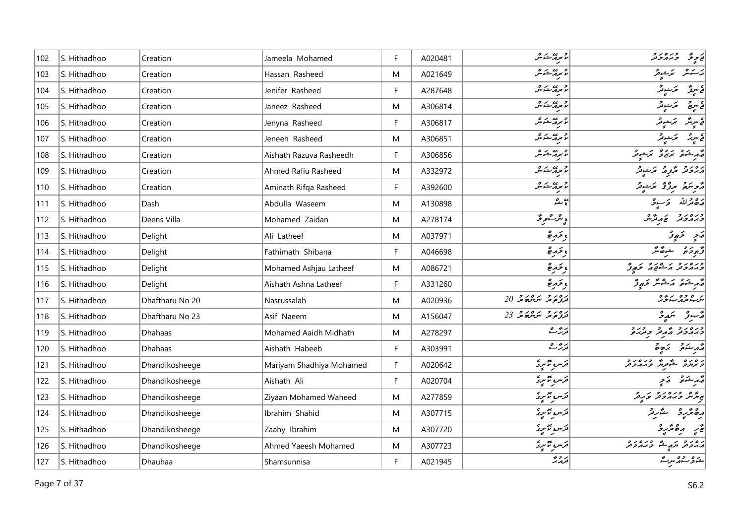| 102 | S. Hithadhoo | Creation | Jameela Mohamed | F | A020481 | ކްރިއޭޝަން | ޖަމީލާ މުހައްމަދު |
|---|---|---|---|---|---|---|---|
| 103 | S. Hithadhoo | Creation | Hassan Rasheed | M | A021649 | ކްރިއޭޝަން | ހަސަން ރަޝީދު |
| 104 | S. Hithadhoo | Creation | Jenifer Rasheed | F | A287648 | ކްރިއޭޝަން | ޖެނިފާ ރަޝީދު |
| 105 | S. Hithadhoo | Creation | Janeez Rasheed | M | A306814 | ކްރިއޭޝަން | ޖަނީޒް ރަޝީދު |
| 106 | S. Hithadhoo | Creation | Jenyna Rasheed | F | A306817 | ކްރިއޭޝަން | ޖެނީނާ ރަޝީދު |
| 107 | S. Hithadhoo | Creation | Jeneeh Rasheed | M | A306851 | ކްރިއޭޝަން | ޖެނީހް ރަޝީދު |
| 108 | S. Hithadhoo | Creation | Aishath Razuva Rasheedh | F | A306856 | ކްރިއޭޝަން | އާއިޝަތު ރަޒުވާ ރަޝީދު |
| 109 | S. Hithadhoo | Creation | Ahmed Rafiu Rasheed | M | A332972 | ކްރިއޭޝަން | އަހުމަދު ރާފިއު ރަޝީދު |
| 110 | S. Hithadhoo | Creation | Aminath Rifqa Rasheed | F | A392600 | ކްރިއޭޝަން | އާމިނަތު ރިފްގާ ރަޝީދު |
| 111 | S. Hithadhoo | Dash | Abdulla Waseem | M | A130898 | ޑޭޝް | އަބްދުﷲ ވަސީމް |
| 112 | S. Hithadhoo | Deens Villa | Mohamed Zaidan | M | A278174 | ޑީންސްވިލާ | މުހައްމަދު ޒައިދާން |
| 113 | S. Hithadhoo | Delight | Ali Latheef | M | A037971 | ޑިލައިޓް | އަލި ލަތީފު |
| 114 | S. Hithadhoo | Delight | Fathimath Shibana | F | A046698 | ޑިލައިޓް | ފާތިމަތު ޝިބާނާ |
| 115 | S. Hithadhoo | Delight | Mohamed Ashjau Latheef | M | A086721 | ޑިލައިޓް | މުހައްމަދު އަޝްޖައު ލަތީފު |
| 116 | S. Hithadhoo | Delight | Aishath Ashna Latheef | F | A331260 | ޑިލައިޓް | އާއިޝަތު އަޝްނާ ލަތީފު |
| 117 | S. Hithadhoo | Dhaftharu No 20 | Nasrussalah | M | A020936 | ދަފްތަރު ނަންބަރު 20 | ނަސްރުއްސަލާހް |
| 118 | S. Hithadhoo | Dhaftharu No 23 | Asif Naeem | M | A156047 | ދަފްތަރު ނަންބަރު 23 | އާސިފް ނަޢީމް |
| 119 | S. Hithadhoo | Dhahaas | Mohamed Aaidh Midhath | M | A278297 | ދަހާސް | މުހައްމަދު އާއިދު މިދުހަތު |
| 120 | S. Hithadhoo | Dhahaas | Aishath Habeeb | F | A303991 | ދަހާސް | އާއިޝަތު ހަބީބު |
| 121 | S. Hithadhoo | Dhandikosheege | Mariyam Shadhiya Mohamed | F | A020642 | ދަނޑިކޮށީގެ | މަރިޔަމް ޝާދިޔާ މުހައްމަދު |
| 122 | S. Hithadhoo | Dhandikosheege | Aishath Ali | F | A020704 | ދަނޑިކޮށީގެ | އާއިޝަތު އަލި |
| 123 | S. Hithadhoo | Dhandikosheege | Ziyaan Mohamed Waheed | M | A277859 | ދަނޑިކޮށީގެ | ޒިޔާން މުހައްމަދު ވަހީދު |
| 124 | S. Hithadhoo | Dhandikosheege | Ibrahim Shahid | M | A307715 | ދަނޑިކޮށީގެ | އިބްރާހީމް ޝާހިދު |
| 125 | S. Hithadhoo | Dhandikosheege | Zaahy Ibrahim | M | A307720 | ދަނޑިކޮށީގެ | ޒާހީ އިބްރާހީމް |
| 126 | S. Hithadhoo | Dhandikosheege | Ahmed Yaeesh Mohamed | M | A307723 | ދަނޑިކޮށީގެ | އަހުމަދު ޔައީޝް މުހައްމަދު |
| 127 | S. Hithadhoo | Dhauhaa | Shamsunnisa | F | A021945 | ދައުހާ | ޝަމްސުންނިސާ |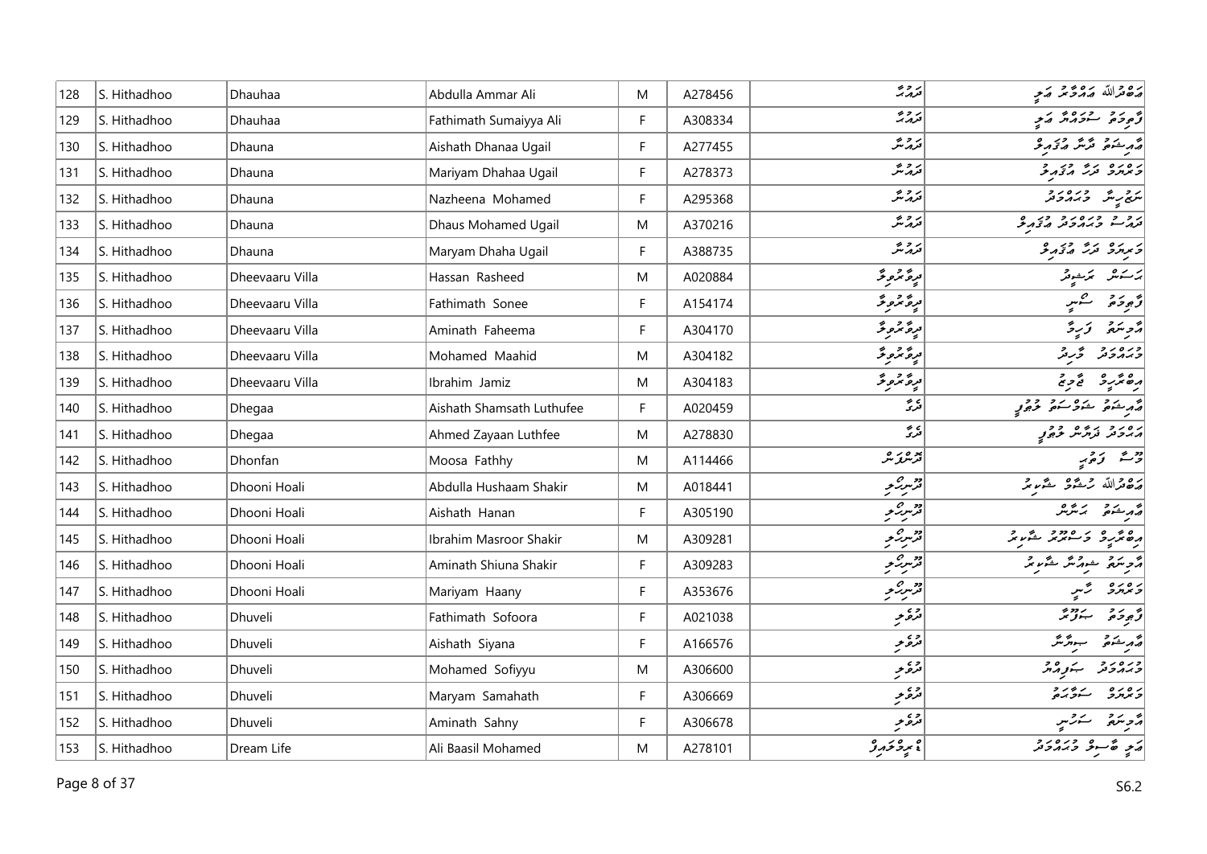| 128 | S. Hithadhoo | Dhauhaa | Abdulla Ammar Ali | M | A278456 | ދައުހާ | އަބްދުﷲ އައްމާރު އަލި |
|---|---|---|---|---|---|---|---|
| 129 | S. Hithadhoo | Dhauhaa | Fathimath Sumaiyya Ali | F | A308334 | ދައުހާ | ފާތިމަތު ސުމައްޔާ އަލި |
| 130 | S. Hithadhoo | Dhauna | Aishath Dhanaa Ugail | F | A277455 | ދައުނާ | އާއިޝަތު ދަނާ އުގައިލް |
| 131 | S. Hithadhoo | Dhauna | Mariyam Dhahaa Ugail | F | A278373 | ދައުނާ | މަރިޔަމް ދަހާ އުގައިލް |
| 132 | S. Hithadhoo | Dhauna | Nazheena Mohamed | F | A295368 | ދައުނާ | ނަޒީނާ މުޙައްމަދު |
| 133 | S. Hithadhoo | Dhauna | Dhaus Mohamed Ugail | M | A370216 | ދައުނާ | ދައުސް މުޙައްމަދު އުގައިލް |
| 134 | S. Hithadhoo | Dhauna | Maryam Dhaha Ugail | F | A388735 | ދައުނާ | މަރިޔަމް ދަހާ އުގައިލް |
| 135 | S. Hithadhoo | Dheevaaru Villa | Hassan Rasheed | M | A020884 | ދީވާރުވިލާ | ޙަސަން ރަޝީދު |
| 136 | S. Hithadhoo | Dheevaaru Villa | Fathimath Sonee | F | A154174 | ދީވާރުވިލާ | ފާތިމަތު ސޯނީ |
| 137 | S. Hithadhoo | Dheevaaru Villa | Aminath Faheema | F | A304170 | ދީވާރުވިލާ | އާމިނަތު ފަހީމާ |
| 138 | S. Hithadhoo | Dheevaaru Villa | Mohamed Maahid | M | A304182 | ދީވާރުވިލާ | މުޙައްމަދު މާހިދު |
| 139 | S. Hithadhoo | Dheevaaru Villa | Ibrahim Jamiz | M | A304183 | ދީވާރުވިލާ | އިބްރާހީމް ޖާމިޒް |
| 140 | S. Hithadhoo | Dhegaa | Aishath Shamsath Luthufee | F | A020459 | ދެގާ | އާއިޝަތު ޝަމްސަތު ލުތުފީ |
| 141 | S. Hithadhoo | Dhegaa | Ahmed Zayaan Luthfee | M | A278830 | ދެގާ | އަޙްމަދު ޒަޔާން ލުތުފީ |
| 142 | S. Hithadhoo | Dhonfan | Moosa Fathhy | M | A114466 | ދޮންފަން | މޫސާ ފަތުހީ |
| 143 | S. Hithadhoo | Dhooni Hoali | Abdulla Hushaam Shakir | M | A018441 | ދޫނިހޯލި | އަބްދުﷲ ހުޝާމް ޝާކިރު |
| 144 | S. Hithadhoo | Dhooni Hoali | Aishath Hanan | F | A305190 | ދޫނިހޯލި | އާއިޝަތު ހަނާން |
| 145 | S. Hithadhoo | Dhooni Hoali | Ibrahim Masroor Shakir | M | A309281 | ދޫނިހޯލި | އިބްރާހީމް މަސްރޫރު ޝާކިރު |
| 146 | S. Hithadhoo | Dhooni Hoali | Aminath Shiuna Shakir | F | A309283 | ދޫނިހޯލި | އާމިނަތު ޝިއުނާ ޝާކިރު |
| 147 | S. Hithadhoo | Dhooni Hoali | Mariyam Haany | F | A353676 | ދޫނިހޯލި | މަރިޔަމް ހާނީ |
| 148 | S. Hithadhoo | Dhuveli | Fathimath Sofoora | F | A021038 | ދުވެލި | ފާތިމަތު ސަފޫރާ |
| 149 | S. Hithadhoo | Dhuveli | Aishath Siyana | F | A166576 | ދުވެލި | އާއިޝަތު ސިޔާނާ |
| 150 | S. Hithadhoo | Dhuveli | Mohamed Sofiyyu | M | A306600 | ދުވެލި | މުޙައްމަދު ސަފިއްޔު |
| 151 | S. Hithadhoo | Dhuveli | Maryam Samahath | F | A306669 | ދުވެލި | މަރިޔަމް ސަމާހަތު |
| 152 | S. Hithadhoo | Dhuveli | Aminath Sahny | F | A306678 | ދުވެލި | އާމިނަތު ސަހުނީ |
| 153 | S. Hithadhoo | Dream Life | Ali Baasil Mohamed | M | A278101 | ޑްރީމްލައިފް | އަލި ބާސިލް މުޙައްމަދު |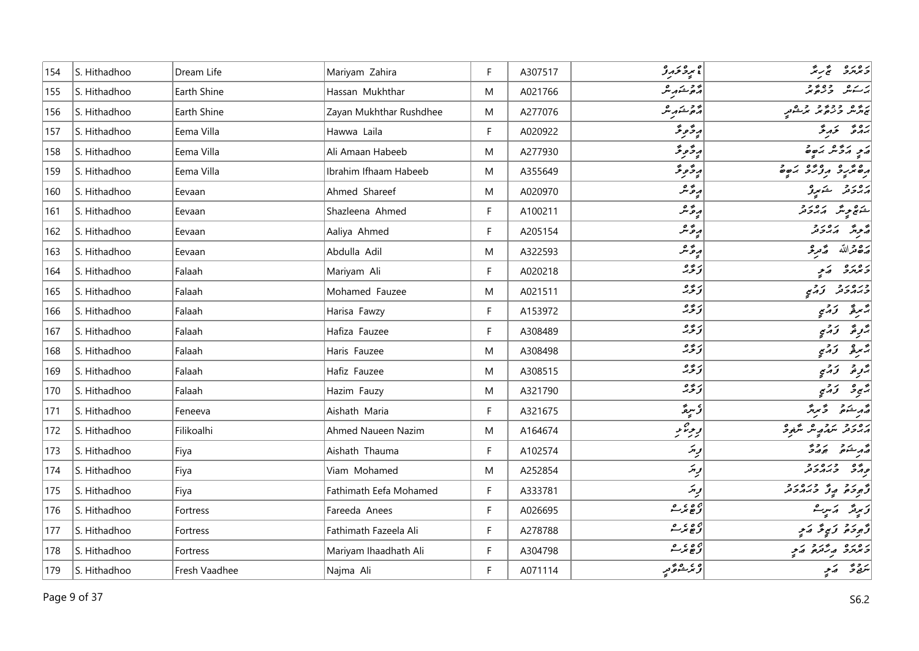| 154 | S. Hithadhoo | Dream Life | Mariyam Zahira | F | A307517 | ޑްރީމްލައިފް | މަރިޔަމް ޒާހިރާ |
|---|---|---|---|---|---|---|---|
| 155 | S. Hithadhoo | Earth Shine | Hassan Mukhthar | M | A021766 | އާތްޝައިން | ހަސަން މުހުތާރު |
| 156 | S. Hithadhoo | Earth Shine | Zayan Mukhthar Rushdhee | M | A277076 | އާތްޝައިން | ޒަޔާން މުހުތާރު ރުޝްދީ |
| 157 | S. Hithadhoo | Eema Villa | Hawwa Laila | F | A020922 | އީމާވިލާ | ހައްވާ ލައިލާ |
| 158 | S. Hithadhoo | Eema Villa | Ali Amaan Habeeb | M | A277930 | އީމާވިލާ | އަލި އަމާން ހަބީބު |
| 159 | S. Hithadhoo | Eema Villa | Ibrahim Ifhaam Habeeb | M | A355649 | އީމާވިލާ | އިބްރާހީމް އިފްހާމް ހަބީބު |
| 160 | S. Hithadhoo | Eevaan | Ahmed Shareef | M | A020970 | އީވާން | އަހްމަދު ޝަރީފު |
| 161 | S. Hithadhoo | Eevaan | Shazleena Ahmed | F | A100211 | އީވާން | ޝަޒްލީނާ އަހްމަދު |
| 162 | S. Hithadhoo | Eevaan | Aaliya Ahmed | F | A205154 | އީވާން | އާލިޔާ އަހްމަދު |
| 163 | S. Hithadhoo | Eevaan | Abdulla Adil | M | A322593 | އީވާން | އަބްދުﷲ އާދިލް |
| 164 | S. Hithadhoo | Falaah | Mariyam Ali | F | A020218 | ފަލާހް | މަރިޔަމް އަލި |
| 165 | S. Hithadhoo | Falaah | Mohamed Fauzee | M | A021511 | ފަލާހް | މުހައްމަދު ފައުޒީ |
| 166 | S. Hithadhoo | Falaah | Harisa Fawzy | F | A153972 | ފަލާހް | ހާރިސާ ފައުޒީ |
| 167 | S. Hithadhoo | Falaah | Hafiza Fauzee | F | A308489 | ފަލާހް | ހާފިޒާ ފައުޒީ |
| 168 | S. Hithadhoo | Falaah | Haris Fauzee | M | A308498 | ފަލާހް | ހާރިސް ފައުޒީ |
| 169 | S. Hithadhoo | Falaah | Hafiz Fauzee | M | A308515 | ފަލާހް | ހާފިޒް ފައުޒީ |
| 170 | S. Hithadhoo | Falaah | Hazim Fauzy | M | A321790 | ފަލާހް | ހާޒިމް ފައުޒީ |
| 171 | S. Hithadhoo | Feneeva | Aishath Maria | F | A321675 | ފެނީވާ | އައިޝަތު މާރިޔާ |
| 172 | S. Hithadhoo | Filikoalhi | Ahmed Naueen Nazim | M | A164674 | ފިލިކޮޅި | އަހްމަދު ނަޢީން ނާޒިމް |
| 173 | S. Hithadhoo | Fiya | Aishath Thauma | F | A102574 | ފިޔަ | އައިޝަތު ތައުމާ |
| 174 | S. Hithadhoo | Fiya | Viam Mohamed | M | A252854 | ފިޔަ | ވިއާމް މުހައްމަދު |
| 175 | S. Hithadhoo | Fiya | Fathimath Eefa Mohamed | F | A333781 | ފިޔަ | ފާތިމަތު އީފާ މުހައްމަދު |
| 176 | S. Hithadhoo | Fortress | Fareeda Anees | F | A026695 | ފޯޓްރެސް | ފަރީދާ އަނީސް |
| 177 | S. Hithadhoo | Fortress | Fathimath Fazeela Ali | F | A278788 | ފޯޓްރެސް | ފާތިމަތު ފަޒީލާ އަލި |
| 178 | S. Hithadhoo | Fortress | Mariyam Ihaadhath Ali | F | A304798 | ފޯޓްރެސް | މަރިޔަމް އިހާދަތު އަލި |
| 179 | S. Hithadhoo | Fresh Vaadhee | Najma Ali | F | A071114 | ފްރެޝްވާދީ | ނަޖްމާ އަލި |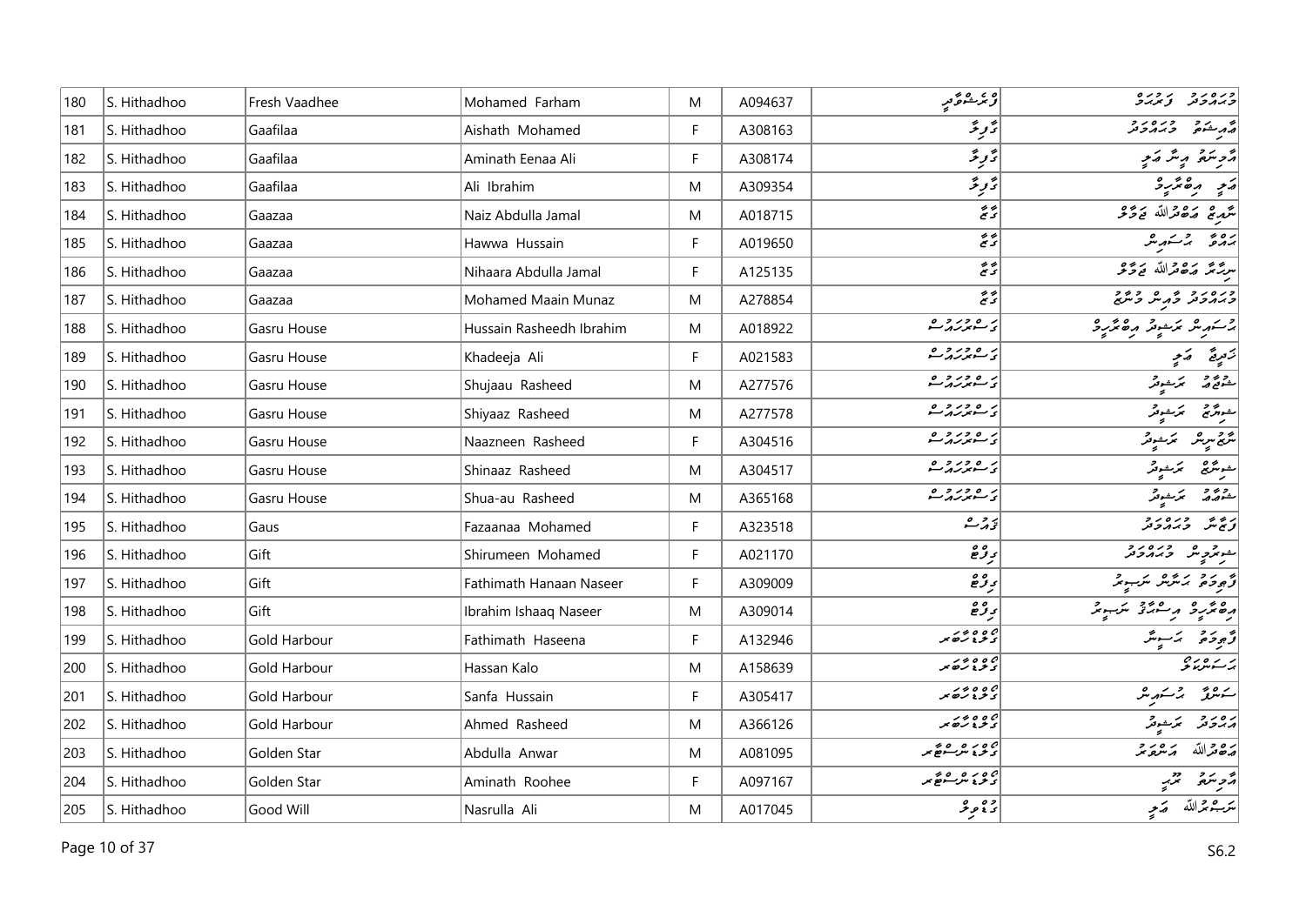| 180 | S. Hithadhoo | Fresh Vaadhee | Mohamed Farham | M | A094637 | ވްރެޝްވާދީ | މުހައްމަދު ފަރުހާމް |
|---|---|---|---|---|---|---|---|
| 181 | S. Hithadhoo | Gaafilaa | Aishath Mohamed | F | A308163 | ގާފިލާ | އާއިޝަތު މުހައްމަދު |
| 182 | S. Hithadhoo | Gaafilaa | Aminath Eenaa Ali | F | A308174 | ގާފިލާ | އާމިނަތު އީނާ ޢަލީ |
| 183 | S. Hithadhoo | Gaafilaa | Ali Ibrahim | M | A309354 | ގާފިލާ | ޢަލީ އިބްރާހީމް |
| 184 | S. Hithadhoo | Gaazaa | Naiz Abdulla Jamal | M | A018715 | ގާޒާ | ނާއިޒް ޢަބްދުﷲ ޖަމާލް |
| 185 | S. Hithadhoo | Gaazaa | Hawwa Hussain | F | A019650 | ގާޒާ | ހައްވާ ހުސައިން |
| 186 | S. Hithadhoo | Gaazaa | Nihaara Abdulla Jamal | F | A125135 | ގާޒާ | ނިހާރާ ޢަބްދުﷲ ޖަމާލް |
| 187 | S. Hithadhoo | Gaazaa | Mohamed Maain Munaz | M | A278854 | ގާޒާ | މުހައްމަދު މާއިން މުނާޒް |
| 188 | S. Hithadhoo | Gasru House | Hussain Rasheedh Ibrahim | M | A018922 | ގަސްރުހައުސް | ހުސައިން ރަޝީދު އިބްރާހީމް |
| 189 | S. Hithadhoo | Gasru House | Khadeeja Ali | F | A021583 | ގަސްރުހައުސް | ޚަދީޖާ ޢަލީ |
| 190 | S. Hithadhoo | Gasru House | Shujaau Rasheed | M | A277576 | ގަސްރުހައުސް | ޝުޖާޢު ރަޝީދު |
| 191 | S. Hithadhoo | Gasru House | Shiyaaz Rasheed | M | A277578 | ގަސްރުހައުސް | ޝިޔާޒް ރަޝީދު |
| 192 | S. Hithadhoo | Gasru House | Naazneen Rasheed | F | A304516 | ގަސްރުހައުސް | ނާޒްނީން ރަޝީދު |
| 193 | S. Hithadhoo | Gasru House | Shinaaz Rasheed | M | A304517 | ގަސްރުހައުސް | ޝިނާޒް ރަޝީދު |
| 194 | S. Hithadhoo | Gasru House | Shua-au Rasheed | M | A365168 | ގަސްރުހައުސް | ޝުޢައު ރަޝީދު |
| 195 | S. Hithadhoo | Gaus | Fazaanaa Mohamed | F | A323518 | ގައުސް | ފަޒާނާ މުހައްމަދު |
| 196 | S. Hithadhoo | Gift | Shirumeen Mohamed | F | A021170 | ގިފްޓް | ޝިރުމީން މުހައްމަދު |
| 197 | S. Hithadhoo | Gift | Fathimath Hanaan Naseer | F | A309009 | ގިފްޓް | ފާތިމަތު ހަނާން ނަސީރު |
| 198 | S. Hithadhoo | Gift | Ibrahim Ishaaq Naseer | M | A309014 | ގިފްޓް | އިބްރާހީމް އިސްޙާޤު ނަސީރު |
| 199 | S. Hithadhoo | Gold Harbour | Fathimath Haseena | F | A132946 | ގޯލްޑްހާބަރ | ފާތިމަތު ހަސީނާ |
| 200 | S. Hithadhoo | Gold Harbour | Hassan Kalo | M | A158639 | ގޯލްޑްހާބަރ | ހަސަންކަލޯ |
| 201 | S. Hithadhoo | Gold Harbour | Sanfa Hussain | F | A305417 | ގޯލްޑްހާބަރ | ސަންފާ ހުސައިން |
| 202 | S. Hithadhoo | Gold Harbour | Ahmed Rasheed | M | A366126 | ގޯލްޑްހާބަރ | އަހުމަދު ރަޝީދު |
| 203 | S. Hithadhoo | Golden Star | Abdulla Anwar | M | A081095 | ގޯލްޑަންސްޓާރ | ޢަބްދުﷲ އަންވަރު |
| 204 | S. Hithadhoo | Golden Star | Aminath Roohee | F | A097167 | ގޯލްޑަންސްޓާރ | އާމިނަތު ރޫހީ |
| 205 | S. Hithadhoo | Good Will | Nasrulla Ali | M | A017045 | ގުޑްވިލް | ނަސްރުﷲ ޢަލީ |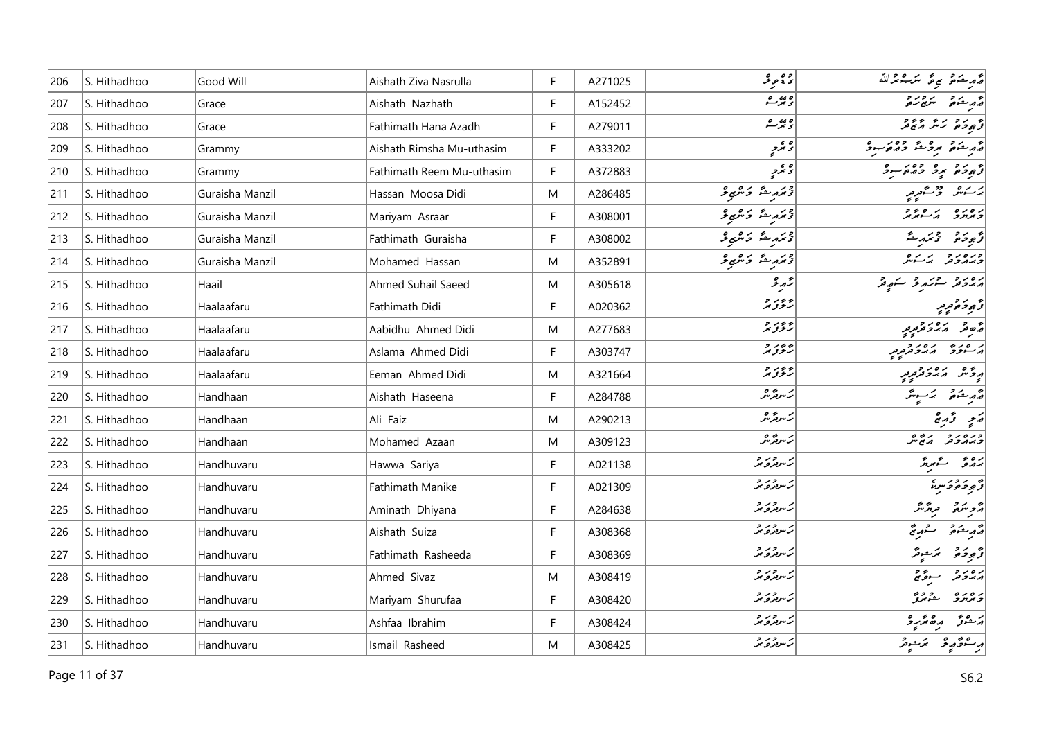| 206 | S. Hithadhoo | Good Will | Aishath Ziva Nasrulla | F | A271025 | ގުޑްވިލް | އައިށަތު ޒިވާ ނަސްރުﷲ |
|---|---|---|---|---|---|---|---|
| 207 | S. Hithadhoo | Grace | Aishath Nazhath | F | A152452 | ގްރޭސް | އައިށަތު ނަޒްހަތު |
| 208 | S. Hithadhoo | Grace | Fathimath Hana Azadh | F | A279011 | ގްރޭސް | ފާތިމަތު ހަނާ އާޒާދު |
| 209 | S. Hithadhoo | Grammy | Aishath Rimsha Mu-uthasim | F | A333202 | ގްރެމީ | އައިށަތު ރިމްޝާ މުޢުތަޞިމް |
| 210 | S. Hithadhoo | Grammy | Fathimath Reem Mu-uthasim | F | A372883 | ގްރެމީ | ފާތިމަތު ރީމް މުޢުތަޞިމް |
| 211 | S. Hithadhoo | Guraisha Manzil | Hassan Moosa Didi | M | A286485 | ގުރައިޝާ މަންޒިލް | ހަސަން މޫސާދީދީ |
| 212 | S. Hithadhoo | Guraisha Manzil | Mariyam Asraar | F | A308001 | ގުރައިޝާ މަންޒިލް | މަރިޔަމް އަސްރާރު |
| 213 | S. Hithadhoo | Guraisha Manzil | Fathimath Guraisha | F | A308002 | ގުރައިޝާ މަންޒިލް | ފާތިމަތު ގުރައިޝާ |
| 214 | S. Hithadhoo | Guraisha Manzil | Mohamed Hassan | M | A352891 | ގުރައިޝާ މަންޒިލް | މުޙައްމަދު ހަސަން |
| 215 | S. Hithadhoo | Haail | Ahmed Suhail Saeed | M | A305618 | ހާއިލް | އަޙްމަދު ސުހައިލް ސައީދު |
| 216 | S. Hithadhoo | Haalaafaru | Fathimath Didi | F | A020362 |ހާލާފަރު | ފާތިމަތުދީދީ |
| 217 | S. Hithadhoo | Haalaafaru | Aabidhu Ahmed Didi | M | A277683 | ހާލާފަރު | އާބިދު އަޙްމަދުދީދީ |
| 218 | S. Hithadhoo | Haalaafaru | Aslama Ahmed Didi | F | A303747 | ހާލާފަރު | އަސްލަމާ އަޙްމަދުދީދީ |
| 219 | S. Hithadhoo | Haalaafaru | Eeman Ahmed Didi | M | A321664 | ހާލާފަރު | އީމާން އަޙްމަދުދީދީ |
| 220 | S. Hithadhoo | Handhaan | Aishath Haseena | F | A284788 | ހަނދާން | އައިށަތު ހަސީނާ |
| 221 | S. Hithadhoo | Handhaan | Ali Faiz | M | A290213 | ހަނދާން | އަލި ފާއިޒު |
| 222 | S. Hithadhoo | Handhaan | Mohamed Azaan | M | A309123 | ހަނދާން | މުޙައްމަދު އަޒާން |
| 223 | S. Hithadhoo | Handhuvaru | Hawwa Sariya | F | A021138 | ހަނދުވަރު | ހައްވާ ސާރިޔާ |
| 224 | S. Hithadhoo | Handhuvaru | Fathimath Manike | F | A021309 | ހަނދުވަރު | ފާތިމަތުމަނިކެ |
| 225 | S. Hithadhoo | Handhuvaru | Aminath Dhiyana | F | A284638 | ހަނދުވަރު | އާމިނަތު ދިޔާނާ |
| 226 | S. Hithadhoo | Handhuvaru | Aishath Suiza | F | A308368 | ހަނދުވަރު | އައިށަތު ސުއިޒާ |
| 227 | S. Hithadhoo | Handhuvaru | Fathimath Rasheeda | F | A308369 | ހަނދުވަރު | ފާތިމަތު ރަޝީދާ |
| 228 | S. Hithadhoo | Handhuvaru | Ahmed Sivaz | M | A308419 | ހަނދުވަރު | އަޙްމަދު ސިވާޒު |
| 229 | S. Hithadhoo | Handhuvaru | Mariyam Shurufaa | F | A308420 | ހަނދުވަރު | މަރިޔަމް ޝުރުފާ |
| 230 | S. Hithadhoo | Handhuvaru | Ashfaa Ibrahim | F | A308424 | ހަނދުވަރު | އަޝްފާ އިބްރާހިމް |
| 231 | S. Hithadhoo | Handhuvaru | Ismail Rasheed | M | A308425 | ހަނދުވަރު | އިސްމާއިލް ރަޝީދު |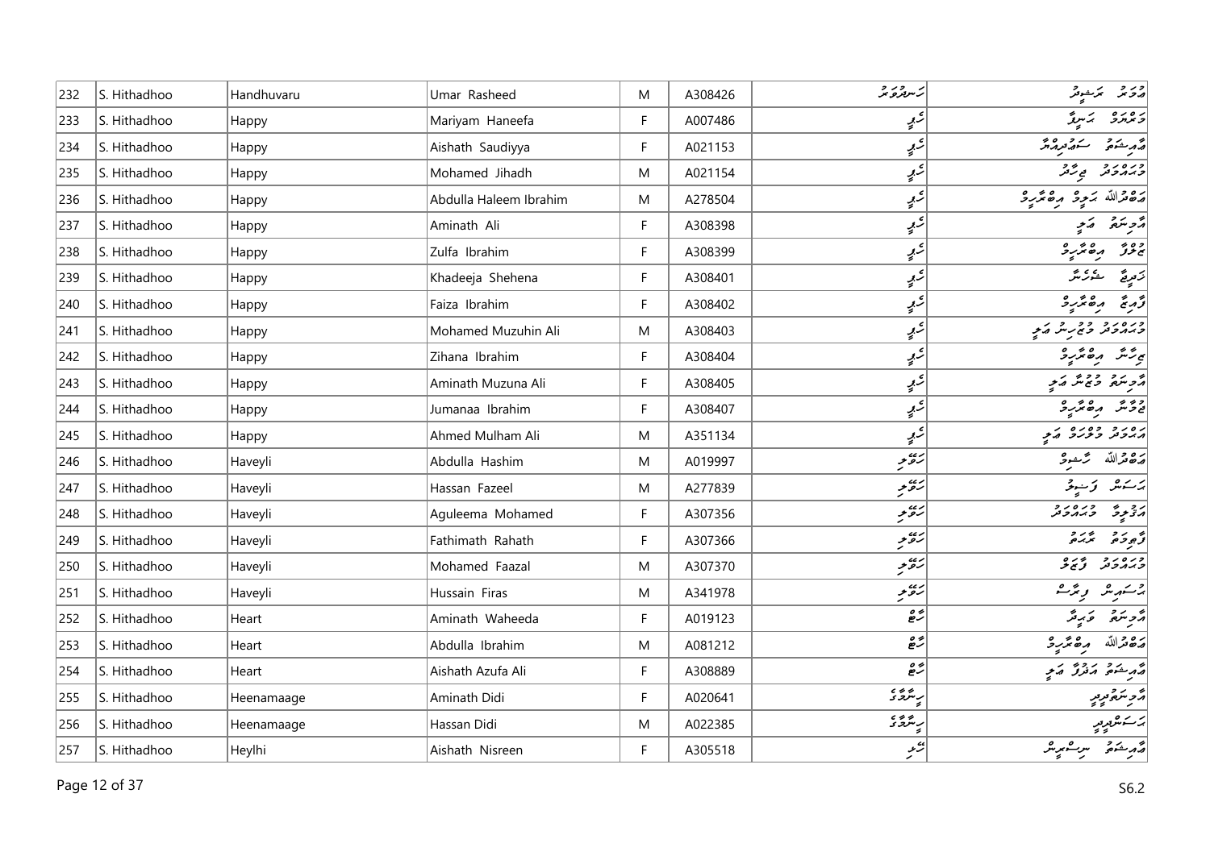| 232 | S. Hithadhoo | Handhuvaru | Umar Rasheed | M | A308426 | ހަނދުވަރު | އުމަރު ރަޝީދު |
|---|---|---|---|---|---|---|---|
| 233 | S. Hithadhoo | Happy | Mariyam Haneefa | F | A007486 | ހެޕީ | މަރިޔަމް ހަނީފާ |
| 234 | S. Hithadhoo | Happy | Aishath Saudiyya | F | A021153 | ހެޕީ | އައިޝަތު ސައުދިއްޔާ |
| 235 | S. Hithadhoo | Happy | Mohamed Jihadh | M | A021154 | ހެޕީ | މުހައްމަދު ޖިހާދު |
| 236 | S. Hithadhoo | Happy | Abdulla Haleem Ibrahim | M | A278504 | ހެޕީ | އަބްދުﷲ ހަލީމް އިބްރާހީމް |
| 237 | S. Hithadhoo | Happy | Aminath Ali | F | A308398 | ހެޕީ | އާމިނަތު އަލި |
| 238 | S. Hithadhoo | Happy | Zulfa Ibrahim | F | A308399 | ހެޕީ | ޒުލްފާ އިބްރާހީމް |
| 239 | S. Hithadhoo | Happy | Khadeeja Shehena | F | A308401 | ހެޕީ | ޚަދީޖާ ޝެހެނާ |
| 240 | S. Hithadhoo | Happy | Faiza Ibrahim | F | A308402 | ހެޕީ | ފާއިޒާ އިބްރާހީމް |
| 241 | S. Hithadhoo | Happy | Mohamed Muzuhin Ali | M | A308403 | ހެޕީ | މުހައްމަދު މުޒުހިން އަލި |
| 242 | S. Hithadhoo | Happy | Zihana Ibrahim | F | A308404 | ހެޕީ | ޒިހާނާ އިބްރާހީމް |
| 243 | S. Hithadhoo | Happy | Aminath Muzuna Ali | F | A308405 | ހެޕީ | އާމިނަތު މުޒުނާ އަލި |
| 244 | S. Hithadhoo | Happy | Jumanaa Ibrahim | F | A308407 | ހެޕީ | ޖުމާނާ އިބްރާހީމް |
| 245 | S. Hithadhoo | Happy | Ahmed Mulham Ali | M | A351134 | ހެޕީ | އަހްމަދު މުލްހަމް އަލި |
| 246 | S. Hithadhoo | Haveyli | Abdulla Hashim | M | A019997 | ހަވޭލި | އަބްދުﷲ ހާޝިމް |
| 247 | S. Hithadhoo | Haveyli | Hassan Fazeel | M | A277839 | ހަވޭލި | ހަސަން ފަޒީލު |
| 248 | S. Hithadhoo | Haveyli | Aguleema Mohamed | F | A307356 | ހަވޭލި | އަގުލީމާ މުހައްމަދު |
| 249 | S. Hithadhoo | Haveyli | Fathimath Rahath | F | A307366 | ހަވޭލި | ފާތިމަތު ރާހަތު |
| 250 | S. Hithadhoo | Haveyli | Mohamed Faazal | M | A307370 | ހަވޭލި | މުހައްމަދު ފާޒަލް |
| 251 | S. Hithadhoo | Haveyli | Hussain Firas | M | A341978 | ހަވޭލި | ހުސައިން ފިރާސް |
| 252 | S. Hithadhoo | Heart | Aminath Waheeda | F | A019123 | ހާޓް | އާމިނަތު ވަހީދާ |
| 253 | S. Hithadhoo | Heart | Abdulla Ibrahim | M | A081212 | ހާޓް | އަބްދުﷲ އިބްރާހީމް |
| 254 | S. Hithadhoo | Heart | Aishath Azufa Ali | F | A308889 | ހާޓް | އައިޝަތު އަޒުފާ އަލި |
| 255 | S. Hithadhoo | Heenamaage | Aminath Didi | F | A020641 | ހީނަމާގެ | އާމިނަތުދީދީ |
| 256 | S. Hithadhoo | Heenamaage | Hassan Didi | M | A022385 | ހީނަމާގެ | ހަސަންދީދީ |
| 257 | S. Hithadhoo | Heylhi | Aishath Nisreen | F | A305518 | ހެޅި | އައިޝަތު ނިސްރީން |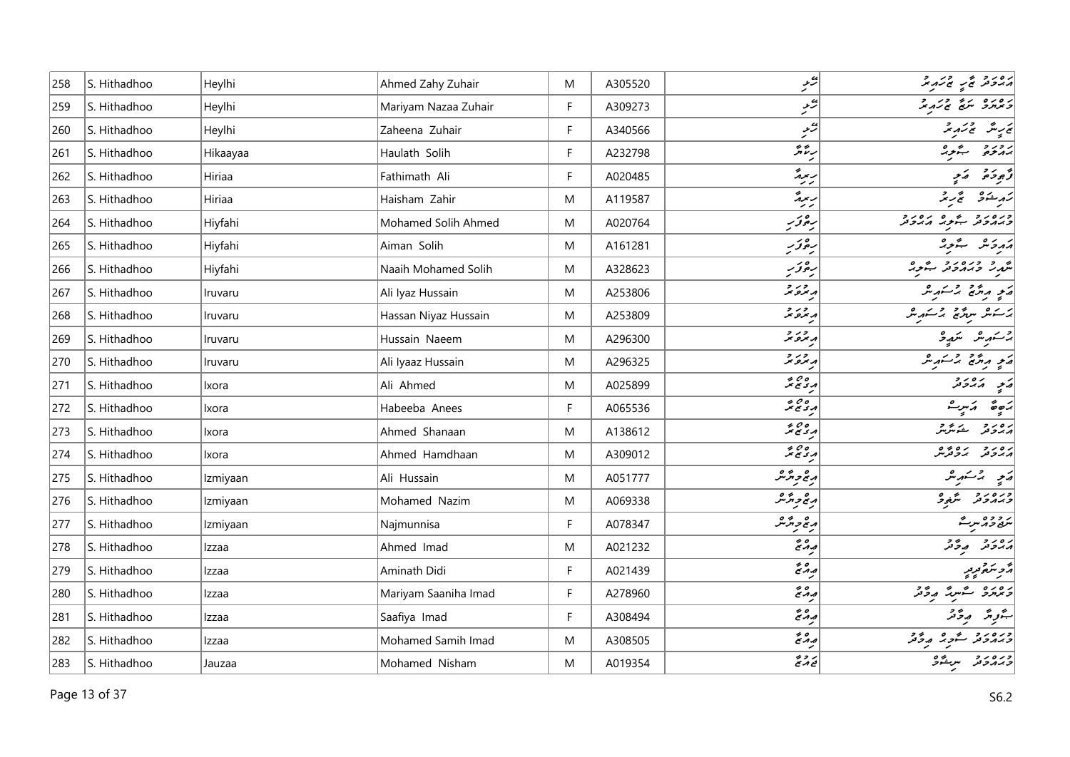| 258 | S. Hithadhoo | Heylhi | Ahmed Zahy Zuhair | M | A305520 | ހޭޅި | އަޙްމަދު ޒާހީ ޒުހައިރު |
|---|---|---|---|---|---|---|---|
| 259 | S. Hithadhoo | Heylhi | Mariyam Nazaa Zuhair | F | A309273 | ހޭޅި | މަރިޔަމް ނަޒާ ޒުހައިރު |
| 260 | S. Hithadhoo | Heylhi | Zaheena Zuhair | F | A340566 | ހޭޅި | ޒަހީނާ ޒުހައިރު |
| 261 | S. Hithadhoo | Hikaayaa | Haulath Solih | F | A232798 | ހިކާޔާ | ހައުލަތު ސާލިހު |
| 262 | S. Hithadhoo | Hiriaa | Fathimath Ali | F | A020485 | ހިރިއާ | ފާތިމަތު އަލި |
| 263 | S. Hithadhoo | Hiriaa | Haisham Zahir | M | A119587 | ހިރިއާ | ހައިޝަމް ޒާހިރު |
| 264 | S. Hithadhoo | Hiyfahi | Mohamed Solih Ahmed | M | A020764 | ހިޔްފަހި | މުޙައްމަދު ސާލިހު އަޙްމަދު |
| 265 | S. Hithadhoo | Hiyfahi | Aiman Solih | M | A161281 | ހިޔްފަހި | އައިމަން ސާލިހު |
| 266 | S. Hithadhoo | Hiyfahi | Naaih Mohamed Solih | M | A328623 | ހިޔްފަހި | ނާއިހު މުޙައްމަދު ސާލިހު |
| 267 | S. Hithadhoo | Iruvaru | Ali Iyaz Hussain | M | A253806 | އިރުވަރު | އަލި އިޔާޒު ހުސައިން |
| 268 | S. Hithadhoo | Iruvaru | Hassan Niyaz Hussain | M | A253809 | އިރުވަރު | ހަސަން ނިޔާޒު ހުސައިން |
| 269 | S. Hithadhoo | Iruvaru | Hussain Naeem | M | A296300 | އިރުވަރު | ހުސައިން ނަޢީމު |
| 270 | S. Hithadhoo | Iruvaru | Ali Iyaaz Hussain | M | A296325 | އިރުވަރު | އަލި އިޔާޒު ހުސައިން |
| 271 | S. Hithadhoo | Ixora | Ali Ahmed | M | A025899 | އިކްޒޯރާ | އަލި އަޙްމަދު |
| 272 | S. Hithadhoo | Ixora | Habeeba Anees | F | A065536 | އިކްޒޯރާ | ހަބީބާ އަނީސް |
| 273 | S. Hithadhoo | Ixora | Ahmed Shanaan | M | A138612 | އިކްޒޯރާ | އަޙްމަދު ޝަނާން |
| 274 | S. Hithadhoo | Ixora | Ahmed Hamdhaan | M | A309012 | އިކްޒޯރާ | އަޙްމަދު ހަމްދާން |
| 275 | S. Hithadhoo | Izmiyaan | Ali Hussain | M | A051777 | އިޒްމިޔާން | އަލި ހުސައިން |
| 276 | S. Hithadhoo | Izmiyaan | Mohamed Nazim | M | A069338 | އިޒްމިޔާން | މުޙައްމަދު ނާޒިމް |
| 277 | S. Hithadhoo | Izmiyaan | Najmunnisa | F | A078347 | އިޒްމިޔާން | ނަޖްމުއްނިސާ |
| 278 | S. Hithadhoo | Izzaa | Ahmed Imad | M | A021232 | އިއްޒާ | އަޙްމަދު އިމާދު |
| 279 | S. Hithadhoo | Izzaa | Aminath Didi | F | A021439 | އިއްޒާ | އާމިނަތުދީދީ |
| 280 | S. Hithadhoo | Izzaa | Mariyam Saaniha Imad | F | A278960 | އިއްޒާ | މަރިޔަމް ސާނިހާ އިމާދު |
| 281 | S. Hithadhoo | Izzaa | Saafiya Imad | F | A308494 | އިއްޒާ | ސާފިޔާ އިމާދު |
| 282 | S. Hithadhoo | Izzaa | Mohamed Samih Imad | M | A308505 | އިއްޒާ | މުޙައްމަދު ސާމިހު އިމާދު |
| 283 | S. Hithadhoo | Jauzaa | Mohamed Nisham | M | A019354 | ޖައުޒާ | މުޙައްމަދު ނިޝާމް |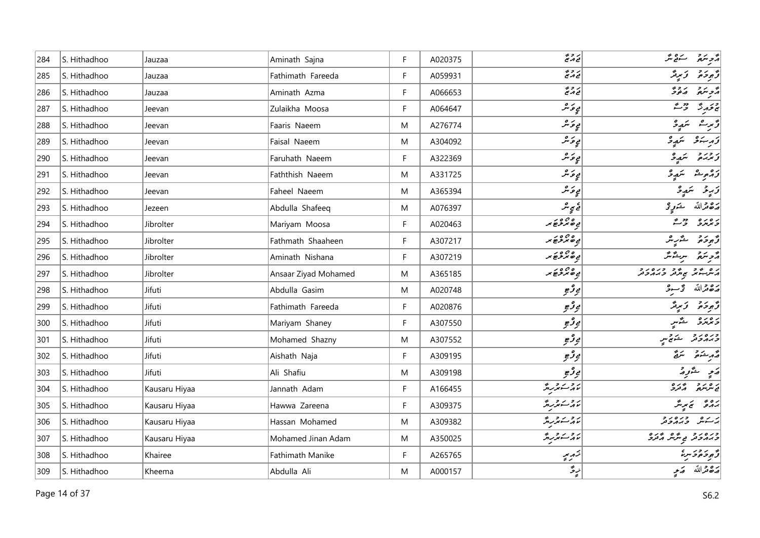| 284 | S. Hithadhoo | Jauzaa | Aminath Sajna | F | A020375 | ގަުޒާ | އާމިނަތު ސަޖްނާ |
|---|---|---|---|---|---|---|---|
| 285 | S. Hithadhoo | Jauzaa | Fathimath Fareeda | F | A059931 | ގަުޒާ | ފާތިމަތު ފަރީދާ |
| 286 | S. Hithadhoo | Jauzaa | Aminath Azma | F | A066653 | ގަުޒާ | އާމިނަތު އަޒުމާ |
| 287 | S. Hithadhoo | Jeevan | Zulaikha Moosa | F | A064647 | ޖީވަން | ޒުލައިޚާ މޫސާ |
| 288 | S. Hithadhoo | Jeevan | Faaris Naeem | M | A276774 | ޖީވަން | ފާރިސް ނައީމް |
| 289 | S. Hithadhoo | Jeevan | Faisal Naeem | M | A304092 | ޖީވަން | ފައިސަލް ނައީމް |
| 290 | S. Hithadhoo | Jeevan | Faruhath Naeem | F | A322369 | ޖީވަން | ފަރުހަތު ނައީމް |
| 291 | S. Hithadhoo | Jeevan | Faththish Naeem | M | A331725 | ޖީވަން | ފައްތިޝް ނައީމް |
| 292 | S. Hithadhoo | Jeevan | Faheel Naeem | M | A365394 | ޖީވަން | ފަހީލް ނައީމް |
| 293 | S. Hithadhoo | Jezeen | Abdulla Shafeeq | M | A076397 | ޖެޒީން | އަބްދުﷲ ޝަފީޤު |
| 294 | S. Hithadhoo | Jibrolter | Mariyam Moosa | F | A020463 | ޖިބްރޯލްޓަރ | މަރިޔަމް މޫސާ |
| 295 | S. Hithadhoo | Jibrolter | Fathmath Shaaheen | F | A307217 | ޖިބްރޯލްޓަރ | ފާތުމަތު ޝާހީން |
| 296 | S. Hithadhoo | Jibrolter | Aminath Nishana | F | A307219 | ޖިބްރޯލްޓަރ | އާމިނަތު ނިޝާނާ |
| 297 | S. Hithadhoo | Jibrolter | Ansaar Ziyad Mohamed | M | A365185 | ޖިބްރޯލްޓަރ | އަންސާރު ޒިޔާދު މުހައްމަދު |
| 298 | S. Hithadhoo | Jifuti | Abdulla Gasim | M | A020748 | ޖިފުޓި | އަބްދުﷲ ޤާސިމް |
| 299 | S. Hithadhoo | Jifuti | Fathimath Fareeda | F | A020876 | ޖިފުޓި | ފާތިމަތު ފަރީދާ |
| 300 | S. Hithadhoo | Jifuti | Mariyam Shaney | F | A307550 | ޖިފުޓި | މަރިޔަމް ޝާނީ |
| 301 | S. Hithadhoo | Jifuti | Mohamed Shazny | M | A307552 | ޖިފުޓި | މުހައްމަދު ޝަޒްނީ |
| 302 | S. Hithadhoo | Jifuti | Aishath Naja | F | A309195 | ޖިފުޓި | އާއިޝަތު ނަޖާ |
| 303 | S. Hithadhoo | Jifuti | Ali Shafiu | M | A309198 | ޖިފުޓި | އަލި ޝާފިއު |
| 304 | S. Hithadhoo | Kausaru Hiyaa | Jannath Adam | F | A166455 | ކައުސަރުހިޔާ | ޖަންނަތު އާދަމް |
| 305 | S. Hithadhoo | Kausaru Hiyaa | Hawwa Zareena | F | A309375 | ކައުސަރުހިޔާ | ހައްވާ ޒަރީނާ |
| 306 | S. Hithadhoo | Kausaru Hiyaa | Hassan Mohamed | M | A309382 | ކައުސަރުހިޔާ | ހަސަން މުހައްމަދު |
| 307 | S. Hithadhoo | Kausaru Hiyaa | Mohamed Jinan Adam | M | A350025 | ކައުސަރުހިޔާ | މުހައްމަދު ޖިނާން އާދަމް |
| 308 | S. Hithadhoo | Khairee | Fathimath Manike | F | A265765 | ޚައިރީ | ފާތިމަތުމަނިކެ |
| 309 | S. Hithadhoo | Kheema | Abdulla Ali | M | A000157 | ޚީމާ | އަބްދުﷲ އަލި |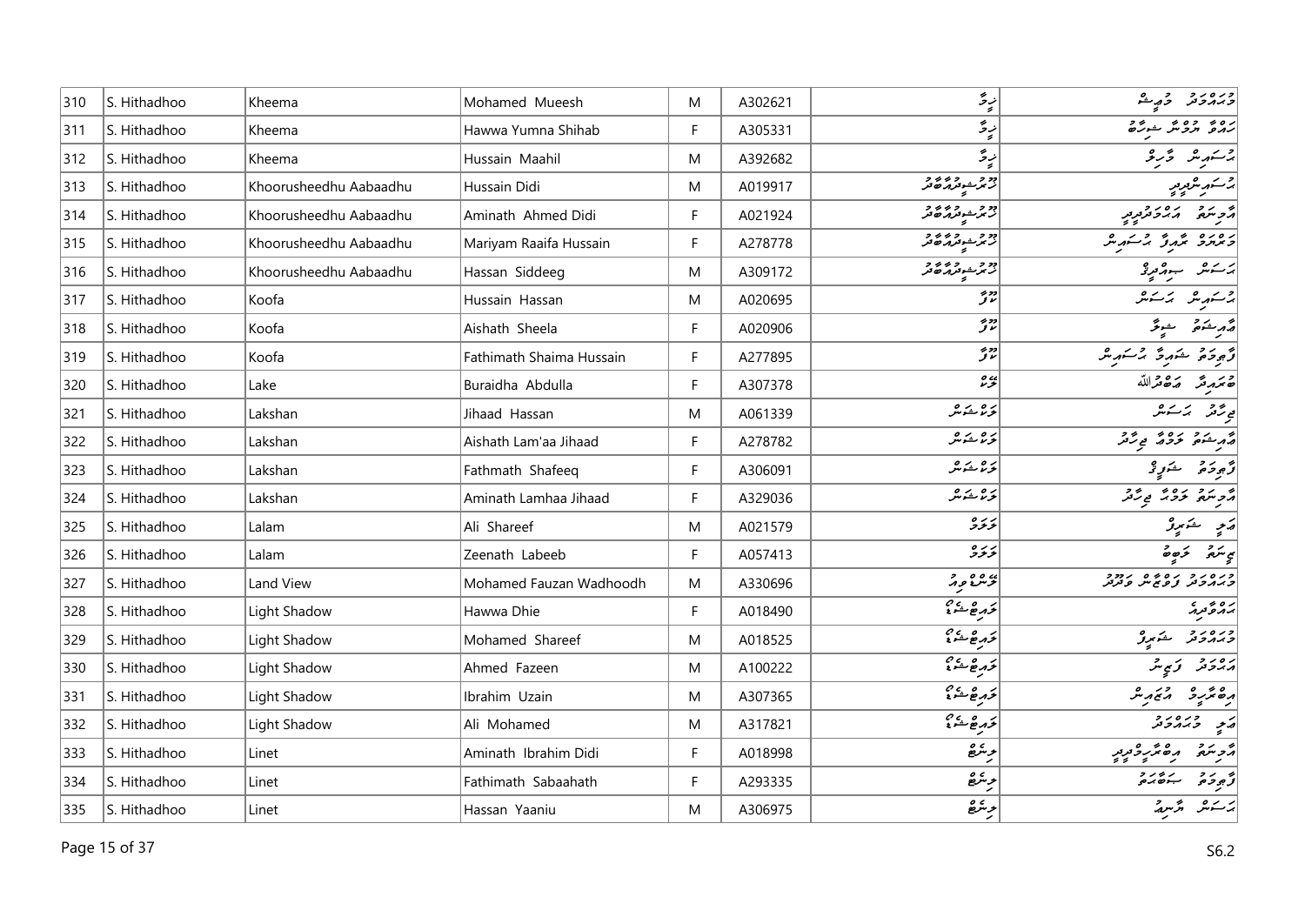| 310 | S. Hithadhoo | Kheema | Mohamed Mueesh | M | A302621 | ޚީމާ | މުހައްމަދު މުއީޝް |
|---|---|---|---|---|---|---|---|
| 311 | S. Hithadhoo | Kheema | Hawwa Yumna Shihab | F | A305331 | ޚީމާ | ހައްވާ ޔުމްނާ ޝިހާބް |
| 312 | S. Hithadhoo | Kheema | Hussain Maahil | M | A392682 | ޚީމާ | ހުސައިން މާހިލް |
| 313 | S. Hithadhoo | Khoorusheedhu Aabaadhu | Hussain Didi | M | A019917 | ޚޫރުޝީދުއާބާދު | ހުސައިންދީދީ |
| 314 | S. Hithadhoo | Khoorusheedhu Aabaadhu | Aminath Ahmed Didi | F | A021924 | ޚޫރުޝީދުއާބާދު | އާމިނަތު އަހުމަދުދީދީ |
| 315 | S. Hithadhoo | Khoorusheedhu Aabaadhu | Mariyam Raaifa Hussain | F | A278778 | ޚޫރުޝީދުއާބާދު | މަރިޔަމް ރާއިފާ ހުސައިން |
| 316 | S. Hithadhoo | Khoorusheedhu Aabaadhu | Hassan Siddeeg | M | A309172 | ޚޫރުޝީދުއާބާދު | ހަސަން ސިއްދީގު |
| 317 | S. Hithadhoo | Koofa | Hussain Hassan | M | A020695 | ކޫފާ | ހުސައިން ހަސަން |
| 318 | S. Hithadhoo | Koofa | Aishath Sheela | F | A020906 | ކޫފާ | އާއިޝަތު ޝީލާ |
| 319 | S. Hithadhoo | Koofa | Fathimath Shaima Hussain | F | A277895 | ކޫފާ | ފާތިމަތު ޝައިމާ ހުސައިން |
| 320 | S. Hithadhoo | Lake | Buraidha Abdulla | F | A307378 | ލޭކް | ބުރައިދާ އަބްދުﷲ |
| 321 | S. Hithadhoo | Lakshan | Jihaad Hassan | M | A061339 | ލަކްޝަން | ޖިހާދު ހަސަން |
| 322 | S. Hithadhoo | Lakshan | Aishath Lam'aa Jihaad | F | A278782 | ލަކްޝަން | އާއިޝަތު ލަމްޢާ ޖިހާދު |
| 323 | S. Hithadhoo | Lakshan | Fathmath Shafeeq | F | A306091 | ލަކްޝަން | ފާތިމަތު ޝަފީޤު |
| 324 | S. Hithadhoo | Lakshan | Aminath Lamhaa Jihaad | F | A329036 | ލަކްޝަން | އާމިނަތު ލަމްހާ ޖިހާދު |
| 325 | S. Hithadhoo | Lalam | Ali Shareef | M | A021579 | ލަލަމް | އަލި ޝަރީފު |
| 326 | S. Hithadhoo | Lalam | Zeenath Labeeb | F | A057413 | ލަލަމް | ޒީނަތު ލަބީބު |
| 327 | S. Hithadhoo | Land View | Mohamed Fauzan Wadhoodh | M | A330696 | ލޭންޑްވިއު | މުހައްމަދު ފައުޒާން ވަދޫދު |
| 328 | S. Hithadhoo | Light Shadow | Hawwa Dhie | F | A018490 | ލައިޓްޝެޑޯ | ހައްވާދިއެ |
| 329 | S. Hithadhoo | Light Shadow | Mohamed Shareef | M | A018525 | ލައިޓްޝެޑޯ | މުހައްމަދު ޝަރީފު |
| 330 | S. Hithadhoo | Light Shadow | Ahmed Fazeen | M | A100222 | ލައިޓްޝެޑޯ | އަހުމަދު ފަޒީން |
| 331 | S. Hithadhoo | Light Shadow | Ibrahim Uzain | M | A307365 | ލައިޓްޝެޑޯ | އިބްރާހިމް އުޒައިން |
| 332 | S. Hithadhoo | Light Shadow | Ali Mohamed | M | A317821 | ލައިޓްޝެޑޯ | އަލި މުހައްމަދު |
| 333 | S. Hithadhoo | Linet | Aminath Ibrahim Didi | F | A018998 | ލިނެޓް | އާމިނަތު އިބްރާހިމްދީދީ |
| 334 | S. Hithadhoo | Linet | Fathimath Sabaahath | F | A293335 | ލިނެޓް | ފާތިމަތު ސަބާހަތު |
| 335 | S. Hithadhoo | Linet | Hassan Yaaniu | M | A306975 | ލިނެޓް | ހަސަން ޔާނިއު |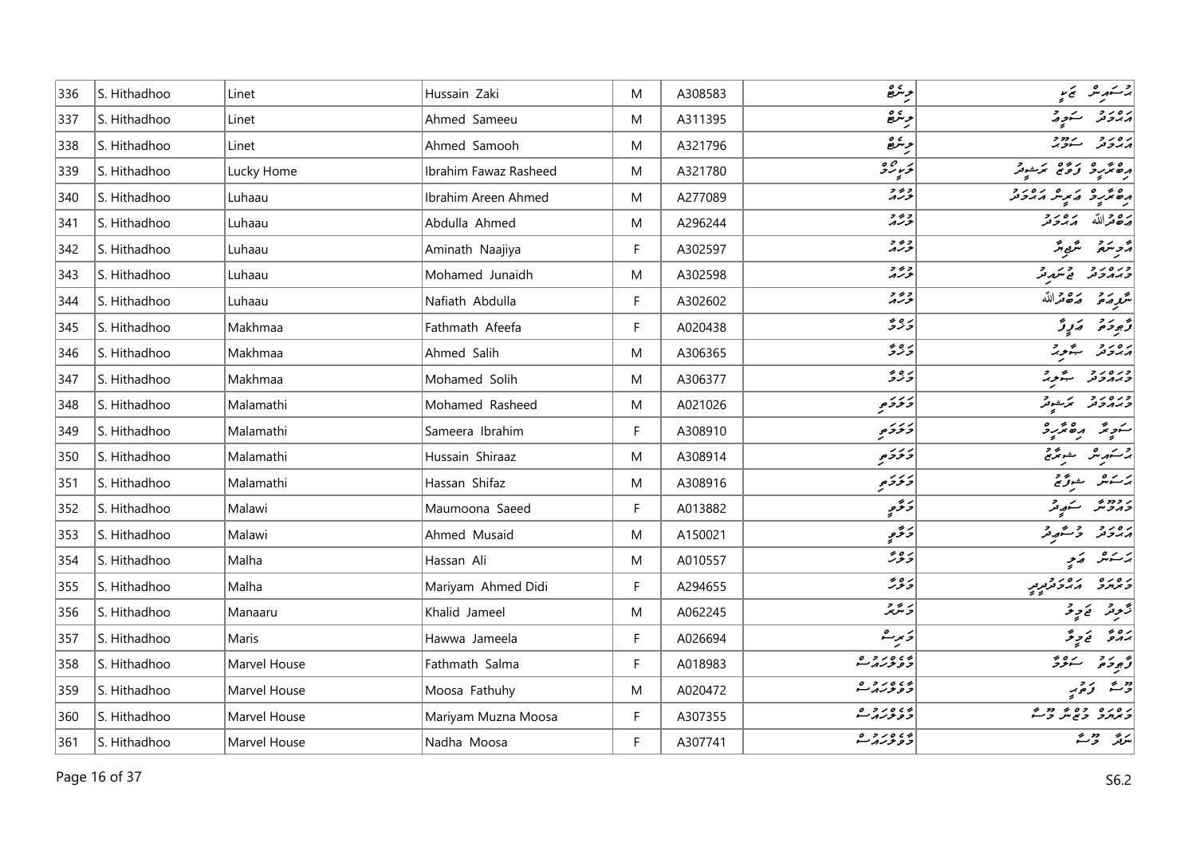| 336 | S. Hithadhoo | Linet | Hussain Zaki | M | A308583 | ވިނެޓް | ޙުސައިން ޒަކީ |
|---|---|---|---|---|---|---|---|
| 337 | S. Hithadhoo | Linet | Ahmed Sameeu | M | A311395 | ވިނެޓް | އަޙްމަދު ސަމީޢު |
| 338 | S. Hithadhoo | Linet | Ahmed Samooh | M | A321796 | ވިނެޓް | އަޙްމަދު ސަމޫޙު |
| 339 | S. Hithadhoo | Lucky Home | Ibrahim Fawaz Rasheed | M | A321780 | ލަކީހޯމް | އިބްރާހީމް ފަވާޒު ރަޝީދު |
| 340 | S. Hithadhoo | Luhaau | Ibrahim Areen Ahmed | M | A277089 | ލުހާއު | އިބްރާހީމް އަރީން އަޙްމަދު |
| 341 | S. Hithadhoo | Luhaau | Abdulla Ahmed | M | A296244 | ލުހާއު | އަބްދުﷲ އަޙްމަދު |
| 342 | S. Hithadhoo | Luhaau | Aminath Naajiya | F | A302597 | ލުހާއު | އާމިނަތު ނާޖިޔާ |
| 343 | S. Hithadhoo | Luhaau | Mohamed Junaidh | M | A302598 | ލުހާއު | މުޙައްމަދު ޖުނައިދު |
| 344 | S. Hithadhoo | Luhaau | Nafiath Abdulla | F | A302602 | ލުހާއު | ނާފިޢަތު އަބްދުﷲ |
| 345 | S. Hithadhoo | Makhmaa | Fathmath Afeefa | F | A020438 | މައްމާ | ފާތިމަތު އަފީފާ |
| 346 | S. Hithadhoo | Makhmaa | Ahmed Salih | M | A306365 | މައްމާ | އަޙްމަދު ޞާލިޙު |
| 347 | S. Hithadhoo | Makhmaa | Mohamed Solih | M | A306377 | މައްމާ | މުޙައްމަދު ޞާލިޙު |
| 348 | S. Hithadhoo | Malamathi | Mohamed Rasheed | M | A021026 | މަލަމަތި | މުޙައްމަދު ރަޝީދު |
| 349 | S. Hithadhoo | Malamathi | Sameera Ibrahim | F | A308910 | މަލަމަތި | ސަމީރާ އިބްރާހީމް |
| 350 | S. Hithadhoo | Malamathi | Hussain Shiraaz | M | A308914 | މަލަމަތި | ޙުސައިން ޝިރާޒް |
| 351 | S. Hithadhoo | Malamathi | Hassan Shifaz | M | A308916 | މަލަމަތި | ޙަސަން ޝިފާޒް |
| 352 | S. Hithadhoo | Malawi | Maumoona Saeed | F | A013882 | މަލާވީ | މައުމޫނާ ސަޢީދު |
| 353 | S. Hithadhoo | Malawi | Ahmed Musaid | M | A150021 | މަލާވީ | އަޙްމަދު މުސާޢިދު |
| 354 | S. Hithadhoo | Malha | Hassan Ali | M | A010557 | މަލްހާ | ޙަސަން ޢަލީ |
| 355 | S. Hithadhoo | Malha | Mariyam Ahmed Didi | F | A294655 | މަލްހާ | މަރިޔަމް އަޙްމަދުދީދީ |
| 356 | S. Hithadhoo | Manaaru | Khalid Jameel | M | A062245 | މަނާރު | ޚާލިދު ޖަމީލް |
| 357 | S. Hithadhoo | Maris | Hawwa Jameela | F | A026694 | މަރިސް | ޙައްވާ ޖަމީލާ |
| 358 | S. Hithadhoo | Marvel House | Fathmath Salma | F | A018983 | މާވެލްހައުސް | ފާތިމަތު ސަލްމާ |
| 359 | S. Hithadhoo | Marvel House | Moosa Fathuhy | M | A020472 | މާވެލްހައުސް | މޫސާ ފަތުހީ |
| 360 | S. Hithadhoo | Marvel House | Mariyam Muzna Moosa | F | A307355 | މާވެލްހައުސް | މަރިޔަމް މުޒްނާ މޫސާ |
| 361 | S. Hithadhoo | Marvel House | Nadha Moosa | F | A307741 | މާވެލްހައުސް | ނަދާ މޫސާ |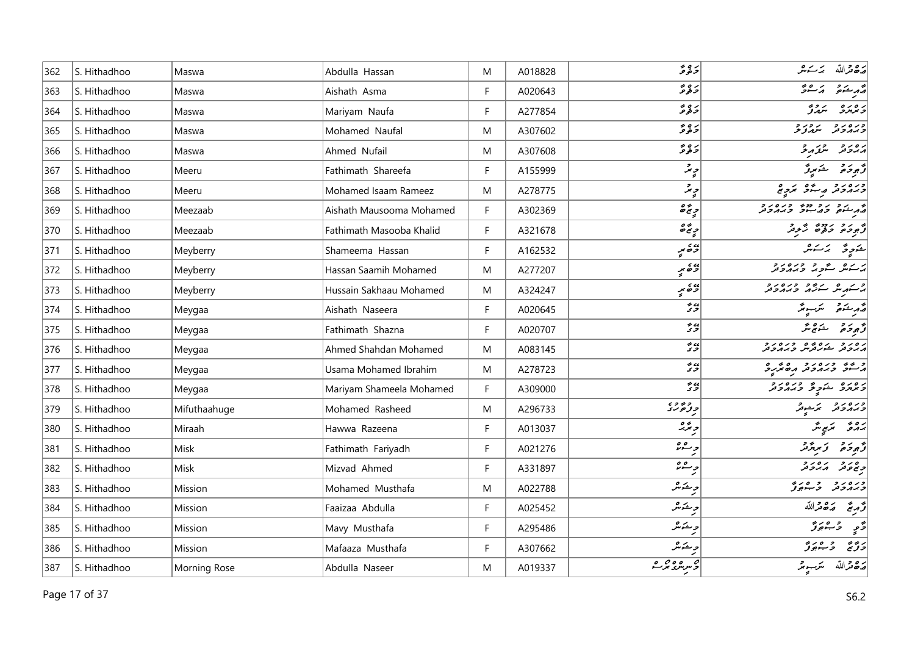| 362 | S. Hithadhoo | Maswa | Abdulla Hassan | M | A018828 | ގަވްވާ | އަބްދުﷲ ހަސަން |
|---|---|---|---|---|---|---|---|
| 363 | S. Hithadhoo | Maswa | Aishath Asma | F | A020643 | ގަވްވާ | އައިޝަތު އަސްމާ |
| 364 | S. Hithadhoo | Maswa | Mariyam Naufa | F | A277854 | ގަވްވާ | މަރިޔަމް ނައުފާ |
| 365 | S. Hithadhoo | Maswa | Mohamed Naufal | M | A307602 | ގަވްވާ | މުހައްމަދު ނައުފަލް |
| 366 | S. Hithadhoo | Maswa | Ahmed Nufail | M | A307608 | ގަވްވާ | އަހްމަދު ނުފައިލް |
| 367 | S. Hithadhoo | Meeru | Fathimath Shareefa | F | A155999 | މީރު | ފާތިމަތު ޝަރީފާ |
| 368 | S. Hithadhoo | Meeru | Mohamed Isaam Rameez | M | A278775 | މީރު | މުހައްމަދު އިސާމް ރަމީޒް |
| 369 | S. Hithadhoo | Meezaab | Aishath Mausooma Mohamed | F | A302369 | މީޒާބު | އައިޝަތު މައުސޫމާ މުހައްމަދު |
| 370 | S. Hithadhoo | Meezaab | Fathimath Masooba Khalid | F | A321678 | މީޒާބު | ފާތިމަތު މަސޫބާ ޚާލިދު |
| 371 | S. Hithadhoo | Meyberry | Shameema Hassan | F | A162532 | މޭބެރީ | ޝަމީމާ ހަސަން |
| 372 | S. Hithadhoo | Meyberry | Hassan Saamih Mohamed | M | A277207 | މޭބެރީ | ހަސަން ސާމިހު މުހައްމަދު |
| 373 | S. Hithadhoo | Meyberry | Hussain Sakhaau Mohamed | M | A324247 | މޭބެރީ | ހުސައިން ސަޚާއު މުހައްމަދު |
| 374 | S. Hithadhoo | Meygaa | Aishath Naseera | F | A020645 | މޭގާ | އައިޝަތު ނަސީރާ |
| 375 | S. Hithadhoo | Meygaa | Fathimath Shazna | F | A020707 | މޭގާ | ފާތިމަތު ޝަޒްނާ |
| 376 | S. Hithadhoo | Meygaa | Ahmed Shahdan Mohamed | M | A083145 | މޭގާ | އަހްމަދު ޝަހްދާން މުހައްމަދު |
| 377 | S. Hithadhoo | Meygaa | Usama Mohamed Ibrahim | M | A278723 | މޭގާ | އުސާމާ މުހައްމަދު އިބްރާހީމް |
| 378 | S. Hithadhoo | Meygaa | Mariyam Shameela Mohamed | F | A309000 | މޭގާ | މަރިޔަމް ޝަމީލާ މުހައްމަދު |
| 379 | S. Hithadhoo | Mifuthaahuge | Mohamed Rasheed | M | A296733 | މިފުތާހުގެ | މުހައްމަދު ރަޝީދު |
| 380 | S. Hithadhoo | Miraah | Hawwa Razeena | F | A013037 | މިރާހް | ހައްވާ ރަޒީނާ |
| 381 | S. Hithadhoo | Misk | Fathimath Fariyadh | F | A021276 | މިސްކު | ފާތިމަތު ފަރިޔާދު |
| 382 | S. Hithadhoo | Misk | Mizvad Ahmed | F | A331897 | މިސްކު | މިޒްވަދު އަހްމަދު |
| 383 | S. Hithadhoo | Mission | Mohamed Musthafa | M | A022788 | މިޝަން | މުހައްމަދު މުސްތަފާ |
| 384 | S. Hithadhoo | Mission | Faaizaa Abdulla | F | A025452 | މިޝަން | ފާއިޒާ އަބްދުﷲ |
| 385 | S. Hithadhoo | Mission | Mavy Musthafa | F | A295486 | މިޝަން | މާވީ މުސްތަފާ |
| 386 | S. Hithadhoo | Mission | Mafaaza Musthafa | F | A307662 | މިޝަން | މަފާޒާ މުސްތަފާ |
| 387 | S. Hithadhoo | Morning Rose | Abdulla Naseer | M | A019337 | މޯނިންގ ރޯސް | އަބްދުﷲ ނަސީރު |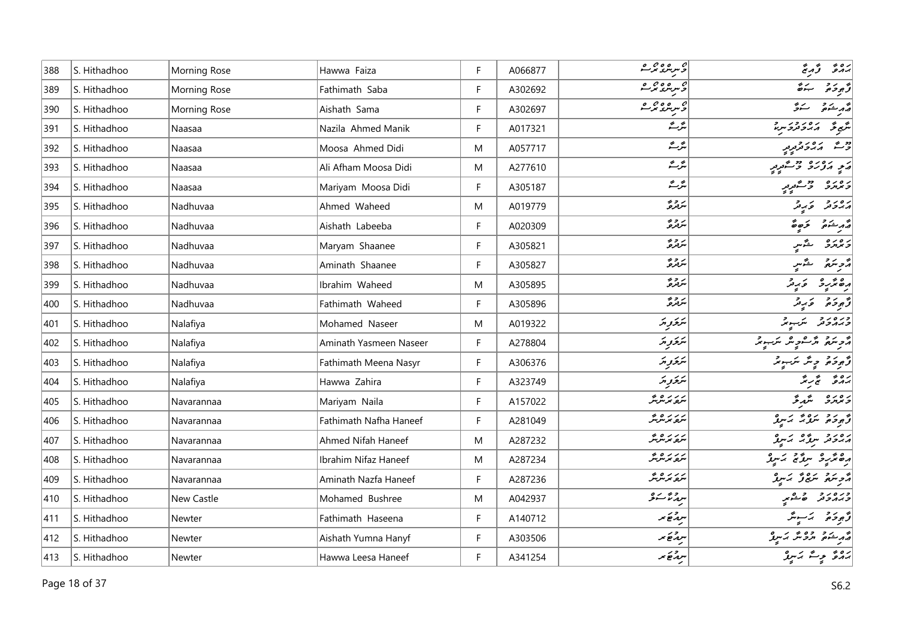| 388 | S. Hithadhoo | Morning Rose | Hawwa Faiza | F | A066877 | مۆرނިންގ ރޯޒް | ހައްވާ ފާއިޒާ |
|---|---|---|---|---|---|---|---|
| 389 | S. Hithadhoo | Morning Rose | Fathimath Saba | F | A302692 | މޯނިންގ ރޯޒް | ފާތިމަތު ސަބާ |
| 390 | S. Hithadhoo | Morning Rose | Aishath Sama | F | A302697 | މޯނިންގ ރޯޒް | އާއިޝަތު ސަމާ |
| 391 | S. Hithadhoo | Naasaa | Nazila Ahmed Manik | F | A017321 | ނާސާ | ނާޒިލާ އަހްމަދުމަނިކު |
| 392 | S. Hithadhoo | Naasaa | Moosa Ahmed Didi | M | A057717 | ނާސާ | މޫސާ އަހްމަދުދީދީ |
| 393 | S. Hithadhoo | Naasaa | Ali Afham Moosa Didi | M | A277610 | ނާސާ | އަލި އަފްހަމް މޫސާދީދީ |
| 394 | S. Hithadhoo | Naasaa | Mariyam Moosa Didi | F | A305187 | ނާސާ | މަރިޔަމް މޫސާދީދީ |
| 395 | S. Hithadhoo | Nadhuvaa | Ahmed Waheed | M | A019779 | ނަދުވާ | އަހްމަދު ވަހީދު |
| 396 | S. Hithadhoo | Nadhuvaa | Aishath Labeeba | F | A020309 | ނަދުވާ | އާއިޝަތު ލަބީބާ |
| 397 | S. Hithadhoo | Nadhuvaa | Maryam Shaanee | F | A305821 | ނަދުވާ | މަރްޔަމް ޝާނީ |
| 398 | S. Hithadhoo | Nadhuvaa | Aminath Shaanee | F | A305827 | ނަދުވާ | އާމިނަތު ޝާނީ |
| 399 | S. Hithadhoo | Nadhuvaa | Ibrahim Waheed | M | A305895 | ނަދުވާ | އިބްރާހިމް ވަހީދު |
| 400 | S. Hithadhoo | Nadhuvaa | Fathimath Waheed | F | A305896 | ނަދުވާ | ފާތިމަތު ވަހީދު |
| 401 | S. Hithadhoo | Nalafiya | Mohamed Naseer | M | A019322 | ނަލަފިޔަ | މުހައްމަދު ނަސީރު |
| 402 | S. Hithadhoo | Nalafiya | Aminath Yasmeen Naseer | F | A278804 | ނަލަފިޔަ | އާމިނަތު ޔާސްމީން ނަސީރު |
| 403 | S. Hithadhoo | Nalafiya | Fathimath Meena Nasyr | F | A306376 | ނަލަފިޔަ | ފާތިމަތު މީނާ ނަސީރު |
| 404 | S. Hithadhoo | Nalafiya | Hawwa Zahira | F | A323749 | ނަލަފިޔަ | ހައްވާ ޒާހިރާ |
| 405 | S. Hithadhoo | Navarannaa | Mariyam Naila | F | A157022 | ނަވަރަންނާ | މަރިޔަމް ނާއިލާ |
| 406 | S. Hithadhoo | Navarannaa | Fathimath Nafha Haneef | F | A281049 | ނަވަރަންނާ | ފާތިމަތު ނަފްހާ ހަނީފު |
| 407 | S. Hithadhoo | Navarannaa | Ahmed Nifah Haneef | M | A287232 | ނަވަރަންނާ | އަހްމަދު ނިފާހް ހަނީފު |
| 408 | S. Hithadhoo | Navarannaa | Ibrahim Nifaz Haneef | M | A287234 | ނަވަރަންނާ | އިބްރާހިމް ނިފާޒް ހަނީފު |
| 409 | S. Hithadhoo | Navarannaa | Aminath Nazfa Haneef | F | A287236 | ނަވަރަންނާ | އާމިނަތު ނަޒްފާ ހަނީފު |
| 410 | S. Hithadhoo | New Castle | Mohamed Bushree | M | A042937 | ނިއުކާސަލް | މުހައްމަދު ބުޝްރީ |
| 411 | S. Hithadhoo | Newter | Fathimath Haseena | F | A140712 | ނިއުޓަރ | ފާތިމަތު ހަސީނާ |
| 412 | S. Hithadhoo | Newter | Aishath Yumna Hanyf | F | A303506 | ނިއުޓަރ | އާއިޝަތު ޔުމްނާ ހަނީފު |
| 413 | S. Hithadhoo | Newter | Hawwa Leesa Haneef | F | A341254 | ނިއުޓަރ | ހައްވާ ލީސާ ހަނީފު |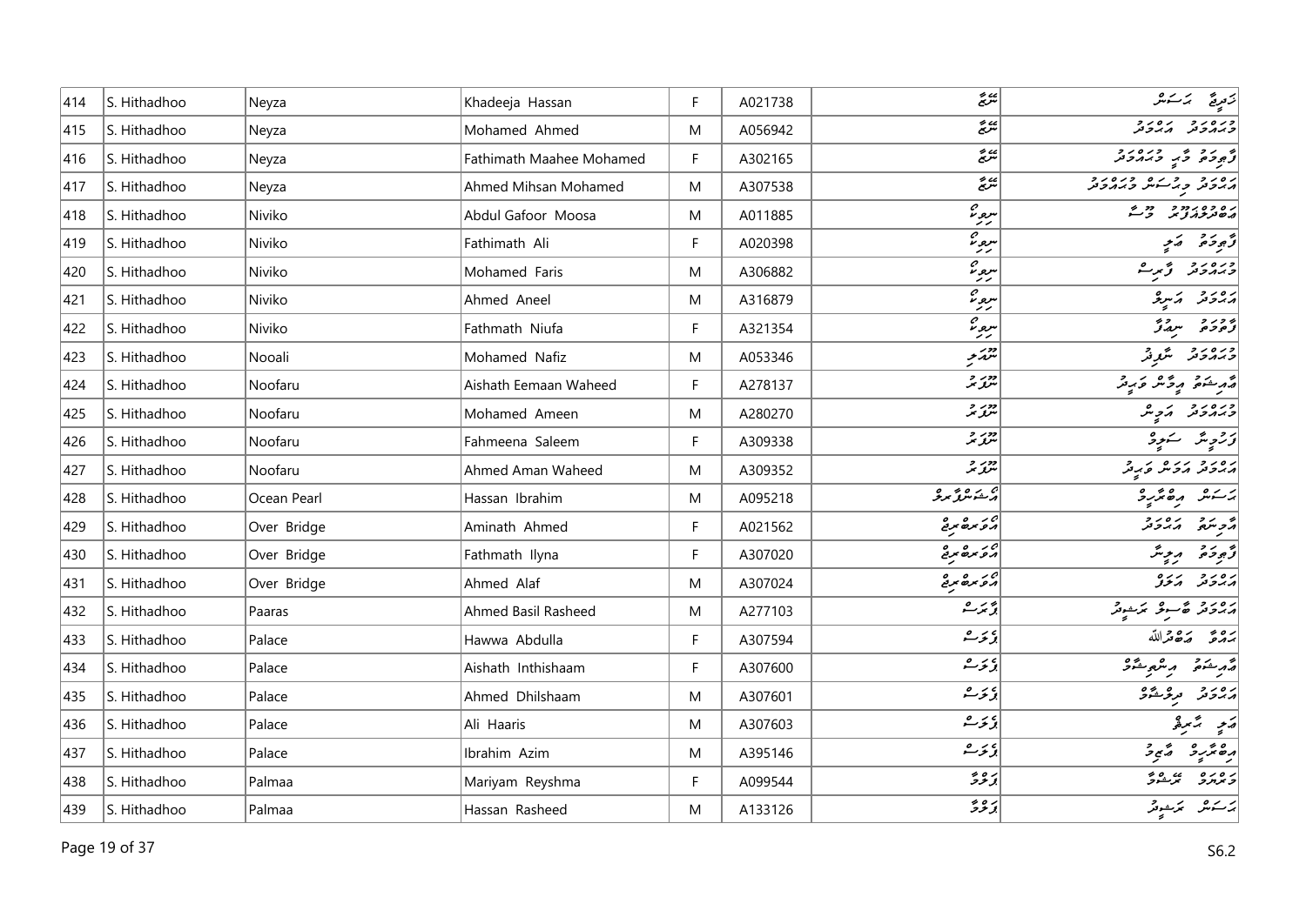| 414 | S. Hithadhoo | Neyza | Khadeeja Hassan | F | A021738 | ޏޭޒާ | ޚަދީޖާ ހަސަން |
|---|---|---|---|---|---|---|---|
| 415 | S. Hithadhoo | Neyza | Mohamed Ahmed | M | A056942 | ޏޭޒާ | މުހައްމަދު އަހުމަދު |
| 416 | S. Hithadhoo | Neyza | Fathimath Maahee Mohamed | F | A302165 | ޏޭޒާ | ފާތިމަތު މާހީ މުހައްމަދު |
| 417 | S. Hithadhoo | Neyza | Ahmed Mihsan Mohamed | M | A307538 | ޏޭޒާ | އަހުމަދު މިހްސަން މުހައްމަދު |
| 418 | S. Hithadhoo | Niviko | Abdul Gafoor Moosa | M | A011885 | ނިވިކޯ | އަބްދުލްޣަފޫރު މޫސާ |
| 419 | S. Hithadhoo | Niviko | Fathimath Ali | F | A020398 | ނިވިކޯ | ފާތިމަތު އަލި |
| 420 | S. Hithadhoo | Niviko | Mohamed Faris | M | A306882 | ނިވިކޯ | މުހައްމަދު ފާރިސް |
| 421 | S. Hithadhoo | Niviko | Ahmed Aneel | M | A316879 | ނިވިކޯ | އަހުމަދު އަނީލް |
| 422 | S. Hithadhoo | Niviko | Fathmath Niufa | F | A321354 | ނިވިކޯ | ފާތުމަތު ނިޢުފާ |
| 423 | S. Hithadhoo | Nooali | Mohamed Nafiz | M | A053346 | ނޫއަލި | މުހައްމަދު ނާފިޒު |
| 424 | S. Hithadhoo | Noofaru | Aishath Eemaan Waheed | F | A278137 | ނޫފަރު | އައިޝަތު އީމާން ވަހީދު |
| 425 | S. Hithadhoo | Noofaru | Mohamed Ameen | M | A280270 | ނޫފަރު | މުހައްމަދު އަމީން |
| 426 | S. Hithadhoo | Noofaru | Fahmeena Saleem | F | A309338 | ނޫފަރު | ފަހުމީނާ ސަލީމް |
| 427 | S. Hithadhoo | Noofaru | Ahmed Aman Waheed | M | A309352 | ނޫފަރު | އަހުމަދު އަމަން ވަހީދު |
| 428 | S. Hithadhoo | Ocean Pearl | Hassan Ibrahim | M | A095218 | އޯޝަންޕާރލް | ހަސަން އިބްރާހީމް |
| 429 | S. Hithadhoo | Over Bridge | Aminath Ahmed | F | A021562 | އޯވަރބްރިޖް | އާމިނަތު އަހުމަދު |
| 430 | S. Hithadhoo | Over Bridge | Fathmath Ilyna | F | A307020 | އޯވަރބްރިޖް | ފާތުމަތު އިލީނާ |
| 431 | S. Hithadhoo | Over Bridge | Ahmed Alaf | M | A307024 | އޯވަރބްރިޖް | އަހުމަދު އަލަފް |
| 432 | S. Hithadhoo | Paaras | Ahmed Basil Rasheed | M | A277103 | ޕާރަސް | އަހުމަދު ބާސިލް ރަޝީދު |
| 433 | S. Hithadhoo | Palace | Hawwa Abdulla | F | A307594 | ޕެލަސް | ހައްވާ އަބްދުﷲ |
| 434 | S. Hithadhoo | Palace | Aishath Inthishaam | F | A307600 | ޕެލަސް | އައިޝަތު އިންތިޝާމް |
| 435 | S. Hithadhoo | Palace | Ahmed Dhilshaam | M | A307601 | ޕެލަސް | އަހުމަދު ދިލްޝާމް |
| 436 | S. Hithadhoo | Palace | Ali Haaris | M | A307603 | ޕެލަސް | އަލި ހާރިސް |
| 437 | S. Hithadhoo | Palace | Ibrahim Azim | M | A395146 | ޕެލަސް | އިބްރާހީމް އާޒިމް |
| 438 | S. Hithadhoo | Palmaa | Mariyam Reyshma | F | A099544 | ޕަލްމާ | މަރިޔަމް ރޭޝްމާ |
| 439 | S. Hithadhoo | Palmaa | Hassan Rasheed | M | A133126 | ޕަލްމާ | ހަސަން ރަޝީދު |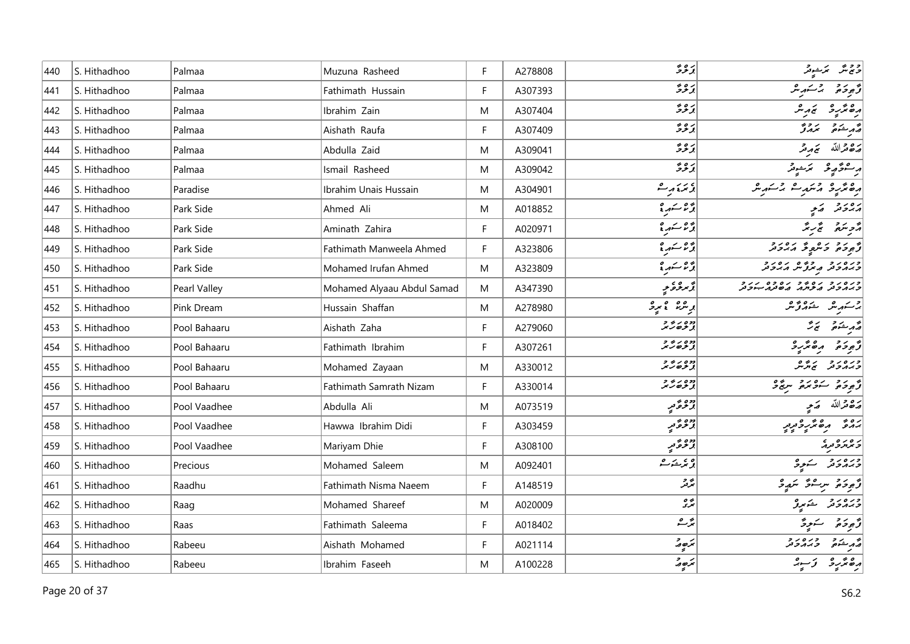| 440 | S. Hithadhoo | Palmaa | Muzuna Rasheed | F | A278808 | ޕަލްމާ | މުޒުނާ ރަޝީދު |
|---|---|---|---|---|---|---|---|
| 441 | S. Hithadhoo | Palmaa | Fathimath Hussain | F | A307393 | ޕަލްމާ | ފާތިމަތު ހުސައިން |
| 442 | S. Hithadhoo | Palmaa | Ibrahim Zain | M | A307404 | ޕަލްމާ | އިބްރާހީމް ޒައިން |
| 443 | S. Hithadhoo | Palmaa | Aishath Raufa | F | A307409 | ޕަލްމާ | އާއިޝަތު ރައުފާ |
| 444 | S. Hithadhoo | Palmaa | Abdulla Zaid | M | A309041 | ޕަލްމާ | އަބްދުﷲ ޒައިދު |
| 445 | S. Hithadhoo | Palmaa | Ismail Rasheed | M | A309042 | ޕަލްމާ | އިސްމާއީލް ރަޝީދު |
| 446 | S. Hithadhoo | Paradise | Ibrahim Unais Hussain | M | A304901 | ޕެރަޑައިސް | އިބްރާހީމް އުނައިސް ހުސައިން |
| 447 | S. Hithadhoo | Park Side | Ahmed Ali | M | A018852 | ޕާކްސައިޑް | އަޙްމަދު އަލީ |
| 448 | S. Hithadhoo | Park Side | Aminath Zahira | F | A020971 | ޕާކްސައިޑް | އާމިނަތު ޒާހިރާ |
| 449 | S. Hithadhoo | Park Side | Fathimath Manweela Ahmed | F | A323806 | ޕާކްސައިޑް | ފާތިމަތު މަންވީލާ އަޙްމަދު |
| 450 | S. Hithadhoo | Park Side | Mohamed Irufan Ahmed | M | A323809 | ޕާކްސައިޑް | މުޙައްމަދު އިރުފާން އަޙްމަދު |
| 451 | S. Hithadhoo | Pearl Valley | Mohamed Alyaau Abdul Samad | M | A347390 | ޕާރލްވެލީ | މުޙައްމަދު އަލްޔާއު އަބްދުލްސަމަދު |
| 452 | S. Hithadhoo | Pink Dream | Hussain Shaffan | M | A278980 | ޕިންކް ޑްރީމް | ހުސައިން ޝައްފާން |
| 453 | S. Hithadhoo | Pool Bahaaru | Aishath Zaha | F | A279060 | ޕޫލްބަހާރު | އާއިޝަތު ޒަހާ |
| 454 | S. Hithadhoo | Pool Bahaaru | Fathimath Ibrahim | F | A307261 | ޕޫލްބަހާރު | ފާތިމަތު އިބްރާހީމް |
| 455 | S. Hithadhoo | Pool Bahaaru | Mohamed Zayaan | M | A330012 | ޕޫލްބަހާރު | މުޙައްމަދު ޒަޔާން |
| 456 | S. Hithadhoo | Pool Bahaaru | Fathimath Samrath Nizam | F | A330014 | ޕޫލްބަހާރު | ފާތިމަތު ސަމްރަތު ނިޒާމް |
| 457 | S. Hithadhoo | Pool Vaadhee | Abdulla Ali | M | A073519 | ޕޫލްވާދީ | އަބްދުﷲ އަލީ |
| 458 | S. Hithadhoo | Pool Vaadhee | Hawwa Ibrahim Didi | F | A303459 | ޕޫލްވާދީ | ހައްވާ އިބްރާހީމްދީދީ |
| 459 | S. Hithadhoo | Pool Vaadhee | Mariyam Dhie | F | A308100 | ޕޫލްވާދީ | މަރިޔަމްދިއެ |
| 460 | S. Hithadhoo | Precious | Mohamed Saleem | M | A092401 | ޕްރެޝަސް | މުޙައްމަދު ސަލީމް |
| 461 | S. Hithadhoo | Raadhu | Fathimath Nisma Naeem | F | A148519 | ރާދު | ފާތިމަތު ނިސްމާ ނަޢީމް |
| 462 | S. Hithadhoo | Raag | Mohamed Shareef | M | A020009 | ރާގު | މުޙައްމަދު ޝަރީފް |
| 463 | S. Hithadhoo | Raas | Fathimath Saleema | F | A018402 | ރާސް | ފާތިމަތު ސަލީމާ |
| 464 | S. Hithadhoo | Rabeeu | Aishath Mohamed | F | A021114 | ރަބީއު | އާއިޝަތު މުޙައްމަދު |
| 465 | S. Hithadhoo | Rabeeu | Ibrahim Faseeh | M | A100228 | ރަބީއު | އިބްރާހީމް ފަސީހު |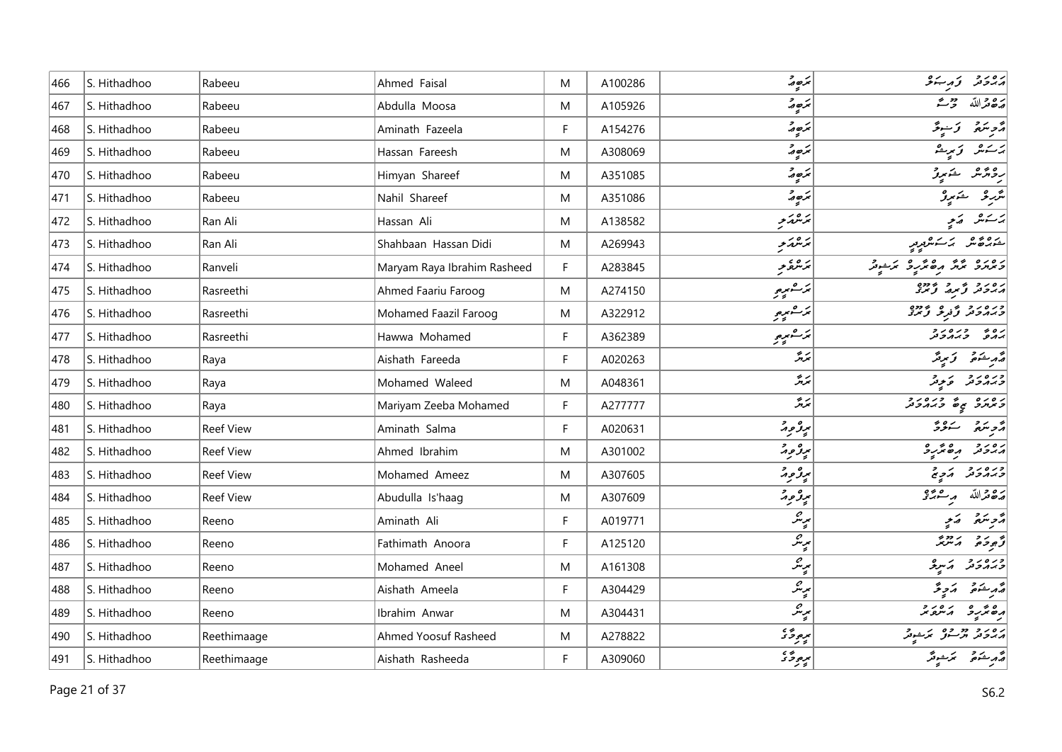| 466 | S. Hithadhoo | Rabeeu | Ahmed Faisal | M | A100286 | ރަބީޢު | އަޙްމަދު ފައިސަލް |
|---|---|---|---|---|---|---|---|
| 467 | S. Hithadhoo | Rabeeu | Abdulla Moosa | M | A105926 | ރަބީޢު | އަބްދުﷲ މޫސާ |
| 468 | S. Hithadhoo | Rabeeu | Aminath Fazeela | F | A154276 | ރަބީޢު | އާމިނަތު ފަޒީލާ |
| 469 | S. Hithadhoo | Rabeeu | Hassan Fareesh | M | A308069 | ރަބީޢު | ހަސަން ފަރީޝް |
| 470 | S. Hithadhoo | Rabeeu | Himyan Shareef | M | A351085 | ރަބީޢު | ހިމްޔާން ޝަރީފު |
| 471 | S. Hithadhoo | Rabeeu | Nahil Shareef | M | A351086 | ރަބީޢު | ނާހިލް ޝަރީފު |
| 472 | S. Hithadhoo | Ran Ali | Hassan Ali | M | A138582 | ރަންއަލި | ހަސަން އަލި |
| 473 | S. Hithadhoo | Ran Ali | Shahbaan Hassan Didi | M | A269943 | ރަންއަލި | ޝަހްބާން ހަސަންދީދީ |
| 474 | S. Hithadhoo | Ranveli | Maryam Raya Ibrahim Rasheed | F | A283845 | ރަންވެލި | މަރްޔަމް ރާޔާ އިބްރާހީމް ރަޝީދު |
| 475 | S. Hithadhoo | Rasreethi | Ahmed Faariu Faroog | M | A274150 | ރަސްރީތި | އަޙްމަދު ފާރިޢު ފާރޫގު |
| 476 | S. Hithadhoo | Rasreethi | Mohamed Faazil Faroog | M | A322912 | ރަސްރީތި | މުޙައްމަދު ފާޟިލް ފާރޫގު |
| 477 | S. Hithadhoo | Rasreethi | Hawwa Mohamed | F | A362389 | ރަސްރީތި | ހައްވާ މުޙައްމަދު |
| 478 | S. Hithadhoo | Raya | Aishath Fareeda | F | A020263 | ރަޔާ | އާއިޝަތު ފަރީދާ |
| 479 | S. Hithadhoo | Raya | Mohamed Waleed | M | A048361 | ރަޔާ | މުޙައްމަދު ވަލީދު |
| 480 | S. Hithadhoo | Raya | Mariyam Zeeba Mohamed | F | A277777 | ރަޔާ | މަރިޔަމް ޒީބާ މުޙައްމަދު |
| 481 | S. Hithadhoo | Reef View | Aminath Salma | F | A020631 | ރީފްވިއު | އާމިނަތު ސަލްމާ |
| 482 | S. Hithadhoo | Reef View | Ahmed Ibrahim | M | A301002 | ރީފްވިއު | އަޙްމަދު އިބްރާހީމް |
| 483 | S. Hithadhoo | Reef View | Mohamed Ameez | M | A307605 | ރީފްވިއު | މުޙައްމަދު އަމީޒު |
| 484 | S. Hithadhoo | Reef View | Abudulla Is'haag | M | A307609 | ރީފްވިއު | އަބްދުﷲ އިސްޙާޤު |
| 485 | S. Hithadhoo | Reeno | Aminath Ali | F | A019771 | ރީނޯ | އާމިނަތު އަލި |
| 486 | S. Hithadhoo | Reeno | Fathimath Anoora | F | A125120 | ރީނޯ | ފާތިމަތު އަނޫރާ |
| 487 | S. Hithadhoo | Reeno | Mohamed Aneel | M | A161308 | ރީނޯ | މުޙައްމަދު އަނީލް |
| 488 | S. Hithadhoo | Reeno | Aishath Ameela | F | A304429 | ރީނޯ | އާއިޝަތު އަމީލާ |
| 489 | S. Hithadhoo | Reeno | Ibrahim Anwar | M | A304431 | ރީނޯ | އިބްރާހީމް އަންވަރު |
| 490 | S. Hithadhoo | Reethimaage | Ahmed Yoosuf Rasheed | M | A278822 | ރީތިމާގެ | އަޙްމަދު ޔޫސުފް ރަޝީދު |
| 491 | S. Hithadhoo | Reethimaage | Aishath Rasheeda | F | A309060 | ރީތިމާގެ | އާއިޝަތު ރަޝީދާ |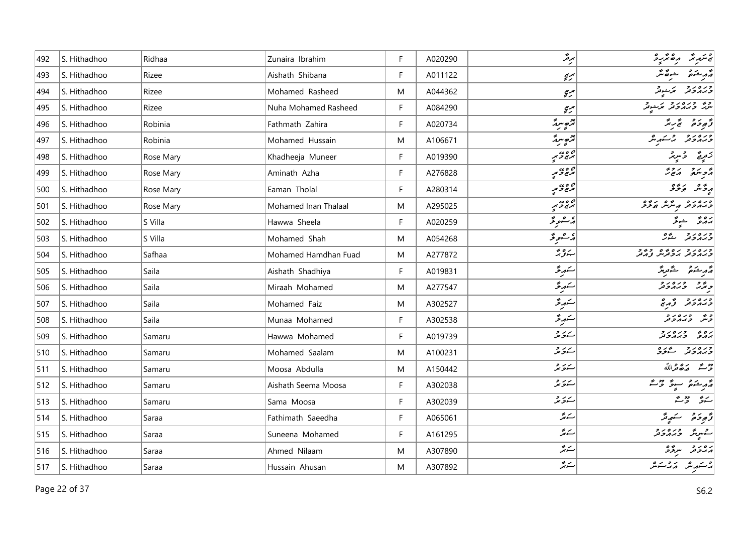| 492 | S. Hithadhoo | Ridhaa | Zunaira Ibrahim | F | A020290 | ބިދާ | ޒުނައިރާ އިބްރާހީމް |
|---|---|---|---|---|---|---|---|
| 493 | S. Hithadhoo | Rizee | Aishath Shibana | F | A011122 | ރިޒީ | ޢައިޝަތު ޝިބާނާ |
| 494 | S. Hithadhoo | Rizee | Mohamed Rasheed | M | A044362 | ރިޒީ | މުޙައްމަދު ރަޝީދު |
| 495 | S. Hithadhoo | Rizee | Nuha Mohamed Rasheed | F | A084290 | ރިޒީ | ނުހާ މުޙައްމަދު ރަޝީދު |
| 496 | S. Hithadhoo | Robinia | Fathmath Zahira | F | A020734 | ރޮބިނިއާ | ފާތިމަތު ޒާހިރާ |
| 497 | S. Hithadhoo | Robinia | Mohamed Hussain | M | A106671 | ރޮބިނިއާ | މުޙައްމަދު ހުސައިން |
| 498 | S. Hithadhoo | Rose Mary | Khadheeja Muneer | F | A019390 | ރޯޒްމޭރީ | ޚަދީޖާ މުނީރު |
| 499 | S. Hithadhoo | Rose Mary | Aminath Azha | F | A276828 | ރޯޒްމޭރީ | އާމިނަތު އަޒްހާ |
| 500 | S. Hithadhoo | Rose Mary | Eaman Tholal | F | A280314 | ރޯޒްމޭރީ | އީމާން ތޮލާލް |
| 501 | S. Hithadhoo | Rose Mary | Mohamed Inan Thalaal | M | A295025 | ރޯޒްމޭރީ | މުޙައްމަދު އިނާން ތަލާލް |
| 502 | S. Hithadhoo | S Villa | Hawwa Sheela | F | A020259 | އެސްވިލާ | ޙައްވާ ޝީލާ |
| 503 | S. Hithadhoo | S Villa | Mohamed Shah | M | A054268 | އެސްވިލާ | މުޙައްމަދު ޝާހް |
| 504 | S. Hithadhoo | Safhaa | Mohamed Hamdhan Fuad | M | A277872 | ސަފްހާ | މުޙައްމަދު ހަމްދާން ފުއާދު |
| 505 | S. Hithadhoo | Saila | Aishath Shadhiya | F | A019831 | ސައިލާ | ޢައިޝަތު ޝާދިޔާ |
| 506 | S. Hithadhoo | Saila | Miraah Mohamed | M | A277547 | ސައިލާ | މިރާހް މުޙައްމަދު |
| 507 | S. Hithadhoo | Saila | Mohamed Faiz | M | A302527 | ސައިލާ | މުޙައްމަދު ފާއިޒް |
| 508 | S. Hithadhoo | Saila | Munaa Mohamed | F | A302538 | ސައިލާ | މުނާ މުޙައްމަދު |
| 509 | S. Hithadhoo | Samaru | Hawwa Mohamed | F | A019739 | ސަމަރު | ޙައްވާ މުޙައްމަދު |
| 510 | S. Hithadhoo | Samaru | Mohamed Saalam | M | A100231 | ސަމަރު | މުޙައްމަދު ސާލަމް |
| 511 | S. Hithadhoo | Samaru | Moosa Abdulla | M | A150442 | ސަމަރު | މޫސާ ޢަބްދުﷲ |
| 512 | S. Hithadhoo | Samaru | Aishath Seema Moosa | F | A302038 | ސަމަރު | ޢައިޝަތު ސީމާ މޫސާ |
| 513 | S. Hithadhoo | Samaru | Sama Moosa | F | A302039 | ސަމަރު | ސަމާ މޫސާ |
| 514 | S. Hithadhoo | Saraa | Fathimath Saeedha | F | A065061 | ސަރާ | ފާތިމަތު ސައީދާ |
| 515 | S. Hithadhoo | Saraa | Suneena Mohamed | F | A161295 | ސަރާ | ސުނީނާ މުޙައްމަދު |
| 516 | S. Hithadhoo | Saraa | Ahmed Nilaam | M | A307890 | ސަރާ | އަޙްމަދު ނިލާމް |
| 517 | S. Hithadhoo | Saraa | Hussain Ahusan | M | A307892 | ސަރާ | ހުސައިން އަހުސަން |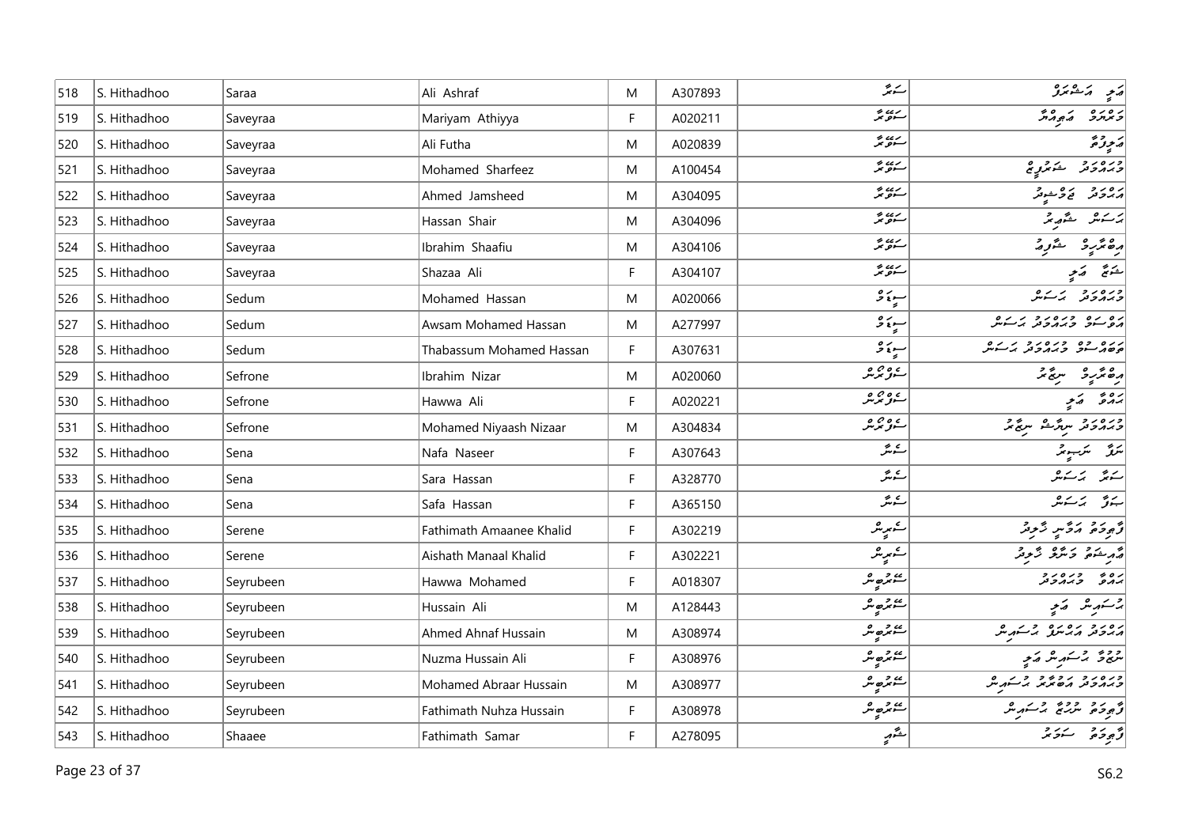| 518 | S. Hithadhoo | Saraa | Ali Ashraf | M | A307893 | سَرَ | أَمَرِ أَسْعَرُوْ |
|---|---|---|---|---|---|---|---|
| 519 | S. Hithadhoo | Saveyraa | Mariyam Athiyya | F | A020211 | سَوَيْرَ | دَ بَرْ بَرْ دَ أَهْوَرْ بَرْ |
| 520 | S. Hithadhoo | Saveyraa | Ali Futha | M | A020839 | سَوَيْرَ | أَمَرِ رُوْ |
| 521 | S. Hithadhoo | Saveyraa | Mohamed Sharfeez | M | A100454 | سَوَيْرَ | وَبَرْ دَ وَرْ شَعَرْ بُرِ جْ |
| 522 | S. Hithadhoo | Saveyraa | Ahmed Jamsheed | M | A304095 | سَوَيْرَ | أَبَرْ دَ وَرْ فَيَرْ شِيرْ |
| 523 | S. Hithadhoo | Saveyraa | Hassan Shair | M | A304096 | سَوَيْرَ | بَرَسَرْ شَوْ مِرْ |
| 524 | S. Hithadhoo | Saveyraa | Ibrahim Shaafiu | M | A304106 | سَوَيْرَ | مِرْ ھَ بَرِ دْ شَوْ وِ مْ |
| 525 | S. Hithadhoo | Saveyraa | Shazaa Ali | F | A304107 | سَوَيْرَ | شَوَجْ أَمَرِ |
| 526 | S. Hithadhoo | Sedum | Mohamed Hassan | M | A020066 | سِوَرْ وْ | وَبَرْ دَ وَرْ بَرَسَرْ |
| 527 | S. Hithadhoo | Sedum | Awsam Mohamed Hassan | M | A277997 | سِوَرْ وْ | أَرُوْ سَوْ وَبَرْ دَ وَرْ بَرَسَرْ |
| 528 | S. Hithadhoo | Sedum | Thabassum Mohamed Hassan | F | A307631 | سِوَرْ وْ | ھَ ھَ ھَ سُوْ وَبَرْ دَ وَرْ بَرَسَرْ |
| 529 | S. Hithadhoo | Sefrone | Ibrahim Nizar | M | A020060 | سَوْ مَرْ مَرْ | مِرْ ھَ بَرِ دْ سِرِجْ بَرْ |
| 530 | S. Hithadhoo | Sefrone | Hawwa Ali | F | A020221 | سَوْ مَرْ مَرْ | بَرْ مَرْ وْ أَمَرِ |
| 531 | S. Hithadhoo | Sefrone | Mohamed Niyaash Nizaar | M | A304834 | سَوْ مَرْ مَرْ | وَبَرْ دَ وَرْ سِرْ مَرْ شَرْ سِرِجْ بَرْ |
| 532 | S. Hithadhoo | Sena | Nafa Naseer | F | A307643 | سَرْ مَرْ | سَرَوْ سَرَبِرْ بَرْ |
| 533 | S. Hithadhoo | Sena | Sara Hassan | F | A328770 | سَرْ مَرْ | سَرَ بَرَسَرْ |
| 534 | S. Hithadhoo | Sena | Safa Hassan | F | A365150 | سَرْ مَرْ | سَوَرْ بَرَسَرْ |
| 535 | S. Hithadhoo | Serene | Fathimath Amaanee Khalid | F | A302219 | سَرِ مَرْ | وَّ ھِ وَ مْ أَمَرْ سِرِ رَّ وِ رْ |
| 536 | S. Hithadhoo | Serene | Aishath Manaal Khalid | F | A302221 | سَرِ مَرْ | مَرْ مِرْ شَوْ وَ سَرْ وْ رَّ وِ رْ |
| 537 | S. Hithadhoo | Seyrubeen | Hawwa Mohamed | F | A018307 | سَوْ مَرْ ھِ سْ | بَرْ مَرْ وْ وَبَرْ دَ وَرْ |
| 538 | S. Hithadhoo | Seyrubeen | Hussain Ali | M | A128443 | سَوْ مَرْ ھِ سْ | بُرْ سَرْ مِرْ سْ أَمَرِ |
| 539 | S. Hithadhoo | Seyrubeen | Ahmed Ahnaf Hussain | M | A308974 | سَوْ مَرْ ھِ سْ | أَبَرْ دَ وَرْ أَبَرْ سَرْ وْ بُرْ سَرْ مِرْ سْ |
| 540 | S. Hithadhoo | Seyrubeen | Nuzma Hussain Ali | F | A308976 | سَوْ مَرْ ھِ سْ | سُرْ جْ وَ بُرْ سَرْ مِرْ سْ أَمَرِ |
| 541 | S. Hithadhoo | Seyrubeen | Mohamed Abraar Hussain | M | A308977 | سَوْ مَرْ ھِ سْ | وَبَرْ دَ وَرْ أَھَ مَرْ مَرْ بُرْ سَرْ مِرْ سْ |
| 542 | S. Hithadhoo | Seyrubeen | Fathimath Nuhza Hussain | F | A308978 | سَوْ مَرْ ھِ سْ | وَّ ھِ وَ مْ سُرْ رُ جْ بُرْ سَرْ مِرْ سْ |
| 543 | S. Hithadhoo | Shaaee | Fathimath Samar | F | A278095 | شَوْ مِرِ | وَّ ھِ وَ مْ سَوَرْ مَرْ |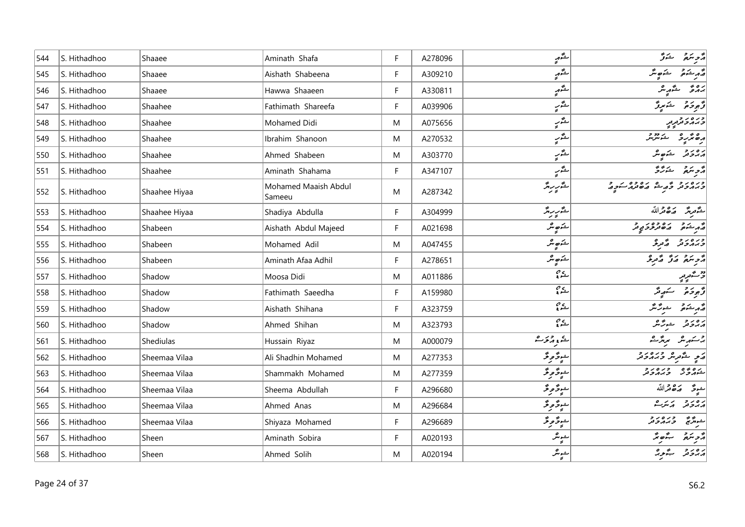| 544 | S. Hithadhoo | Shaaee | Aminath Shafa | F | A278096 | ڭەمچە | ﺃﺩﯨﺮﯨﺘﯘ ﺷﻪﺋﯘ |
|---|---|---|---|---|---|---|---|
| 545 | S. Hithadhoo | Shaaee | Aishath Shabeena | F | A309210 | ڭەمچە | ﻣﻪﻡ ﺷﻪﺋﯘ ﺷﻪﺋﯘﭘﯩﺸﺮ |
| 546 | S. Hithadhoo | Shaaee | Hawwa Shaaeen | F | A330811 | ڭەمچە | ﺑﻪﻡﻩ ﺷﻪﺋﯩﺮﯨﺸﺮ |
| 547 | S. Hithadhoo | Shaahee | Fathimath Shareefa | F | A039906 | ﺷﻪﺋﯩﺮ | ﺋﯘﺟﻮﺩﻩ ﺷﻪﺋﯩﺮﯗ |
| 548 | S. Hithadhoo | Shaahee | Mohamed Didi | M | A075656 | ﺷﻪﺋﯩﺮ | ﺩﯨﺮﻩﺩﻩﺩﯨﺮﯨﺮ |
| 549 | S. Hithadhoo | Shaahee | Ibrahim Shanoon | M | A270532 | ﺷﻪﺋﯩﺮ | ﺭﻩﻏﯘﺭﯨﺪ ﺷﻪﺋﯩﺮﯨﺸﺮ |
| 550 | S. Hithadhoo | Shaahee | Ahmed Shabeen | M | A303770 | ﺷﻪﺋﯩﺮ | ﻣﺮﻩﺩﯨﺮ ﺷﻪﺋﯘﭘﯩﺸﺮ |
| 551 | S. Hithadhoo | Shaahee | Aminath Shahama | F | A347107 | ﺷﻪﺋﯩﺮ | ﺃﺩﯨﺮﯨﺘﯘ ﺷﻪﺋﯩﺮﯗ |
| 552 | S. Hithadhoo | Shaahee Hiyaa | Mohamed Maaish Abdul Sameeu | M | A287342 | ﺷﻪﺋﯩﺮﺭﯨﺮ | ﺩﯨﺮﻩﺩﻩ ﺩﯨﺮﯨﺸﻪ ﻣﻪﻩﺋﯘﻡ ﺳﻪﺋﯩﺮ |
| 553 | S. Hithadhoo | Shaahee Hiyaa | Shadiya Abdulla | F | A304999 | ﺷﻪﺋﯩﺮﺭﯨﺮ | ﺷﻪﺋﯩﺮﯨﺮ ﻣﻪﻩﻗﺮﺍﻟﻠﻪ |
| 554 | S. Hithadhoo | Shabeen | Aishath Abdul Majeed | F | A021698 | ﺷﻪﺋﯘﭘﯩﺸﺮ | ﻣﻪﻡ ﺷﻪﺋﯘ ﻣﻪﻩﻗﺮﻭﺩﻩﭘﯩﺮ |
| 555 | S. Hithadhoo | Shabeen | Mohamed Adil | M | A047455 | ﺷﻪﺋﯘﭘﯩﺸﺮ | ﺩﯨﺮﻩﺩﻩ ﻣﻪﺋﯩﺮﯗ |
| 556 | S. Hithadhoo | Shabeen | Aminath Afaa Adhil | F | A278651 | ﺷﻪﺋﯘﭘﯩﺸﺮ | ﺃﺩﯨﺮﯨﺘﯘ ﻣﻪﺋﯘ ﻣﻪﺋﯩﺮﯗ |
| 557 | S. Hithadhoo | Shadow | Moosa Didi | M | A011886 | ﺷﻪﺋﯘ | ﺩﯨﺮﺳﻪﺋﯩﺮﯨﺮ |
| 558 | S. Hithadhoo | Shadow | Fathimath Saeedha | F | A159980 | ﺷﻪﺋﯘ | ﺋﯘﺟﻮﺩﻩ ﺳﻪﺋﯩﺮﯨﺮ |
| 559 | S. Hithadhoo | Shadow | Aishath Shihana | F | A323759 | ﺷﻪﺋﯘ | ﻣﻪﻡ ﺷﻪﺋﯘ ﺷﻪﺋﯩﺮﯨﺸﺮ |
| 560 | S. Hithadhoo | Shadow | Ahmed Shihan | M | A323793 | ﺷﻪﺋﯘ | ﻣﺮﻩﺩﯨﺮ ﺷﻪﺋﯩﺮﯨﺸﺮ |
| 561 | S. Hithadhoo | Shediulas | Hussain Riyaz | M | A000079 | ﺷﻪﺋﯩﺮﻩﺩﯨﺮﺳﻪ | ﺑﺮﺳﻪﺋﯩﺮﯨﺸﺮ ﺑﯩﺮﯨﺮﺳﻪ |
| 562 | S. Hithadhoo | Sheemaa Vilaa | Ali Shadhin Mohamed | M | A277353 | ﺷﻪﺋﯩﺮﯗﺋﯘ | ﻣﻪﺋﯩﺮ ﺷﻪﺋﯩﺮﯨﺸﺮ ﺩﯨﺮﻩﺩﻩ |
| 563 | S. Hithadhoo | Sheemaa Vilaa | Shammakh Mohamed | M | A277359 | ﺷﻪﺋﯩﺮﯗﺋﯘ | ﺷﻪﻡﻩﺩﻩ ﺩﯨﺮﻩﺩﻩ |
| 564 | S. Hithadhoo | Sheemaa Vilaa | Sheema Abdullah | F | A296680 | ﺷﻪﺋﯩﺮﯗﺋﯘ | ﺷﻪﺋﯩﺮ ﻣﻪﻩﻗﺮﺍﻟﻠﻪ |
| 565 | S. Hithadhoo | Sheemaa Vilaa | Ahmed Anas | M | A296684 | ﺷﻪﺋﯩﺮﯗﺋﯘ | ﻣﺮﻩﺩﯨﺮ ﻣﻪﺋﯩﺮﺳﻪ |
| 566 | S. Hithadhoo | Sheemaa Vilaa | Shiyaza Mohamed | F | A296689 | ﺷﻪﺋﯩﺮﯗﺋﯘ | ﺷﻪﺋﯩﺮﯨﺮ ﺩﯨﺮﻩﺩﻩ |
| 567 | S. Hithadhoo | Sheen | Aminath Sobira | F | A020193 | ﺷﻪﺋﯩﺮﯨﺸﺮ | ﺃﺩﯨﺮﯨﺘﯘ ﺳﻪﺋﯘﭘﯩﺮ |
| 568 | S. Hithadhoo | Sheen | Ahmed Solih | M | A020194 | ﺷﻪﺋﯩﺮﯨﺸﺮ | ﻣﺮﻩﺩﯨﺮ ﺳﻪﺋﯩﺮﯗ |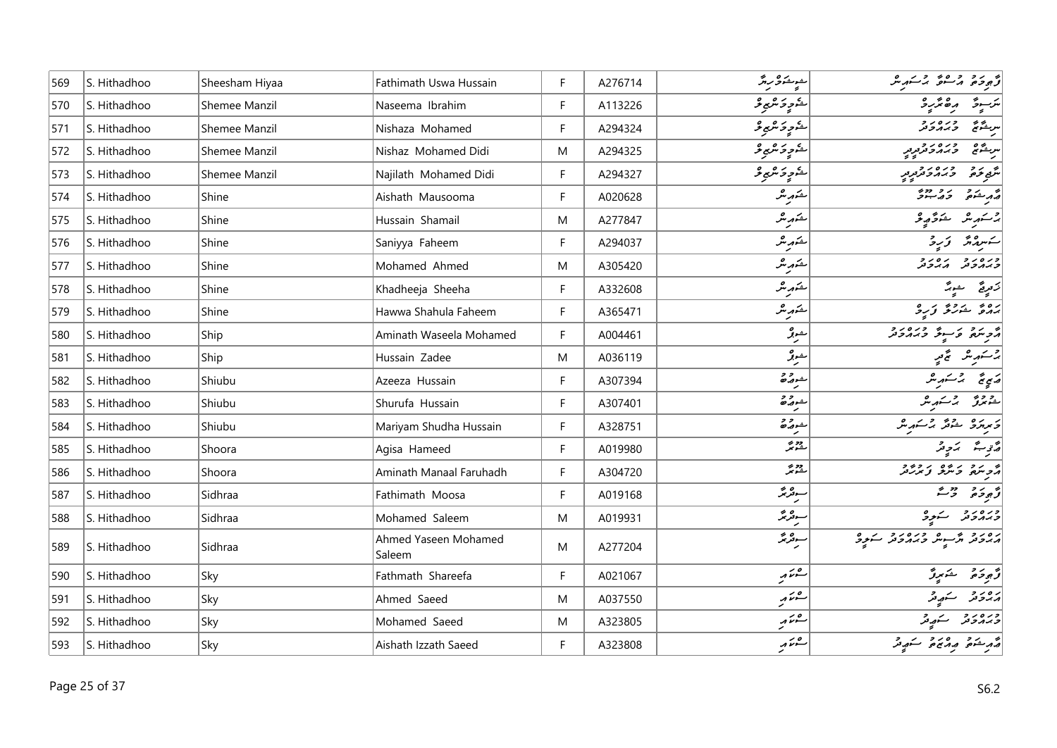| 569 | S. Hithadhoo | Sheesham Hiyaa | Fathimath Uswa Hussain | F | A276714 | ޝީޝަމްހިޔާ | ފާތިމަތު އުސްވާ ހުސައިން |
|---|---|---|---|---|---|---|---|
| 570 | S. Hithadhoo | Shemee Manzil | Naseema Ibrahim | F | A113226 | ޝެމީމަންޒިލް | ނަސީމާ އިބްރާހިމް |
| 571 | S. Hithadhoo | Shemee Manzil | Nishaza Mohamed | F | A294324 | ޝެމީމަންޒިލް | ނިޝާޒާ މުހައްމަދު |
| 572 | S. Hithadhoo | Shemee Manzil | Nishaz Mohamed Didi | M | A294325 | ޝެމީމަންޒިލް | ނިޝާޒް މުހައްމަދުދީދީ |
| 573 | S. Hithadhoo | Shemee Manzil | Najilath Mohamed Didi | F | A294327 | ޝެމީމަންޒިލް | ނާޖިލަތު މުހައްމަދުދީދީ |
| 574 | S. Hithadhoo | Shine | Aishath Mausooma | F | A020628 | ޝައިން | އައިޝަތު މައުސޫމާ |
| 575 | S. Hithadhoo | Shine | Hussain Shamail | M | A277847 | ޝައިން | ހުސައިން ޝަމާއިލް |
| 576 | S. Hithadhoo | Shine | Saniyya Faheem | F | A294037 | ޝައިން | ސަނިއްޔާ ފަހީމް |
| 577 | S. Hithadhoo | Shine | Mohamed Ahmed | M | A305420 | ޝައިން | މުހައްމަދު އަހްމަދު |
| 578 | S. Hithadhoo | Shine | Khadheeja Sheeha | F | A332608 | ޝައިން | ޚަދީޖާ ޝީހާ |
| 579 | S. Hithadhoo | Shine | Hawwa Shahula Faheem | F | A365471 | ޝައިން | ހައްވާ ޝަހުލާ ފަހީމް |
| 580 | S. Hithadhoo | Ship | Aminath Waseela Mohamed | F | A004461 | ޝިޕް | އާމިނަތު ވަސީލާ މުހައްމަދު |
| 581 | S. Hithadhoo | Ship | Hussain Zadee | M | A036119 | ޝިޕް | ހުސައިން ޒާދީ |
| 582 | S. Hithadhoo | Shiubu | Azeeza Hussain | F | A307394 | ޝިއުބު | އަޒީޒާ ހުސައިން |
| 583 | S. Hithadhoo | Shiubu | Shurufa Hussain | F | A307401 | ޝިއުބު | ޝުރުފާ ހުސައިން |
| 584 | S. Hithadhoo | Shiubu | Mariyam Shudha Hussain | F | A328751 | ޝިއުބު | މަރިޔަމް ޝުދާ ހުސައިން |
| 585 | S. Hithadhoo | Shoora | Agisa Hameed | F | A019980 | ޝޫރާ | އާގިސާ ހަމީދު |
| 586 | S. Hithadhoo | Shoora | Aminath Manaal Faruhadh | F | A304720 | ޝޫރާ | އާމިނަތު މަނާލް ފަރުހާދު |
| 587 | S. Hithadhoo | Sidhraa | Fathimath Moosa | F | A019168 | ސިދްރާ | ފާތިމަތު މޫސާ |
| 588 | S. Hithadhoo | Sidhraa | Mohamed Saleem | M | A019931 | ސިދްރާ | މުހައްމަދު ސަލީމް |
| 589 | S. Hithadhoo | Sidhraa | Ahmed Yaseen Mohamed Saleem | M | A277204 | ސިދްރާ | އަހްމަދު ޔާސީން މުހައްމަދު ސަލީމް |
| 590 | S. Hithadhoo | Sky | Fathmath Shareefa | F | A021067 | ސްކައި | ފާތިމަތު ޝަރީފާ |
| 591 | S. Hithadhoo | Sky | Ahmed Saeed | M | A037550 | ސްކައި | އަހްމަދު ސައީދު |
| 592 | S. Hithadhoo | Sky | Mohamed Saeed | M | A323805 | ސްކައި | މުހައްމަދު ސައީދު |
| 593 | S. Hithadhoo | Sky | Aishath Izzath Saeed | F | A323808 | ސްކައި | އައިޝަތު އިއްޒަތު ސައީދު |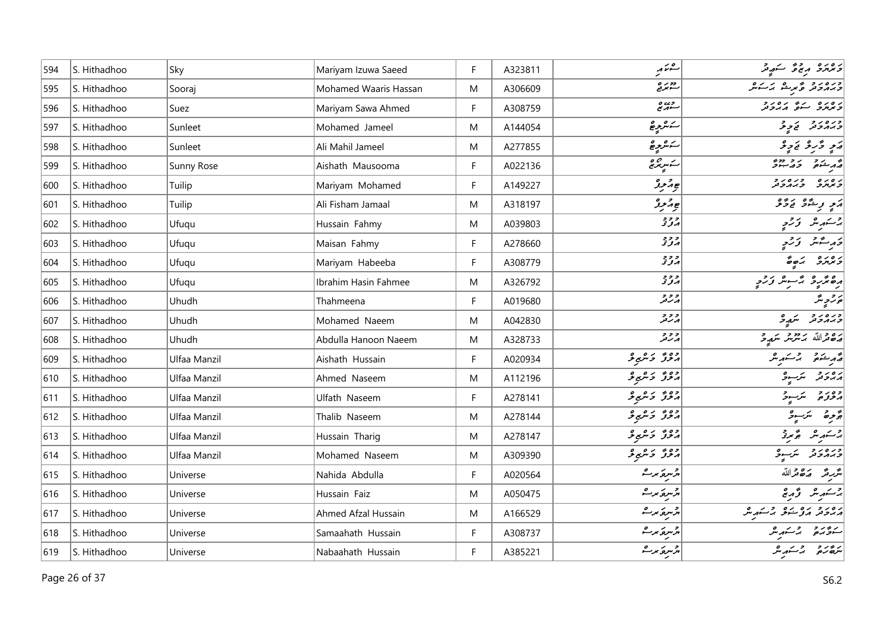| 594 | S. Hithadhoo | Sky | Mariyam Izuwa Saeed | F | A323811 | ސްކައި | މަރިޔަމް އިޒުވާ ސައީދު |
|---|---|---|---|---|---|---|---|
| 595 | S. Hithadhoo | Sooraj | Mohamed Waaris Hassan | M | A306609 | ސޫރަޖް | މުހައްމަދު ވާރިސް ހަސަން |
| 596 | S. Hithadhoo | Suez | Mariyam Sawa Ahmed | F | A308759 | ސުއޭޒް | މަރިޔަމް ސަވާ އަހްމަދު |
| 597 | S. Hithadhoo | Sunleet | Mohamed Jameel | M | A144054 | ސަންލީޓް | މުހައްމަދު ޖަމީލު |
| 598 | S. Hithadhoo | Sunleet | Ali Mahil Jameel | M | A277855 | ސަންލީޓް | އަލީ މާހިލް ޖަމީލު |
| 599 | S. Hithadhoo | Sunny Rose | Aishath Mausooma | F | A022136 | ސަނީރޯޒް | އާއިޝަތު މައުސޫމާ |
| 600 | S. Hithadhoo | Tuilip | Mariyam Mohamed | F | A149227 | ޓިއުލިޕް | މަރިޔަމް މުހައްމަދު |
| 601 | S. Hithadhoo | Tuilip | Ali Fisham Jamaal | M | A318197 | ޓިއުލިޕް | އަލީ ފިޝާމް ޖަމާލް |
| 602 | S. Hithadhoo | Ufuqu | Hussain Fahmy | M | A039803 | އުފުގު | ހުސައިން ފަހުމީ |
| 603 | S. Hithadhoo | Ufuqu | Maisan Fahmy | F | A278660 | އުފުގު | މައިސާން ފަހުމީ |
| 604 | S. Hithadhoo | Ufuqu | Mariyam Habeeba | F | A308779 | އުފުގު | މަރިޔަމް ހަބީބާ |
| 605 | S. Hithadhoo | Ufuqu | Ibrahim Hasin Fahmee | M | A326792 | އުފުގު | އިބްރާހީމް ހާސިން ފަހުމީ |
| 606 | S. Hithadhoo | Uhudh | Thahmeena | F | A019680 | އުހުދު | ތަހުމީނާ |
| 607 | S. Hithadhoo | Uhudh | Mohamed Naeem | M | A042830 | އުހުދު | މުހައްމަދު ނައީމް |
| 608 | S. Hithadhoo | Uhudh | Abdulla Hanoon Naeem | M | A328733 | އުހުދު | އަބްދުﷲ ހަނޫނު ނައީމް |
| 609 | S. Hithadhoo | Ulfaa Manzil | Aishath Hussain | F | A020934 | އުލްފާ މަންޒިލް | އާއިޝަތު ހުސައިން |
| 610 | S. Hithadhoo | Ulfaa Manzil | Ahmed Naseem | M | A112196 | އުލްފާ މަންޒިލް | އަހުމަދު ނަސީމް |
| 611 | S. Hithadhoo | Ulfaa Manzil | Ulfath Naseem | F | A278141 | އުލްފާ މަންޒިލް | އުލްފަތު ނަސީމް |
| 612 | S. Hithadhoo | Ulfaa Manzil | Thalib Naseem | M | A278144 | އުލްފާ މަންޒިލް | ޠާލިބު ނަސީމް |
| 613 | S. Hithadhoo | Ulfaa Manzil | Hussain Tharig | M | A278147 | އުލްފާ މަންޒިލް | ހުސައިން ތާރިޤު |
| 614 | S. Hithadhoo | Ulfaa Manzil | Mohamed Naseem | M | A309390 | އުލްފާ މަންޒިލް | މުހައްމަދު ނަސީމް |
| 615 | S. Hithadhoo | Universe | Nahida Abdulla | F | A020564 | ޔުނިވަރސް | ނާހިދާ އަބްދުﷲ |
| 616 | S. Hithadhoo | Universe | Hussain Faiz | M | A050475 | ޔުނިވަރސް | ހުސައިން ފާއިޒް |
| 617 | S. Hithadhoo | Universe | Ahmed Afzal Hussain | M | A166529 | ޔުނިވަރސް | އަހްމަދު އަފްޒަލް ހުސައިން |
| 618 | S. Hithadhoo | Universe | Samaahath Hussain | F | A308737 | ޔުނިވަރސް | ސަމާހަތު ހުސައިން |
| 619 | S. Hithadhoo | Universe | Nabaahath Hussain | F | A385221 | ޔުނިވަރސް | ނަބާހަތު ހުސައިން |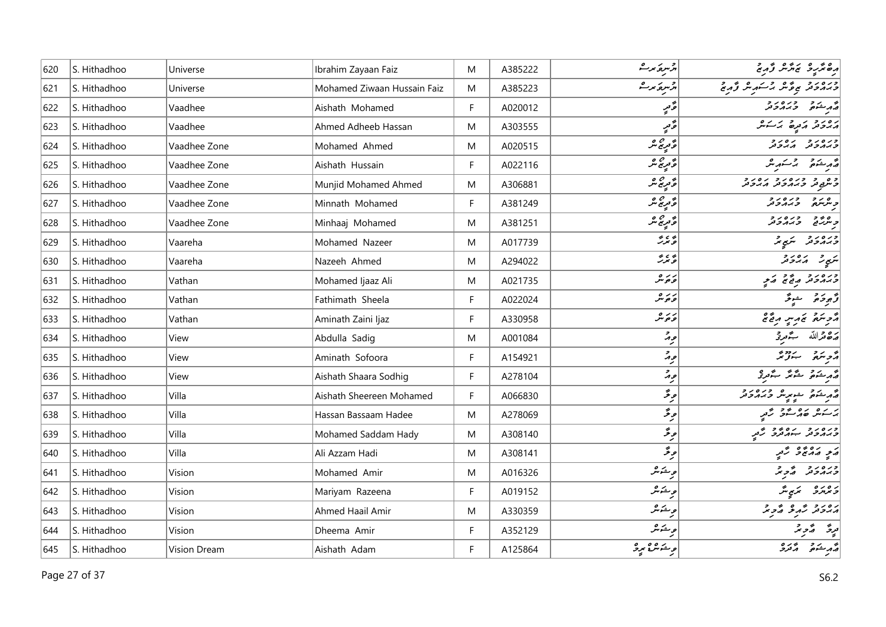| 620 | S. Hithadhoo | Universe | Ibrahim Zayaan Faiz | M | A385222 | یُنِވަރސް | އިބްރާހީމް ޒަޔާން ފާއިޒް |
|---|---|---|---|---|---|---|---|
| 621 | S. Hithadhoo | Universe | Mohamed Ziwaan Hussain Faiz | M | A385223 | ޔުނިވަރސް | މުޙައްމަދު ޒިވާން ޙުސައިން ފާއިޒް |
| 622 | S. Hithadhoo | Vaadhee | Aishath Mohamed | F | A020012 | ވާދީ | އާއިޝަތު މުޙައްމަދު |
| 623 | S. Hithadhoo | Vaadhee | Ahmed Adheeb Hassan | M | A303555 | ވާދީ | އަޙްމަދު އަދީބް ޙަސަން |
| 624 | S. Hithadhoo | Vaadhee Zone | Mohamed Ahmed | M | A020515 | ވާދީޒޯން | މުޙައްމަދު އަޙްމަދު |
| 625 | S. Hithadhoo | Vaadhee Zone | Aishath Hussain | F | A022116 | ވާދީޒޯން | އާއިޝަތު ޙުސައިން |
| 626 | S. Hithadhoo | Vaadhee Zone | Munjid Mohamed Ahmed | M | A306881 | ވާދީޒޯން | މުންޖިދު މުޙައްމަދު އަޙްމަދު |
| 627 | S. Hithadhoo | Vaadhee Zone | Minnath Mohamed | F | A381249 | ވާދީޒޯން | މިންނަތު މުޙައްމަދު |
| 628 | S. Hithadhoo | Vaadhee Zone | Minhaaj Mohamed | M | A381251 | ވާދީޒޯން | މިންހާޖު މުޙައްމަދު |
| 629 | S. Hithadhoo | Vaareha | Mohamed Nazeer | M | A017739 | ވާރެހަ | މުޙައްމަދު ނަޒީރު |
| 630 | S. Hithadhoo | Vaareha | Nazeeh Ahmed | M | A294022 | ވާރެހަ | ނަޒީހް އަޙްމަދު |
| 631 | S. Hithadhoo | Vathan | Mohamed Ijaaz Ali | M | A021735 | ވަތަން | މުޙައްމަދު އިޖާޒު ޢަލީ |
| 632 | S. Hithadhoo | Vathan | Fathimath Sheela | F | A022024 | ވަތަން | ފާތިމަތު ޝީލާ |
| 633 | S. Hithadhoo | Vathan | Aminath Zaini Ijaz | F | A330958 | ވަތަން | އާމިނަތު ޒައިނީ އިޖާޒް |
| 634 | S. Hithadhoo | View | Abdulla Sadig | M | A001084 | ވިއު | ޢަބްދުﷲ ސާދިޤު |
| 635 | S. Hithadhoo | View | Aminath Sofoora | F | A154921 | ވިއު | އާމިނަތު ސަފޫރާ |
| 636 | S. Hithadhoo | View | Aishath Shaara Sodhig | F | A278104 | ވިއު | އާއިޝަތު ޝާރާ ސާދިޤު |
| 637 | S. Hithadhoo | Villa | Aishath Sheereen Mohamed | F | A066830 | ވިލާ | އާއިޝަތު ޝީރީން މުޙައްމަދު |
| 638 | S. Hithadhoo | Villa | Hassan Bassaam Hadee | M | A278069 | ވިލާ | ޙަސަން ބައްސާމް ހާދީ |
| 639 | S. Hithadhoo | Villa | Mohamed Saddam Hady | M | A308140 | ވިލާ | މުޙައްމަދު ސައްދާމް ހާދީ |
| 640 | S. Hithadhoo | Villa | Ali Azzam Hadi | M | A308141 | ވިލާ | ޢަލީ ޢައްޒާމް ހާދީ |
| 641 | S. Hithadhoo | Vision | Mohamed Amir | M | A016326 | ވިޝަން | މުޙައްމަދު އާމިރު |
| 642 | S. Hithadhoo | Vision | Mariyam Razeena | F | A019152 | ވިޝަން | މަރިޔަމް ރަޒީނާ |
| 643 | S. Hithadhoo | Vision | Ahmed Haail Amir | M | A330359 | ވިޝަން | އަޙްމަދު ހާއިލް އާމިރު |
| 644 | S. Hithadhoo | Vision | Dheema Amir | F | A352129 | ވިޝަން | ދީމާ އާމިރު |
| 645 | S. Hithadhoo | Vision Dream | Aishath Adam | F | A125864 | ވިޝަންޑްރީމް | އާއިޝަތު އާދަމް |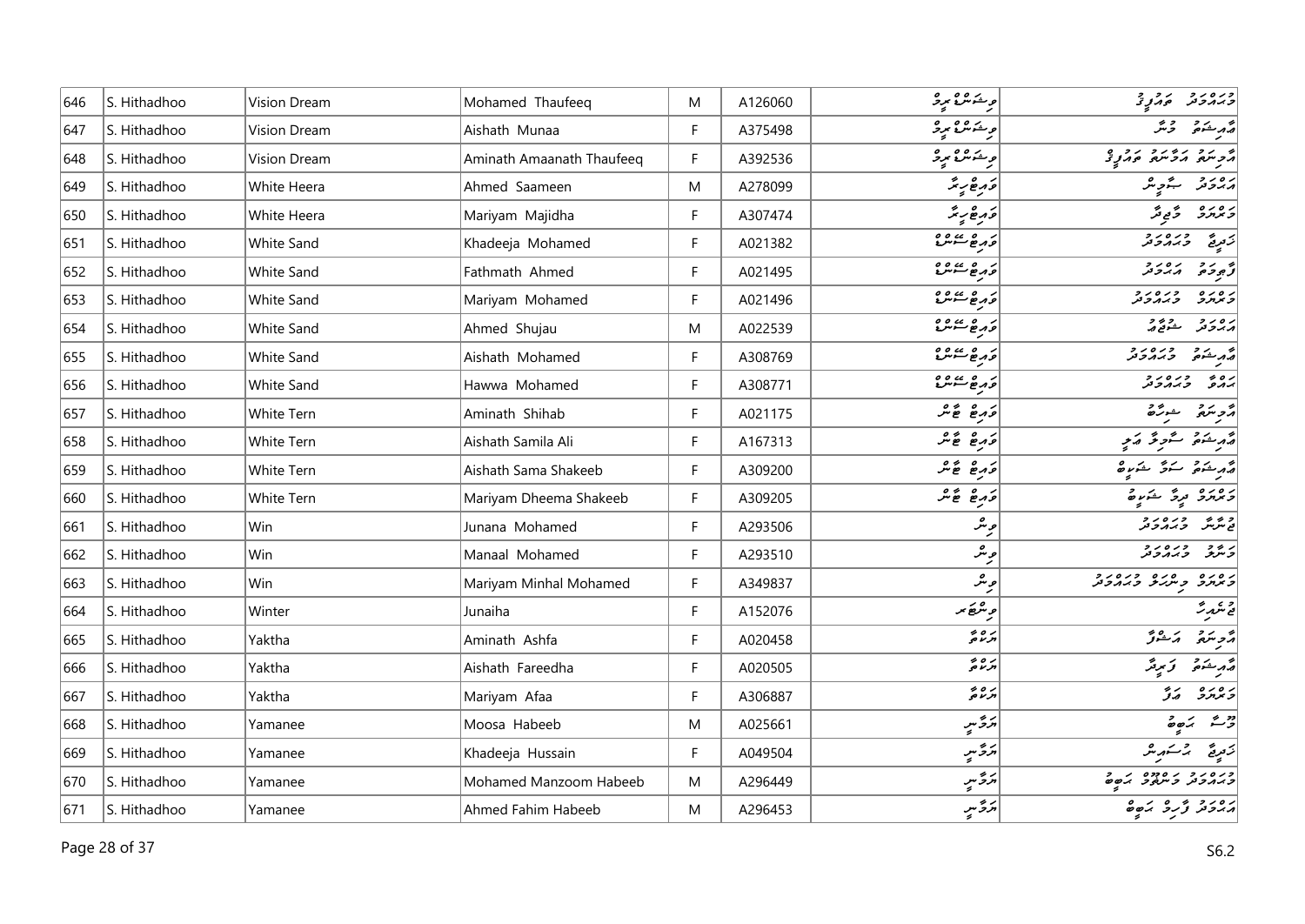| 646 | S. Hithadhoo | Vision Dream | Mohamed Thaufeeq | M | A126060 | ވިޝަންޑްރީމް | މުހައްމަދު ތައުފީޤު |
|---|---|---|---|---|---|---|---|
| 647 | S. Hithadhoo | Vision Dream | Aishath Munaa | F | A375498 | ވިޝަންޑްރީމް | އައިޝަތު މުނާ |
| 648 | S. Hithadhoo | Vision Dream | Aminath Amaanath Thaufeeq | F | A392536 | ވިޝަންޑްރީމް | އާމިނަތު އަމާނަތު ތައުފީޤު |
| 649 | S. Hithadhoo | White Heera | Ahmed Saameen | M | A278099 | ވައިޓްހީރާ | އަހްމަދު ސާމީން |
| 650 | S. Hithadhoo | White Heera | Mariyam Majidha | F | A307474 | ވައިޓްހީރާ | މަރިޔަމް މާޖިދާ |
| 651 | S. Hithadhoo | White Sand | Khadeeja Mohamed | F | A021382 | ވައިޓްސޭންޑް | ޚަދީޖާ މުހައްމަދު |
| 652 | S. Hithadhoo | White Sand | Fathmath Ahmed | F | A021495 | ވައިޓްސޭންޑް | ފާތިމަތު އަހްމަދު |
| 653 | S. Hithadhoo | White Sand | Mariyam Mohamed | F | A021496 | ވައިޓްސޭންޑް | މަރިޔަމް މުހައްމަދު |
| 654 | S. Hithadhoo | White Sand | Ahmed Shujau | M | A022539 | ވައިޓްސޭންޑް | އަހްމަދު ޝުޖާއު |
| 655 | S. Hithadhoo | White Sand | Aishath Mohamed | F | A308769 | ވައިޓްސޭންޑް | އައިޝަތު މުހައްމަދު |
| 656 | S. Hithadhoo | White Sand | Hawwa Mohamed | F | A308771 | ވައިޓްސޭންޑް | ހައްވާ މުހައްމަދު |
| 657 | S. Hithadhoo | White Tern | Aminath Shihab | F | A021175 | ވައިޓް ޓާން | އާމިނަތު ޝިހާބު |
| 658 | S. Hithadhoo | White Tern | Aishath Samila Ali | F | A167313 | ވައިޓް ޓާން | އައިޝަތު ސާމިލާ އަލި |
| 659 | S. Hithadhoo | White Tern | Aishath Sama Shakeeb | F | A309200 | ވައިޓް ޓާން | އައިޝަތު ސަމާ ޝަކީބު |
| 660 | S. Hithadhoo | White Tern | Mariyam Dheema Shakeeb | F | A309205 | ވައިޓް ޓާން | މަރިޔަމް ދީމާ ޝަކީބު |
| 661 | S. Hithadhoo | Win | Junana Mohamed | F | A293506 | ވިން | ޖުނާނާ މުހައްމަދު |
| 662 | S. Hithadhoo | Win | Manaal Mohamed | F | A293510 | ވިން | މަނާލް މުހައްމަދު |
| 663 | S. Hithadhoo | Win | Mariyam Minhal Mohamed | F | A349837 | ވިން | މަރިޔަމް މިންހަލް މުހައްމަދު |
| 664 | S. Hithadhoo | Winter | Junaiha | F | A152076 | ވިންޓަރ | ޖުނައިހާ |
| 665 | S. Hithadhoo | Yaktha | Aminath Ashfa | F | A020458 | ޔަކްތާ | އާމިނަތު އަޝްފާ |
| 666 | S. Hithadhoo | Yaktha | Aishath Fareedha | F | A020505 | ޔަކްތާ | އައިޝަތު ފަރީދާ |
| 667 | S. Hithadhoo | Yaktha | Mariyam Afaa | F | A306887 | ޔަކްތާ | މަރިޔަމް އަފާ |
| 668 | S. Hithadhoo | Yamanee | Moosa Habeeb | M | A025661 | ޔަމާނީ | މޫސާ ހަބީބު |
| 669 | S. Hithadhoo | Yamanee | Khadeeja Hussain | F | A049504 | ޔަމާނީ | ޚަދީޖާ ހުސައިން |
| 670 | S. Hithadhoo | Yamanee | Mohamed Manzoom Habeeb | M | A296449 | ޔަމާނީ | މުހައްމަދު މަންޒޫމް ހަބީބު |
| 671 | S. Hithadhoo | Yamanee | Ahmed Fahim Habeeb | M | A296453 | ޔަމާނީ | އަހްމަދު ފާހިމް ހަބީބު |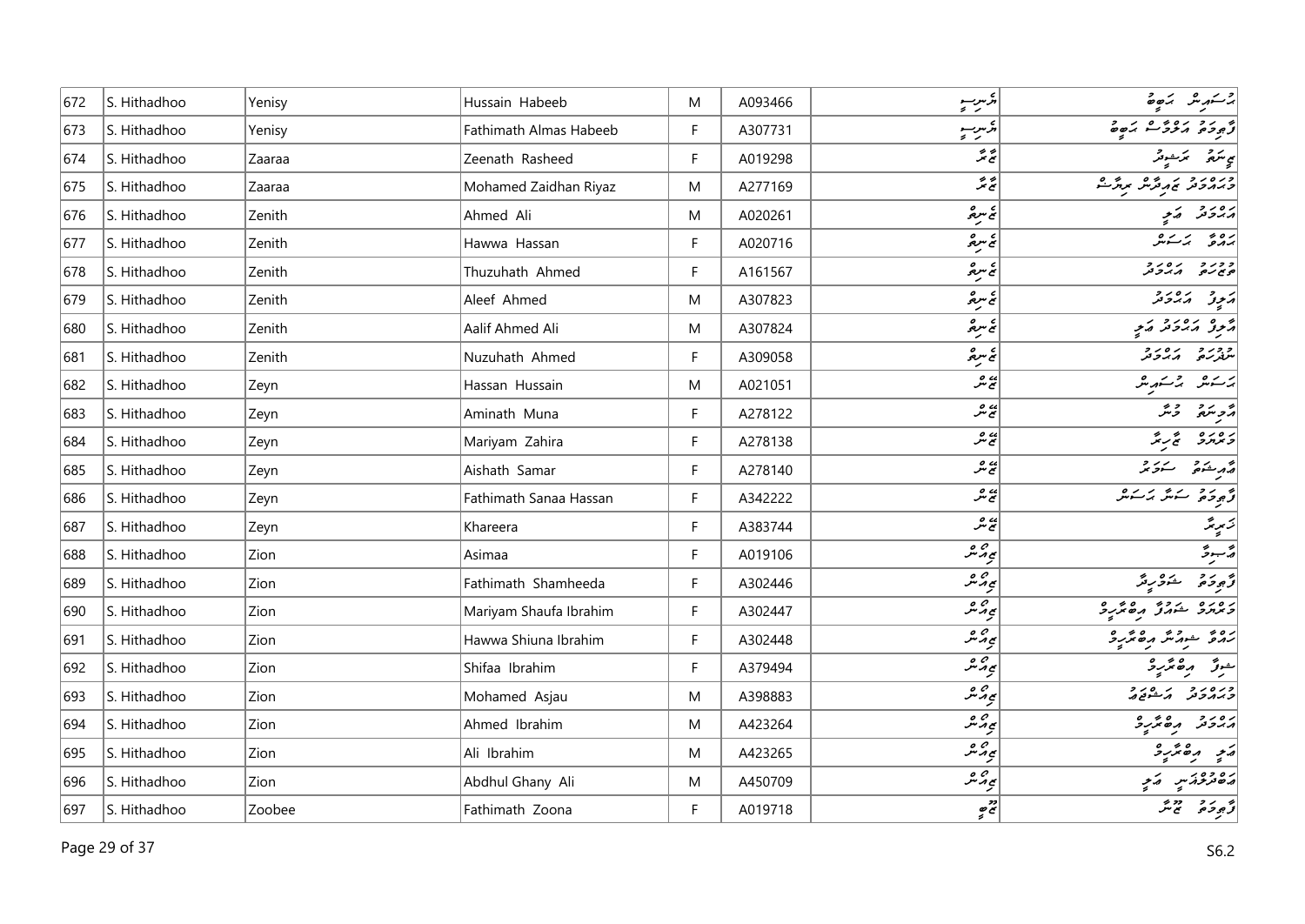| 672 | S. Hithadhoo | Yenisy | Hussain Habeeb | M | A093466 | ، ترسرسو | برسكرمر برەھ |
|---|---|---|---|---|---|---|---|
| 673 | S. Hithadhoo | Yenisy | Fathimath Almas Habeeb | F | A307731 | ، ترسرسو | وَّجِرَة مَروُّتْ بَرَهِ |
| 674 | S. Hithadhoo | Zaaraa | Zeenath Rasheed | F | A019298 | ج پڑ | يې سَرَهْ مَرَسْوِيْر |
| 675 | S. Hithadhoo | Zaaraa | Mohamed Zaidhan Riyaz | M | A277169 | ج پڑ | وبروبر بمرترش برترت |
| 676 | S. Hithadhoo | Zenith | Ahmed Ali | M | A020261 | ج سره | برەرد كەمە |
| 677 | S. Hithadhoo | Zenith | Hawwa Hassan | F | A020716 | ج سره | بروء برسكس |
| 678 | S. Hithadhoo | Zenith | Thuzuhath Ahmed | F | A161567 | ج سره | وورو برەرد |
| 679 | S. Hithadhoo | Zenith | Aleef Ahmed | M | A307823 | ج سره | كەموژ برەرد |
| 680 | S. Hithadhoo | Zenith | Aalif Ahmed Ali | M | A307824 | ج سره | گرو برەرد كەمە |
| 681 | S. Hithadhoo | Zenith | Nuzuhath Ahmed | F | A309058 | ج سره | ووبرو برەرد |
| 682 | S. Hithadhoo | Zeyn | Hassan Hussain | M | A021051 | ئج سر | برسكس برسكرمر |
| 683 | S. Hithadhoo | Zeyn | Aminath Muna | F | A278122 | ئج سر | مُرْحِسَهُ وَسُرَّ |
| 684 | S. Hithadhoo | Zeyn | Mariyam Zahira | F | A278138 | ئج سر | وبرمرو محرمر |
| 685 | S. Hithadhoo | Zeyn | Aishath Samar | F | A278140 | ئج سر | مەرشەھ سەدىر |
| 686 | S. Hithadhoo | Zeyn | Fathimath Sanaa Hassan | F | A342222 | ئج سر | وَجِرَة سَسٌ بَرَسَسْ |
| 687 | S. Hithadhoo | Zeyn | Khareera | F | A383744 | ئج سر | رَسِرِيْر |
| 688 | S. Hithadhoo | Zion | Asimaa | F | A019106 | ج مرسر | مُسِوَّ |
| 689 | S. Hithadhoo | Zion | Fathimath Shamheeda | F | A302446 | ج مرسر | وَجِرَة شَوْرِيْرُ |
| 690 | S. Hithadhoo | Zion | Mariyam Shaufa Ibrahim | F | A302447 | ج مرسر | وبرمرو شەرۇ مەھترىرو |
| 691 | S. Hithadhoo | Zion | Hawwa Shiuna Ibrahim | F | A302448 | ج مرسر | برووً شومرشٌ مەھترىرو |
| 692 | S. Hithadhoo | Zion | Shifaa Ibrahim | F | A379494 | ج مرسر | شوژ مەھترىرو |
| 693 | S. Hithadhoo | Zion | Mohamed Asjau | M | A398883 | ج مرسر | وبروبر برسوەر |
| 694 | S. Hithadhoo | Zion | Ahmed Ibrahim | M | A423264 | ج مرسر | برەرد مەھترىرو |
| 695 | S. Hithadhoo | Zion | Ali Ibrahim | M | A423265 | ج مرسر | كەمە مەھترىرو |
| 696 | S. Hithadhoo | Zion | Abdhul Ghany Ali | M | A450709 | ج مرسر | برەووبرسر كەمە |
| 697 | S. Hithadhoo | Zoobee | Fathimath Zoona | F | A019718 | ج ھ | وَجِرَة ججسٌ |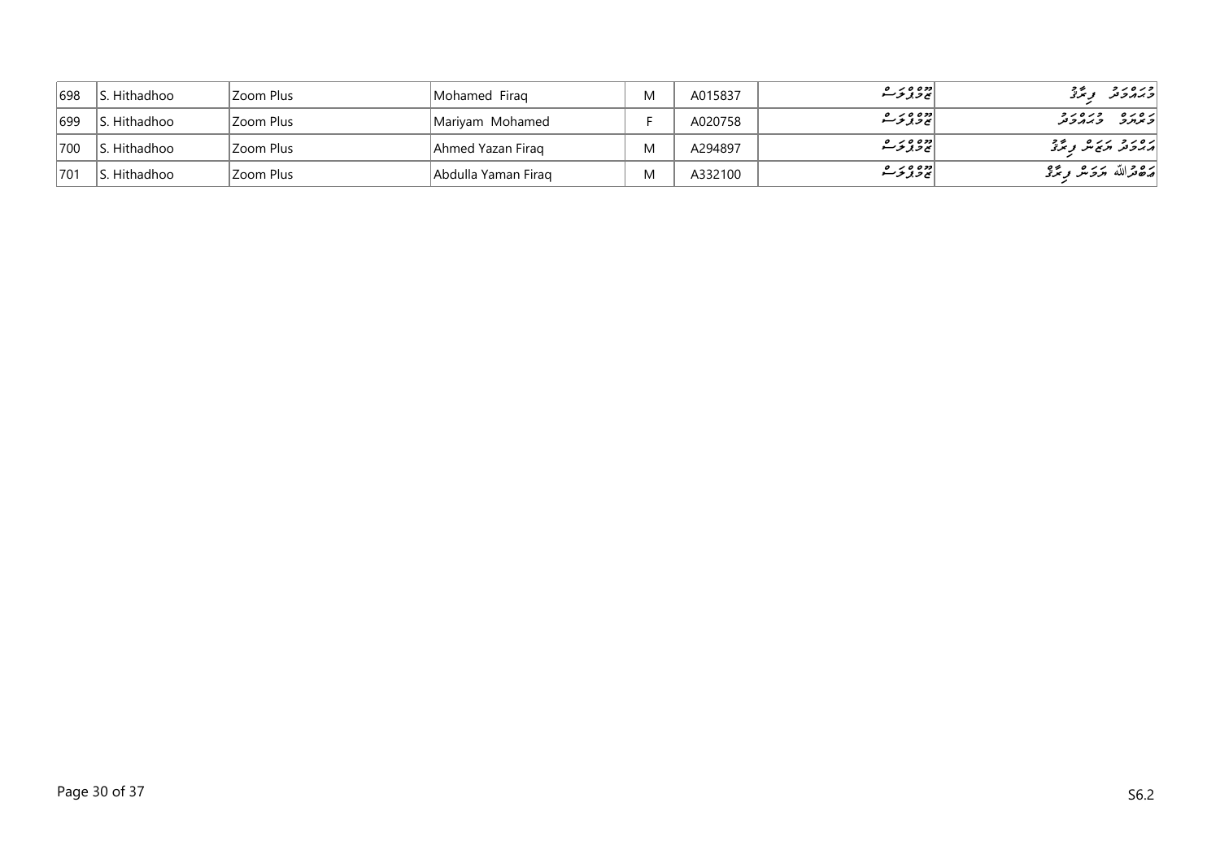| 698 | S. Hithadhoo | Zoom Plus | Mohamed Firaq | M | A015837 | ޒޫމްޕްލަސް | މުހައްމަދު ފިރާޤު |
|---|---|---|---|---|---|---|---|
| 699 | S. Hithadhoo | Zoom Plus | Mariyam Mohamed | F | A020758 | ޒޫމްޕްލަސް | މަރިޔަމް މުހައްމަދު |
| 700 | S. Hithadhoo | Zoom Plus | Ahmed Yazan Firaq | M | A294897 | ޒޫމްޕްލަސް | އަހުމަދު ޔަޒަން ފިރާޤު |
| 701 | S. Hithadhoo | Zoom Plus | Abdulla Yaman Firaq | M | A332100 | ޒޫމްޕްލަސް | އަބްދުﷲ ޔަމަން ފިރާޤު |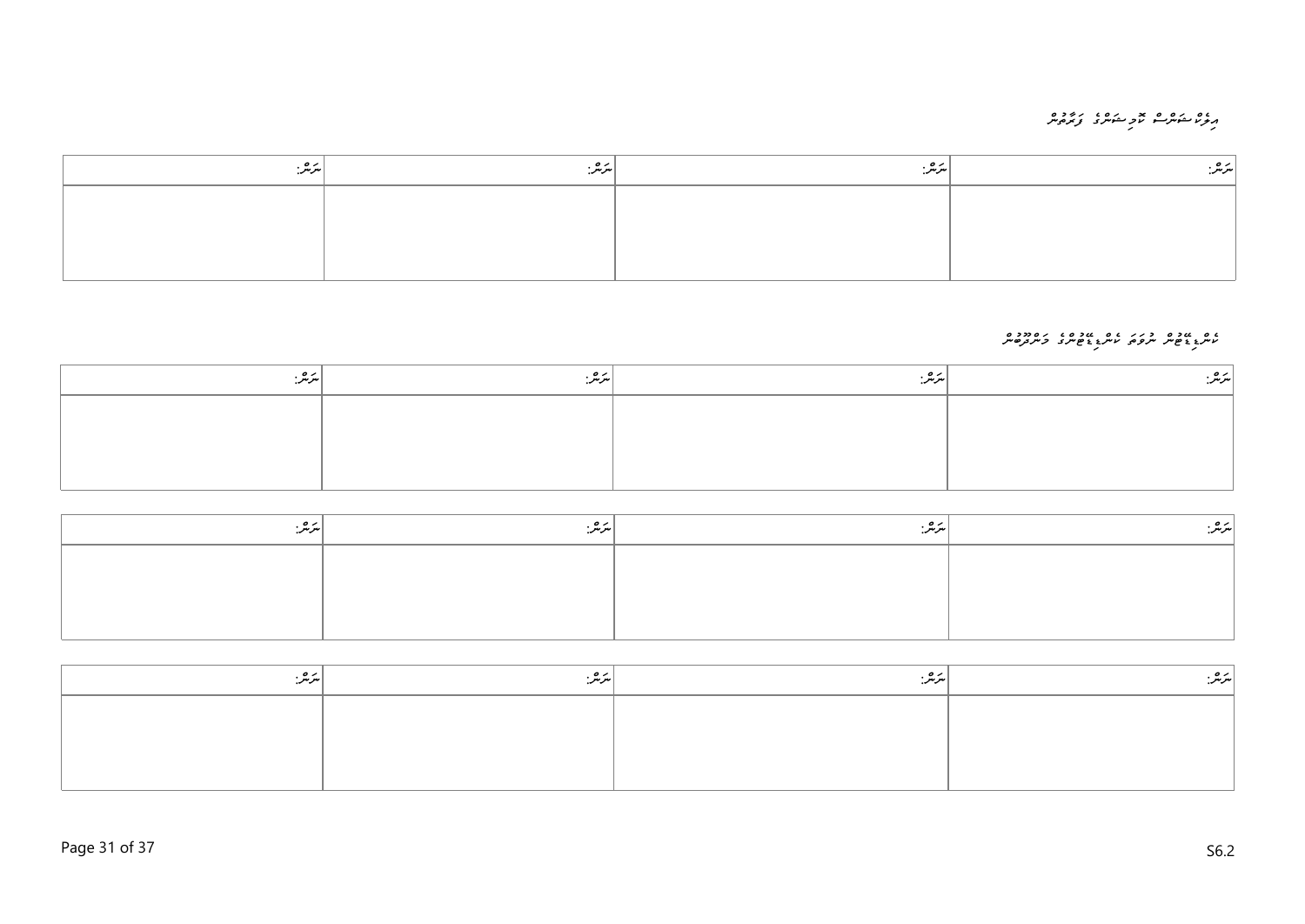# ދިވެހި ބަހުގެ ނަމާއި ޖިންސު

| ނަން: | ނަން: | ނަން: | ނަން: |
|---|---|---|---|
| | | | |

# ކުންފުނި ބަލަހައްޓާ ފަރާތުގެ މަޢުލޫމާތު

| ނަން: | ނަން: | ނަން: | ނަން: |
|---|---|---|---|
| | | | |

| ނަން: | ނަން: | ނަން: | ނަން: |
|---|---|---|---|
| | | | |

| ނަން: | ނަން: | ނަން: | ނަން: |
|---|---|---|---|
| | | | |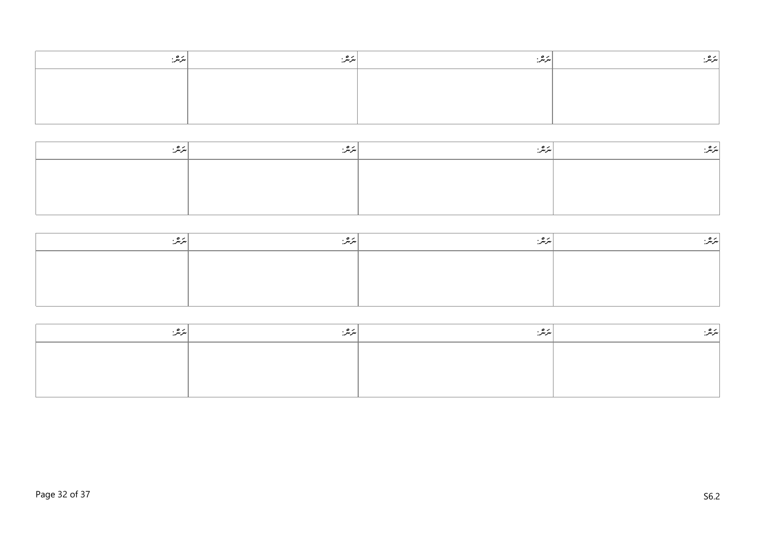| ނަރުދ: | ނަރުދ: | ނަރުދ: | ނަރުދ: |
|---|---|---|---|
| | | | |

| ނަރުދ: | ނަރުދ: | ނަރުދ: | ނަރުދ: |
|---|---|---|---|
| | | | |

| ނަރުދ: | ނަރުދ: | ނަރުދ: | ނަރުދ: |
|---|---|---|---|
| | | | |

| ނަރުދ: | ނަރުދ: | ނަރުދ: | ނަރުދ: |
|---|---|---|---|
| | | | |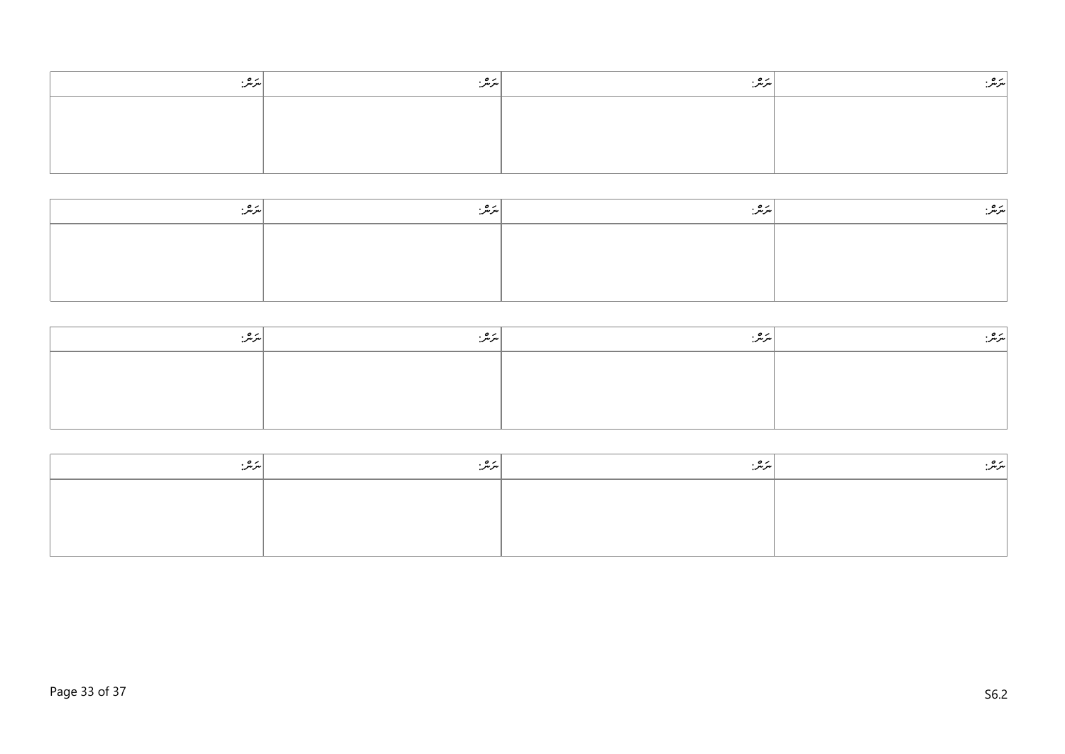| ނަރުދ: | ނަރުދ: | ނަރުދ: | ނަރުދ: |
| --- | --- | --- | --- |
| | | | |

| ނަރުދ: | ނަރުދ: | ނަރުދ: | ނަރުދ: |
| --- | --- | --- | --- |
| | | | |

| ނަރުދ: | ނަރުދ: | ނަރުދ: | ނަރުދ: |
| --- | --- | --- | --- |
| | | | |

| ނަރުދ: | ނަރުދ: | ނަރުދ: | ނަރުދ: |
| --- | --- | --- | --- |
| | | | |

S6.2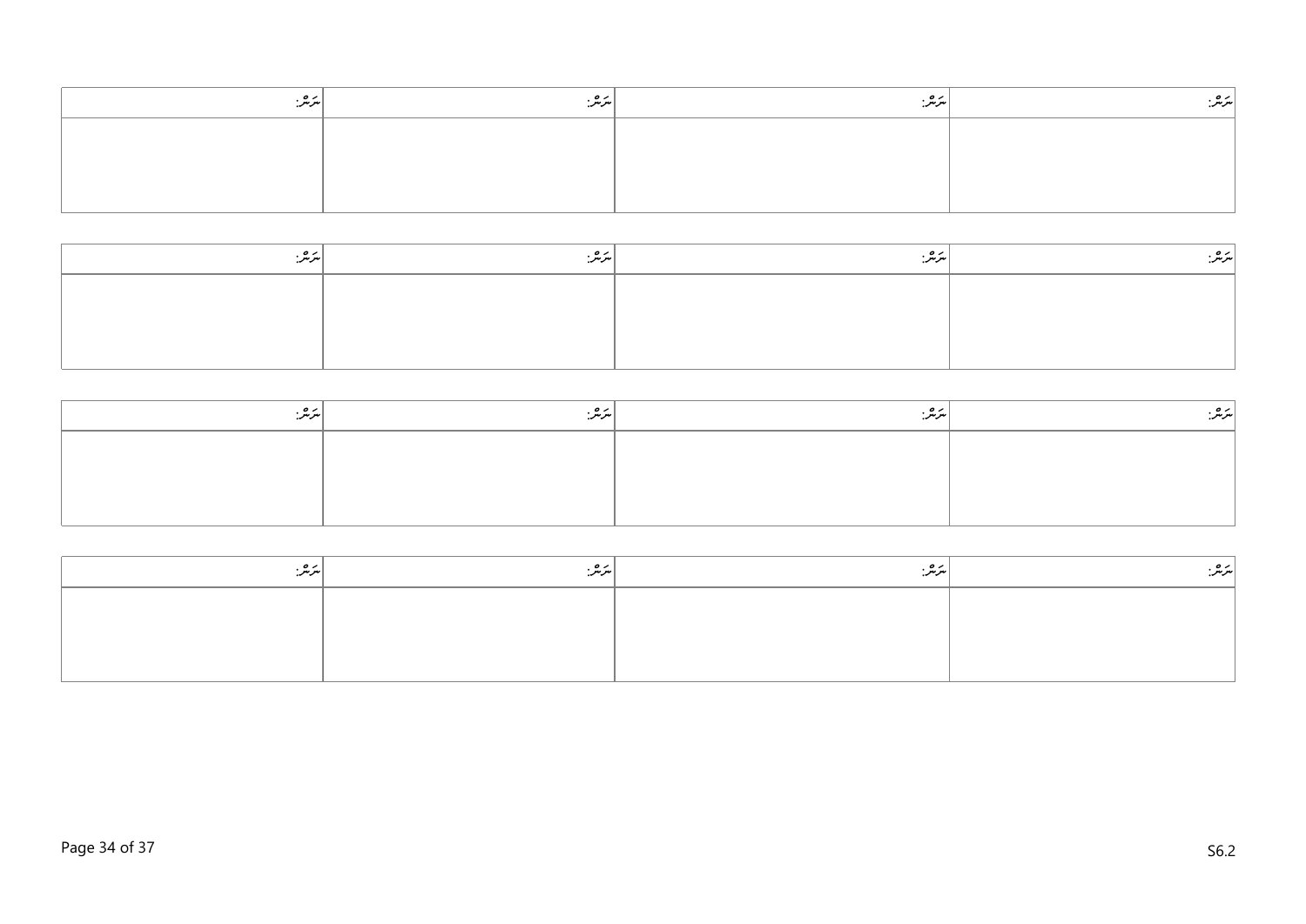| ނަރަ: | ނަރަ: | ނަރަ: | ނަރަ: |
| --- | --- | --- | --- |
| | | | |

| ނަރަ: | ނަރަ: | ނަރަ: | ނަރަ: |
| --- | --- | --- | --- |
| | | | |

| ނަރަ: | ނަރަ: | ނަރަ: | ނަރަ: |
| --- | --- | --- | --- |
| | | | |

| ނަރަ: | ނަރަ: | ނަރަ: | ނަރަ: |
| --- | --- | --- | --- |
| | | | |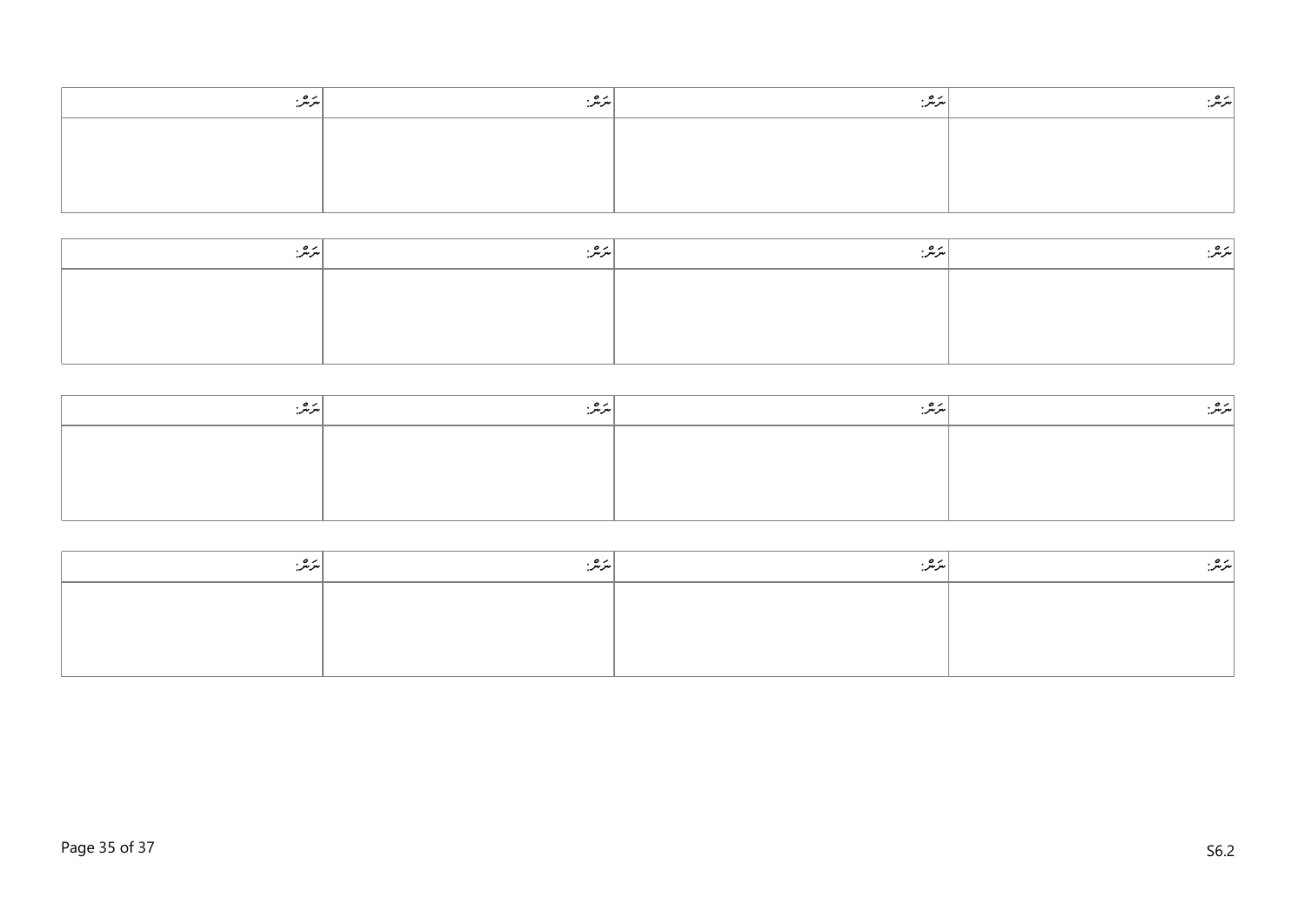| ަރަށް: | ަރަށް: | ަރަށް: | ަރަށް: |
| --- | --- | --- | --- |
| | | | |

| ަރަށް: | ަރަށް: | ަރަށް: | ަރަށް: |
| --- | --- | --- | --- |
| | | | |

| ަރަށް: | ަރަށް: | ަރަށް: | ަރަށް: |
| --- | --- | --- | --- |
| | | | |

| ަރަށް: | ަރަށް: | ަރަށް: | ަރަށް: |
| --- | --- | --- | --- |
| | | | |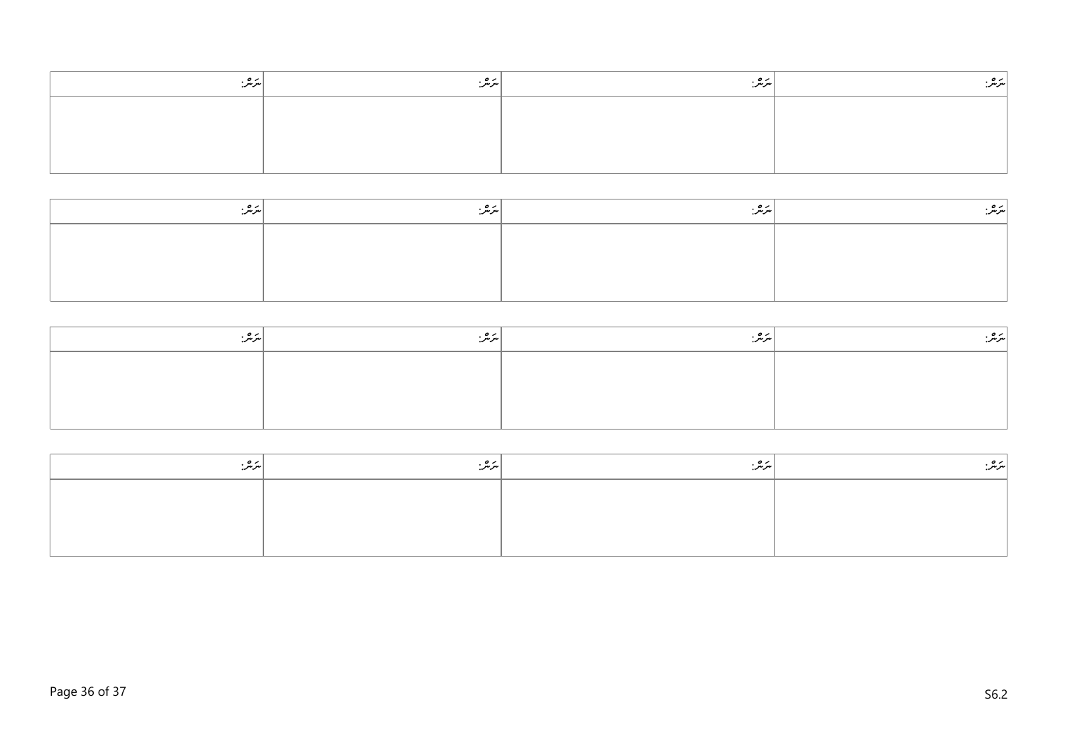| ނަރުނ: | ނަރުނ: | ނަރުނ: | ނަރުނ: |
| --- | --- | --- | --- |
| | | | |

| ނަރުނ: | ނަރުނ: | ނަރުނ: | ނަރުނ: |
| --- | --- | --- | --- |
| | | | |

| ނަރުނ: | ނަރުނ: | ނަރުނ: | ނަރުނ: |
| --- | --- | --- | --- |
| | | | |

| ނަރުނ: | ނަރުނ: | ނަރުނ: | ނަރުނ: |
| --- | --- | --- | --- |
| | | | |

S6.2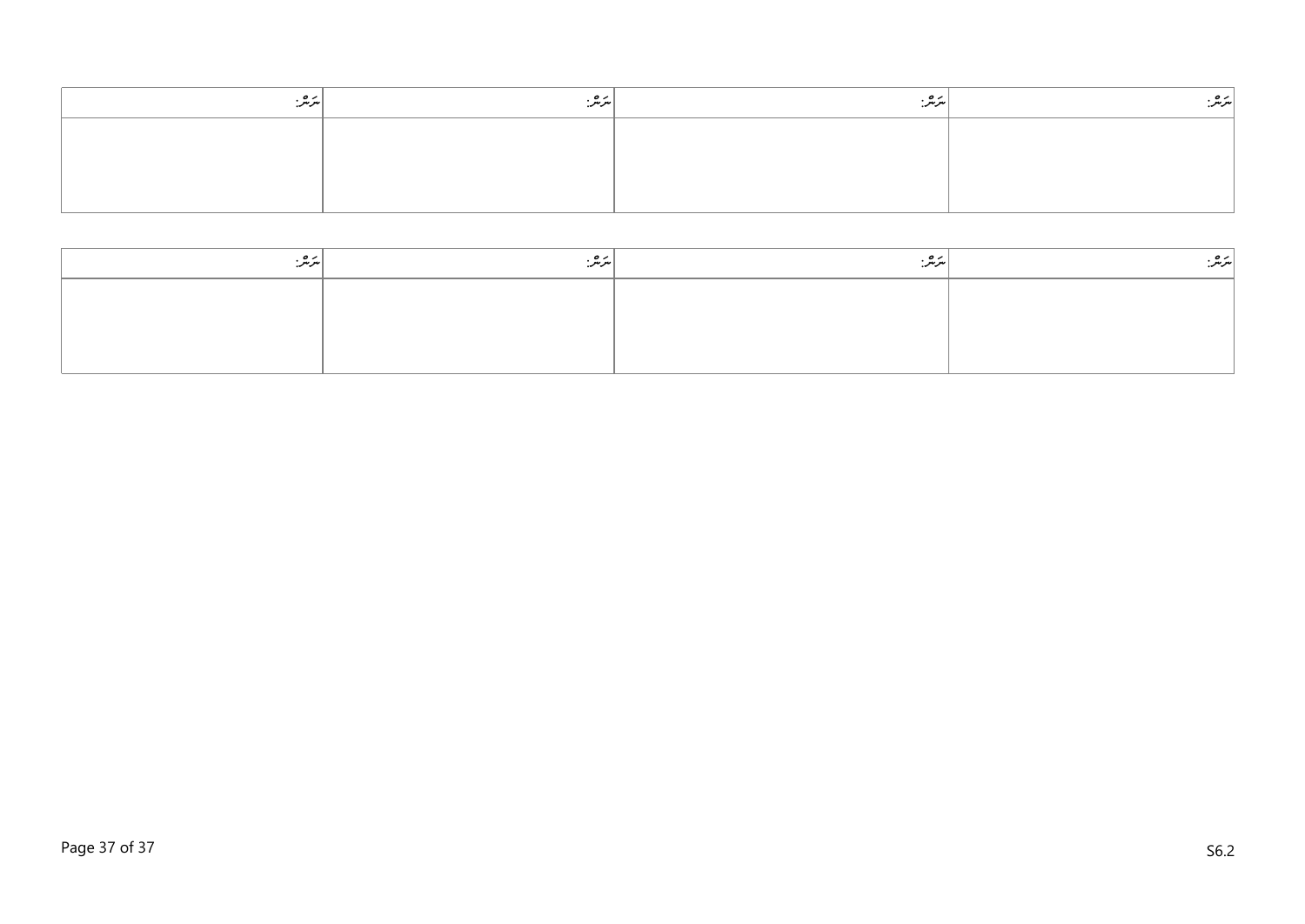| ނަރުހ: | ނަރުހ: | ނަރުހ: | ނަރުހ: |
| --- | --- | --- | --- |
| | | | |

| ނަރުހ: | ނަރުހ: | ނަރުހ: | ނަރުހ: |
| --- | --- | --- | --- |
| | | | |